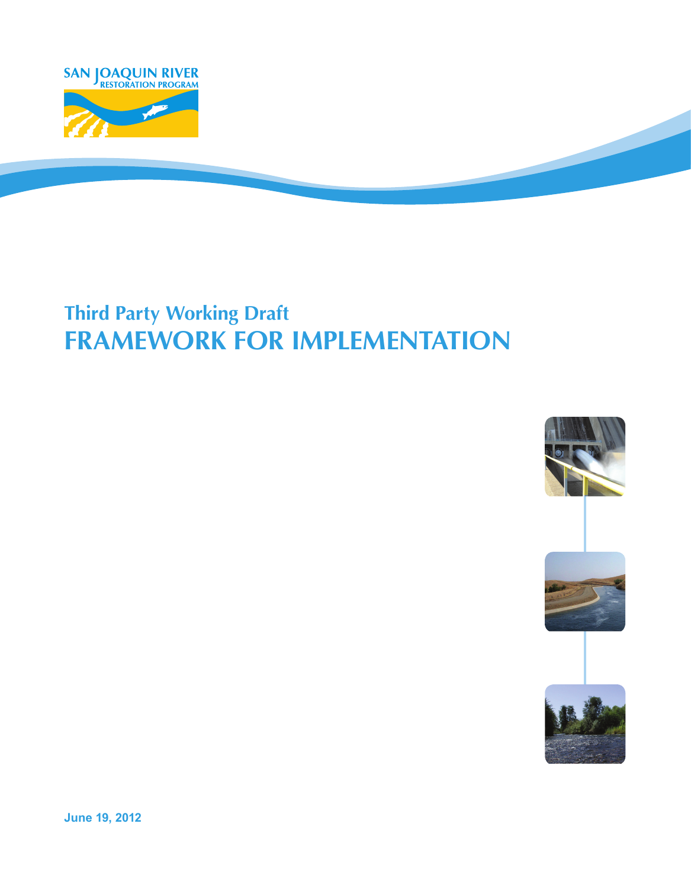SAN JOAQUIN RIVER
RESTORATION PROGRAM

Third Party Working Draft

# FRAMEWORK FOR IMPLEMENTATION

June 19, 2012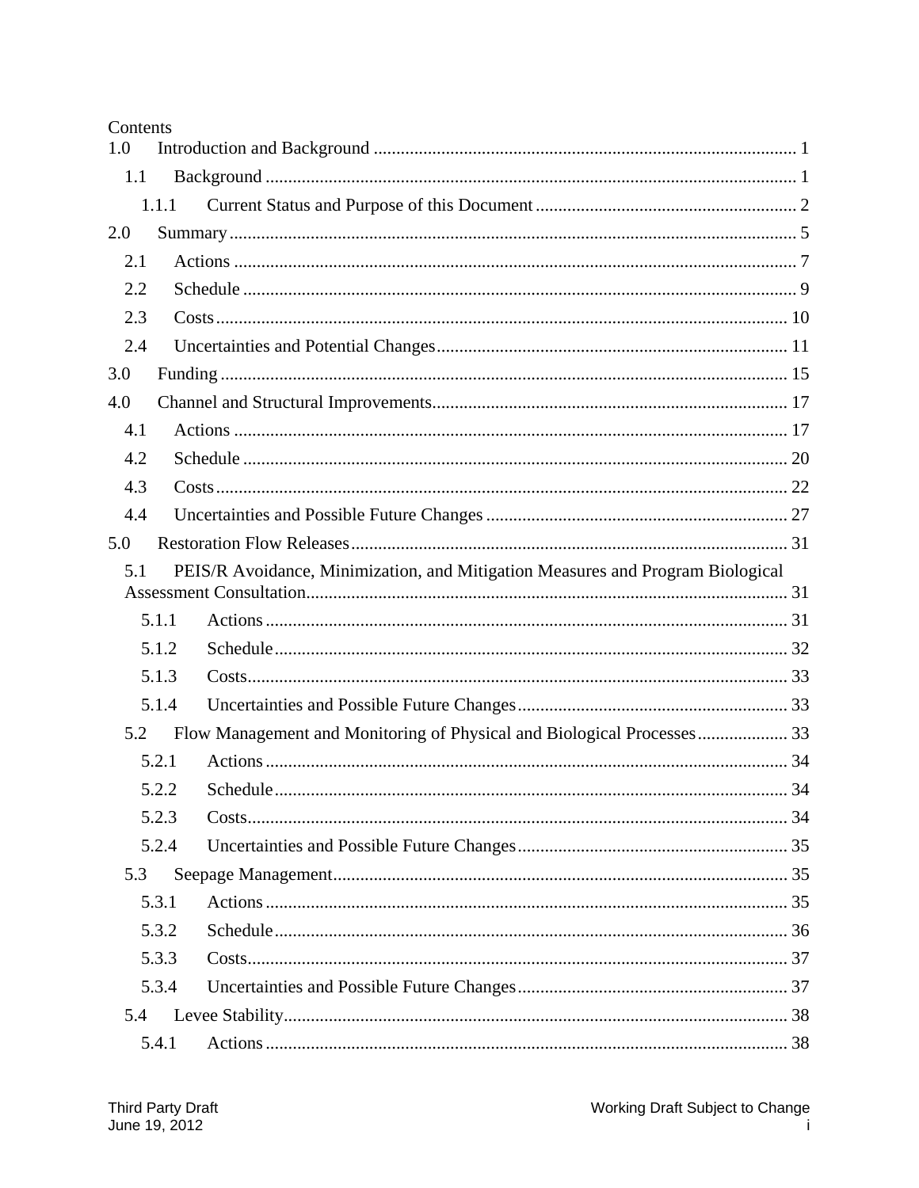Contents

1.0 Introduction and Background ............................................................................................ 1

1.1 Background ................................................................................................................... 1

1.1.1 Current Status and Purpose of this Document .......................................................... 2

2.0 Summary ............................................................................................................................ 5

2.1 Actions ........................................................................................................................... 7

2.2 Schedule ......................................................................................................................... 9

2.3 Costs .............................................................................................................................. 10

2.4 Uncertainties and Potential Changes ............................................................................ 11

3.0 Funding ............................................................................................................................ 15

4.0 Channel and Structural Improvements ............................................................................. 17

4.1 Actions .......................................................................................................................... 17

4.2 Schedule ........................................................................................................................ 20

4.3 Costs .............................................................................................................................. 22

4.4 Uncertainties and Possible Future Changes .................................................................. 27

5.0 Restoration Flow Releases ............................................................................................... 31

5.1 PEIS/R Avoidance, Minimization, and Mitigation Measures and Program Biological Assessment Consultation ......................................................................................................... 31

5.1.1 Actions ................................................................................................................... 31

5.1.2 Schedule ................................................................................................................. 32

5.1.3 Costs ....................................................................................................................... 33

5.1.4 Uncertainties and Possible Future Changes ........................................................... 33

5.2 Flow Management and Monitoring of Physical and Biological Processes .................... 33

5.2.1 Actions ................................................................................................................... 34

5.2.2 Schedule ................................................................................................................. 34

5.2.3 Costs ....................................................................................................................... 34

5.2.4 Uncertainties and Possible Future Changes ........................................................... 35

5.3 Seepage Management ................................................................................................... 35

5.3.1 Actions ................................................................................................................... 35

5.3.2 Schedule ................................................................................................................. 36

5.3.3 Costs ....................................................................................................................... 37

5.3.4 Uncertainties and Possible Future Changes ........................................................... 37

5.4 Levee Stability ............................................................................................................... 38

5.4.1 Actions ................................................................................................................... 38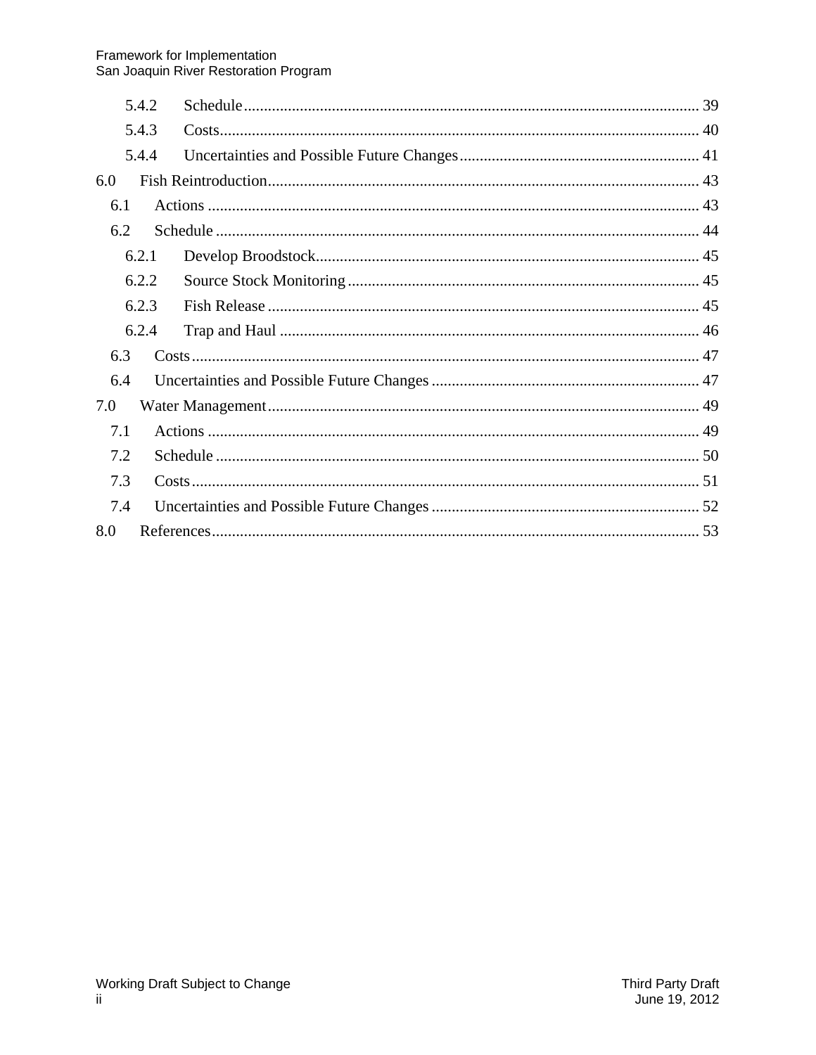5.4.2 Schedule ..... 39
5.4.3 Costs ..... 40
5.4.4 Uncertainties and Possible Future Changes ..... 41

6.0 Fish Reintroduction ..... 43
6.1 Actions ..... 43
6.2 Schedule ..... 44
6.2.1 Develop Broodstock ..... 45
6.2.2 Source Stock Monitoring ..... 45
6.2.3 Fish Release ..... 45
6.2.4 Trap and Haul ..... 46
6.3 Costs ..... 47
6.4 Uncertainties and Possible Future Changes ..... 47

7.0 Water Management ..... 49
7.1 Actions ..... 49
7.2 Schedule ..... 50
7.3 Costs ..... 51
7.4 Uncertainties and Possible Future Changes ..... 52

8.0 References ..... 53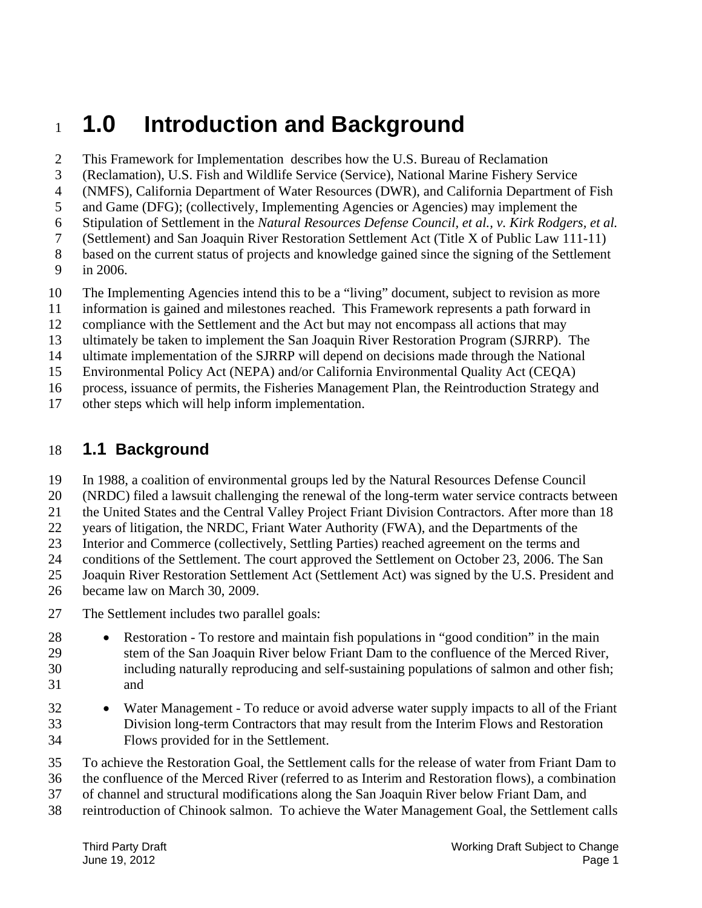# 1.0 Introduction and Background

This Framework for Implementation describes how the U.S. Bureau of Reclamation (Reclamation), U.S. Fish and Wildlife Service (Service), National Marine Fishery Service (NMFS), California Department of Water Resources (DWR), and California Department of Fish and Game (DFG); (collectively, Implementing Agencies or Agencies) may implement the Stipulation of Settlement in the *Natural Resources Defense Council, et al., v. Kirk Rodgers, et al.* (Settlement) and San Joaquin River Restoration Settlement Act (Title X of Public Law 111-11) based on the current status of projects and knowledge gained since the signing of the Settlement in 2006.

The Implementing Agencies intend this to be a "living" document, subject to revision as more information is gained and milestones reached. This Framework represents a path forward in compliance with the Settlement and the Act but may not encompass all actions that may ultimately be taken to implement the San Joaquin River Restoration Program (SJRRP). The ultimate implementation of the SJRRP will depend on decisions made through the National Environmental Policy Act (NEPA) and/or California Environmental Quality Act (CEQA) process, issuance of permits, the Fisheries Management Plan, the Reintroduction Strategy and other steps which will help inform implementation.

## 1.1 Background

In 1988, a coalition of environmental groups led by the Natural Resources Defense Council (NRDC) filed a lawsuit challenging the renewal of the long-term water service contracts between the United States and the Central Valley Project Friant Division Contractors. After more than 18 years of litigation, the NRDC, Friant Water Authority (FWA), and the Departments of the Interior and Commerce (collectively, Settling Parties) reached agreement on the terms and conditions of the Settlement. The court approved the Settlement on October 23, 2006. The San Joaquin River Restoration Settlement Act (Settlement Act) was signed by the U.S. President and became law on March 30, 2009.

The Settlement includes two parallel goals:

- Restoration - To restore and maintain fish populations in "good condition" in the main stem of the San Joaquin River below Friant Dam to the confluence of the Merced River, including naturally reproducing and self-sustaining populations of salmon and other fish; and
- Water Management - To reduce or avoid adverse water supply impacts to all of the Friant Division long-term Contractors that may result from the Interim Flows and Restoration Flows provided for in the Settlement.

To achieve the Restoration Goal, the Settlement calls for the release of water from Friant Dam to the confluence of the Merced River (referred to as Interim and Restoration flows), a combination of channel and structural modifications along the San Joaquin River below Friant Dam, and reintroduction of Chinook salmon. To achieve the Water Management Goal, the Settlement calls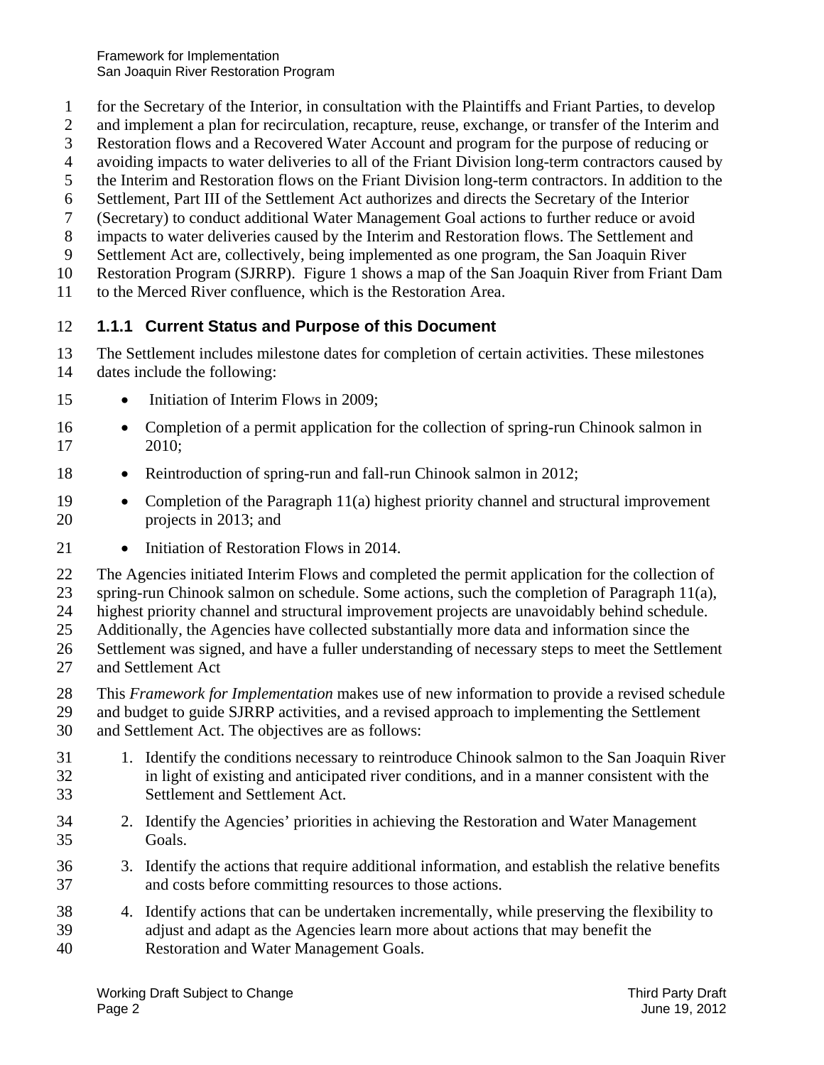for the Secretary of the Interior, in consultation with the Plaintiffs and Friant Parties, to develop and implement a plan for recirculation, recapture, reuse, exchange, or transfer of the Interim and Restoration flows and a Recovered Water Account and program for the purpose of reducing or avoiding impacts to water deliveries to all of the Friant Division long-term contractors caused by the Interim and Restoration flows on the Friant Division long-term contractors. In addition to the Settlement, Part III of the Settlement Act authorizes and directs the Secretary of the Interior (Secretary) to conduct additional Water Management Goal actions to further reduce or avoid impacts to water deliveries caused by the Interim and Restoration flows. The Settlement and Settlement Act are, collectively, being implemented as one program, the San Joaquin River Restoration Program (SJRRP). Figure 1 shows a map of the San Joaquin River from Friant Dam to the Merced River confluence, which is the Restoration Area.

### 1.1.1 Current Status and Purpose of this Document

The Settlement includes milestone dates for completion of certain activities. These milestones dates include the following:

- Initiation of Interim Flows in 2009;
- Completion of a permit application for the collection of spring-run Chinook salmon in 2010;
- Reintroduction of spring-run and fall-run Chinook salmon in 2012;
- Completion of the Paragraph 11(a) highest priority channel and structural improvement projects in 2013; and
- Initiation of Restoration Flows in 2014.

The Agencies initiated Interim Flows and completed the permit application for the collection of spring-run Chinook salmon on schedule. Some actions, such the completion of Paragraph 11(a), highest priority channel and structural improvement projects are unavoidably behind schedule. Additionally, the Agencies have collected substantially more data and information since the Settlement was signed, and have a fuller understanding of necessary steps to meet the Settlement and Settlement Act

This *Framework for Implementation* makes use of new information to provide a revised schedule and budget to guide SJRRP activities, and a revised approach to implementing the Settlement and Settlement Act. The objectives are as follows:

1. Identify the conditions necessary to reintroduce Chinook salmon to the San Joaquin River in light of existing and anticipated river conditions, and in a manner consistent with the Settlement and Settlement Act.
2. Identify the Agencies' priorities in achieving the Restoration and Water Management Goals.
3. Identify the actions that require additional information, and establish the relative benefits and costs before committing resources to those actions.
4. Identify actions that can be undertaken incrementally, while preserving the flexibility to adjust and adapt as the Agencies learn more about actions that may benefit the Restoration and Water Management Goals.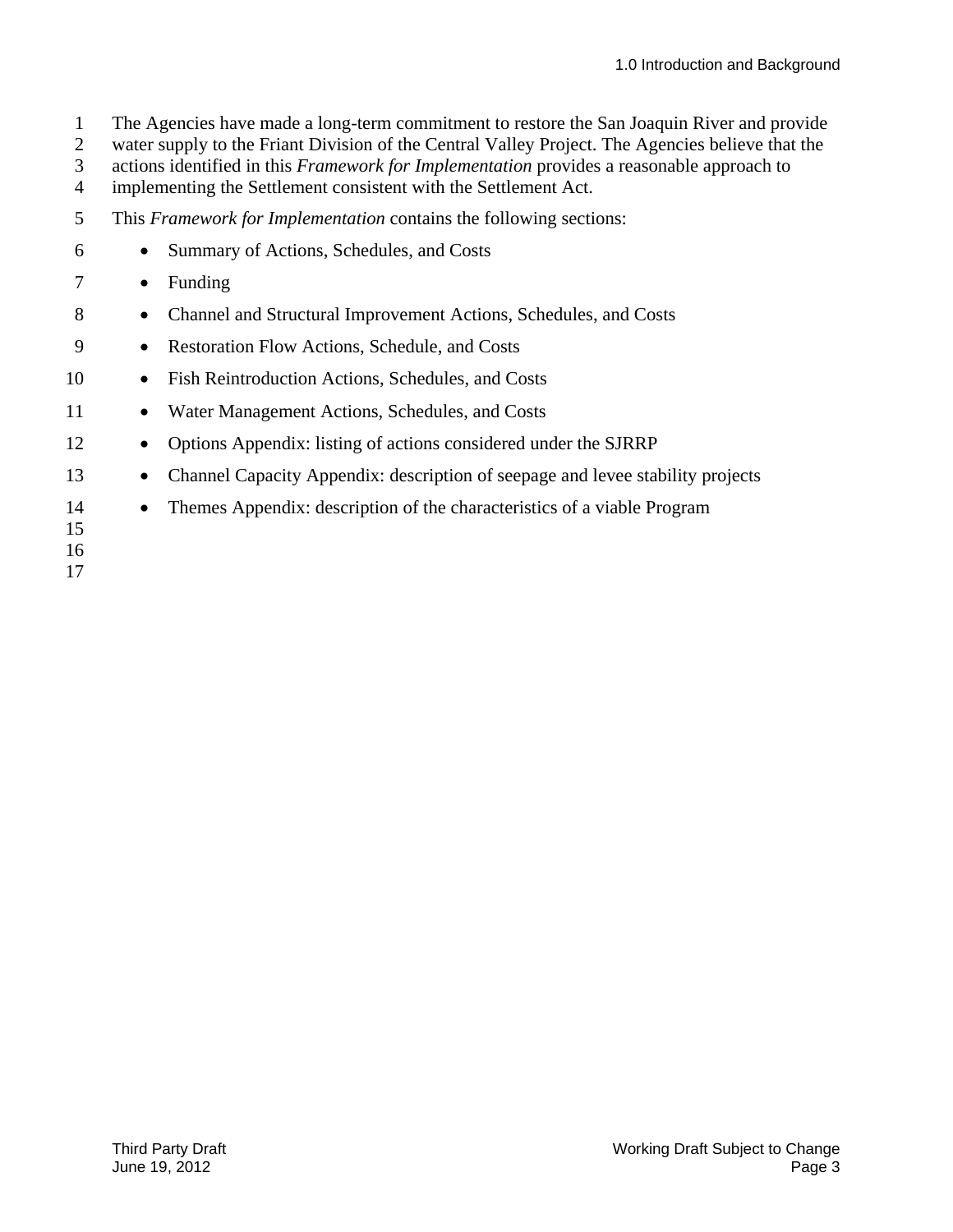The Agencies have made a long-term commitment to restore the San Joaquin River and provide water supply to the Friant Division of the Central Valley Project. The Agencies believe that the actions identified in this *Framework for Implementation* provides a reasonable approach to implementing the Settlement consistent with the Settlement Act.

This *Framework for Implementation* contains the following sections:

- Summary of Actions, Schedules, and Costs
- Funding
- Channel and Structural Improvement Actions, Schedules, and Costs
- Restoration Flow Actions, Schedule, and Costs
- Fish Reintroduction Actions, Schedules, and Costs
- Water Management Actions, Schedules, and Costs
- Options Appendix: listing of actions considered under the SJRRP
- Channel Capacity Appendix: description of seepage and levee stability projects
- Themes Appendix: description of the characteristics of a viable Program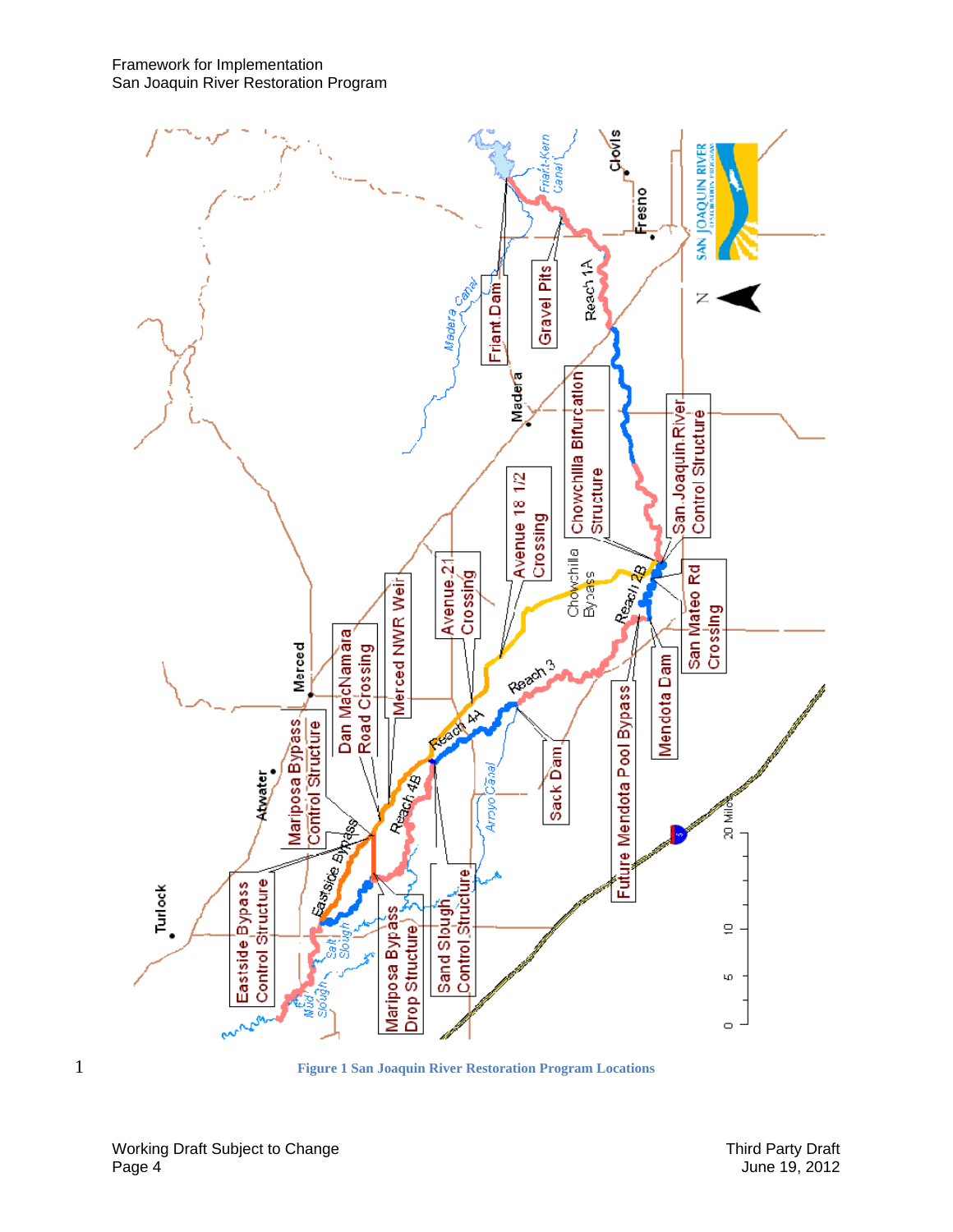Friant Dam

Gravel Pits

Friant-Kern Canal

Clovis

Fresno

SAN JOAQUIN RIVER RESTORATION PROGRAM

Reach 1A

Madera Canal

Madera

N

Chowchilla Bifurcation Structure

San Joaquin River Control Structure

Avenue 18 1/2 Crossing

Chowchilla Bypass

Reach 2B

San Mateo Rd Crossing

Avenue 21 Crossing

Merced NWR Weir

Dan MacNamara Road Crossing

Merced

Reach 3

Mendota Dam

Future Mendota Pool Bypass

Sack Dam

Reach 4A

Reach 4B

Arroyo Canal

Atwater

Mariposa Bypass Control Structure

Eastside Bypass

Eastside Bypass Control Structure

Turlock

Salt Slough

Mud Slough

Mariposa Bypass Drop Structure

Sand Slough Control Structure

0 5 10 20 Miles

1 **Figure 1 San Joaquin River Restoration Program Locations**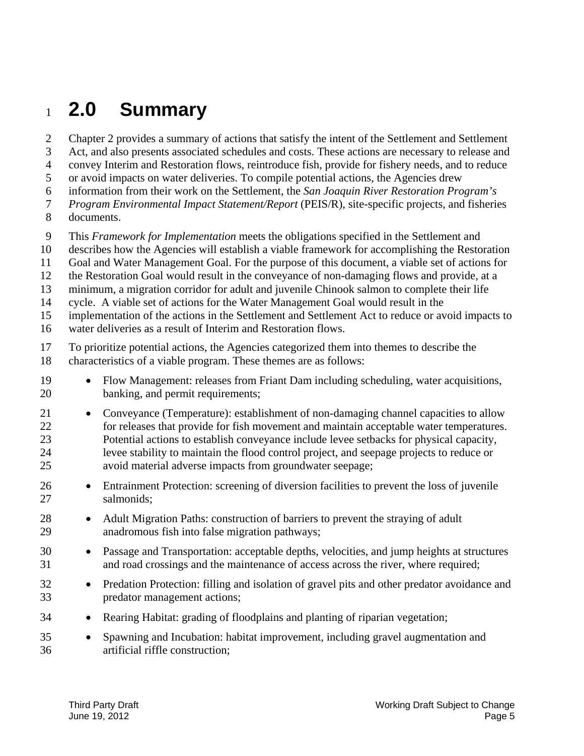# 2.0 Summary

Chapter 2 provides a summary of actions that satisfy the intent of the Settlement and Settlement Act, and also presents associated schedules and costs. These actions are necessary to release and convey Interim and Restoration flows, reintroduce fish, provide for fishery needs, and to reduce or avoid impacts on water deliveries. To compile potential actions, the Agencies drew information from their work on the Settlement, the *San Joaquin River Restoration Program's Program Environmental Impact Statement/Report* (PEIS/R), site-specific projects, and fisheries documents.

This *Framework for Implementation* meets the obligations specified in the Settlement and describes how the Agencies will establish a viable framework for accomplishing the Restoration Goal and Water Management Goal. For the purpose of this document, a viable set of actions for the Restoration Goal would result in the conveyance of non-damaging flows and provide, at a minimum, a migration corridor for adult and juvenile Chinook salmon to complete their life cycle. A viable set of actions for the Water Management Goal would result in the implementation of the actions in the Settlement and Settlement Act to reduce or avoid impacts to water deliveries as a result of Interim and Restoration flows.

To prioritize potential actions, the Agencies categorized them into themes to describe the characteristics of a viable program. These themes are as follows:

- Flow Management: releases from Friant Dam including scheduling, water acquisitions, banking, and permit requirements;
- Conveyance (Temperature): establishment of non-damaging channel capacities to allow for releases that provide for fish movement and maintain acceptable water temperatures. Potential actions to establish conveyance include levee setbacks for physical capacity, levee stability to maintain the flood control project, and seepage projects to reduce or avoid material adverse impacts from groundwater seepage;
- Entrainment Protection: screening of diversion facilities to prevent the loss of juvenile salmonids;
- Adult Migration Paths: construction of barriers to prevent the straying of adult anadromous fish into false migration pathways;
- Passage and Transportation: acceptable depths, velocities, and jump heights at structures and road crossings and the maintenance of access across the river, where required;
- Predation Protection: filling and isolation of gravel pits and other predator avoidance and predator management actions;
- Rearing Habitat: grading of floodplains and planting of riparian vegetation;
- Spawning and Incubation: habitat improvement, including gravel augmentation and artificial riffle construction;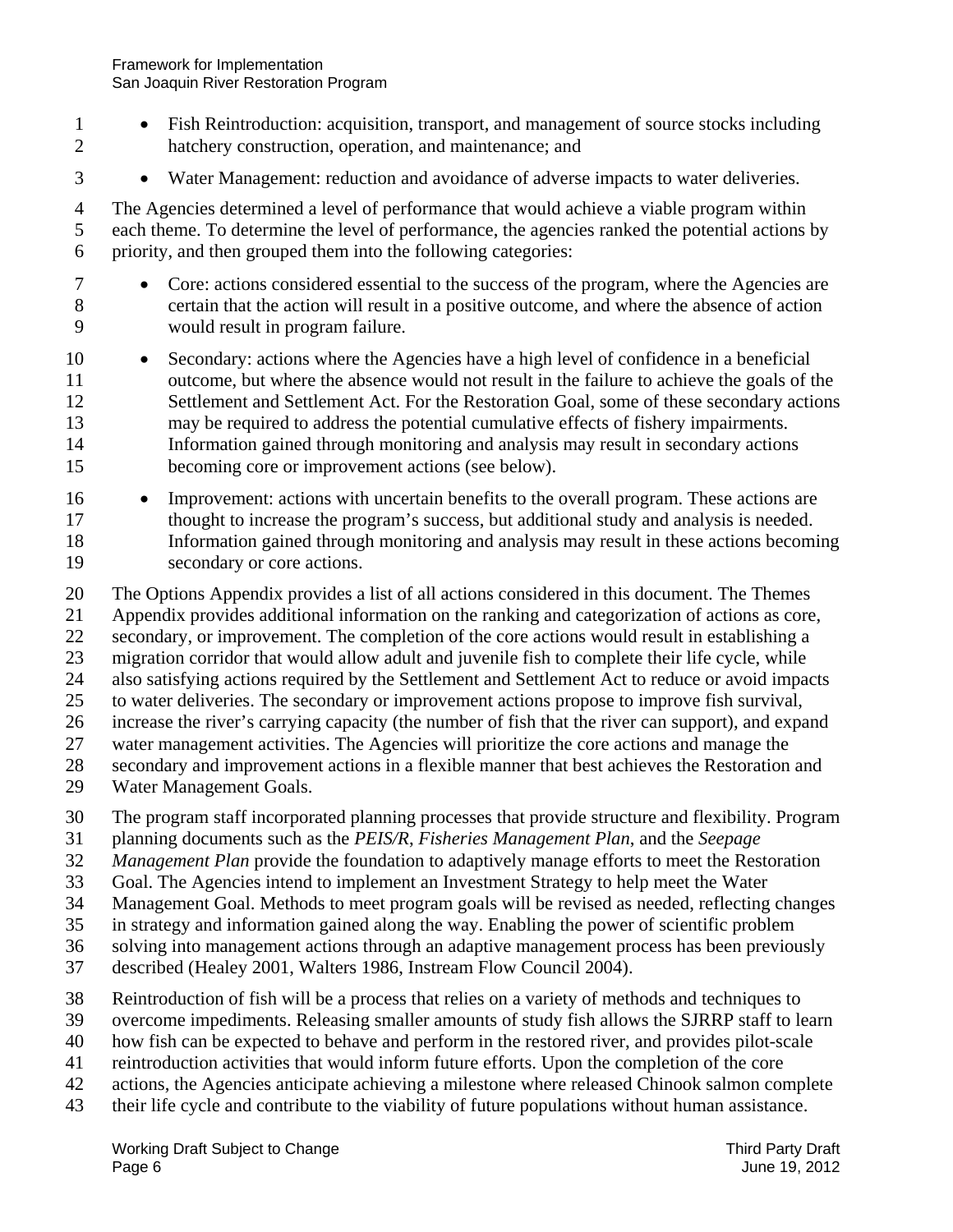- Fish Reintroduction: acquisition, transport, and management of source stocks including hatchery construction, operation, and maintenance; and
- Water Management: reduction and avoidance of adverse impacts to water deliveries.

The Agencies determined a level of performance that would achieve a viable program within each theme. To determine the level of performance, the agencies ranked the potential actions by priority, and then grouped them into the following categories:

- Core: actions considered essential to the success of the program, where the Agencies are certain that the action will result in a positive outcome, and where the absence of action would result in program failure.
- Secondary: actions where the Agencies have a high level of confidence in a beneficial outcome, but where the absence would not result in the failure to achieve the goals of the Settlement and Settlement Act. For the Restoration Goal, some of these secondary actions may be required to address the potential cumulative effects of fishery impairments. Information gained through monitoring and analysis may result in secondary actions becoming core or improvement actions (see below).
- Improvement: actions with uncertain benefits to the overall program. These actions are thought to increase the program's success, but additional study and analysis is needed. Information gained through monitoring and analysis may result in these actions becoming secondary or core actions.

The Options Appendix provides a list of all actions considered in this document. The Themes Appendix provides additional information on the ranking and categorization of actions as core, secondary, or improvement. The completion of the core actions would result in establishing a migration corridor that would allow adult and juvenile fish to complete their life cycle, while also satisfying actions required by the Settlement and Settlement Act to reduce or avoid impacts to water deliveries. The secondary or improvement actions propose to improve fish survival, increase the river's carrying capacity (the number of fish that the river can support), and expand water management activities. The Agencies will prioritize the core actions and manage the secondary and improvement actions in a flexible manner that best achieves the Restoration and Water Management Goals.

The program staff incorporated planning processes that provide structure and flexibility. Program planning documents such as the *PEIS/R*, *Fisheries Management Plan*, and the *Seepage Management Plan* provide the foundation to adaptively manage efforts to meet the Restoration Goal. The Agencies intend to implement an Investment Strategy to help meet the Water Management Goal. Methods to meet program goals will be revised as needed, reflecting changes in strategy and information gained along the way. Enabling the power of scientific problem solving into management actions through an adaptive management process has been previously described (Healey 2001, Walters 1986, Instream Flow Council 2004).

Reintroduction of fish will be a process that relies on a variety of methods and techniques to overcome impediments. Releasing smaller amounts of study fish allows the SJRRP staff to learn how fish can be expected to behave and perform in the restored river, and provides pilot-scale reintroduction activities that would inform future efforts. Upon the completion of the core actions, the Agencies anticipate achieving a milestone where released Chinook salmon complete their life cycle and contribute to the viability of future populations without human assistance.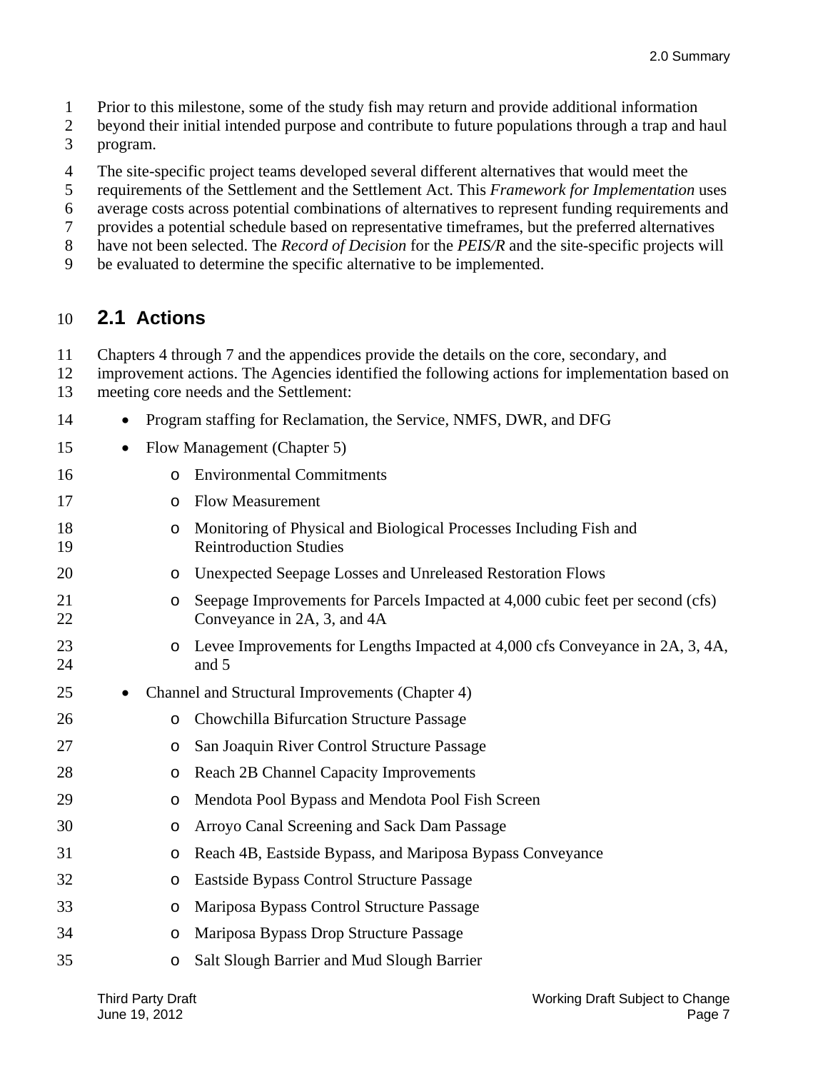Prior to this milestone, some of the study fish may return and provide additional information beyond their initial intended purpose and contribute to future populations through a trap and haul program.

The site-specific project teams developed several different alternatives that would meet the requirements of the Settlement and the Settlement Act. This *Framework for Implementation* uses average costs across potential combinations of alternatives to represent funding requirements and provides a potential schedule based on representative timeframes, but the preferred alternatives have not been selected. The *Record of Decision* for the *PEIS/R* and the site-specific projects will be evaluated to determine the specific alternative to be implemented.

## 2.1 Actions

Chapters 4 through 7 and the appendices provide the details on the core, secondary, and improvement actions. The Agencies identified the following actions for implementation based on meeting core needs and the Settlement:

- Program staffing for Reclamation, the Service, NMFS, DWR, and DFG
- Flow Management (Chapter 5)
  - Environmental Commitments
  - Flow Measurement
  - Monitoring of Physical and Biological Processes Including Fish and Reintroduction Studies
  - Unexpected Seepage Losses and Unreleased Restoration Flows
  - Seepage Improvements for Parcels Impacted at 4,000 cubic feet per second (cfs) Conveyance in 2A, 3, and 4A
  - Levee Improvements for Lengths Impacted at 4,000 cfs Conveyance in 2A, 3, 4A, and 5
- Channel and Structural Improvements (Chapter 4)
  - Chowchilla Bifurcation Structure Passage
  - San Joaquin River Control Structure Passage
  - Reach 2B Channel Capacity Improvements
  - Mendota Pool Bypass and Mendota Pool Fish Screen
  - Arroyo Canal Screening and Sack Dam Passage
  - Reach 4B, Eastside Bypass, and Mariposa Bypass Conveyance
  - Eastside Bypass Control Structure Passage
  - Mariposa Bypass Control Structure Passage
  - Mariposa Bypass Drop Structure Passage
  - Salt Slough Barrier and Mud Slough Barrier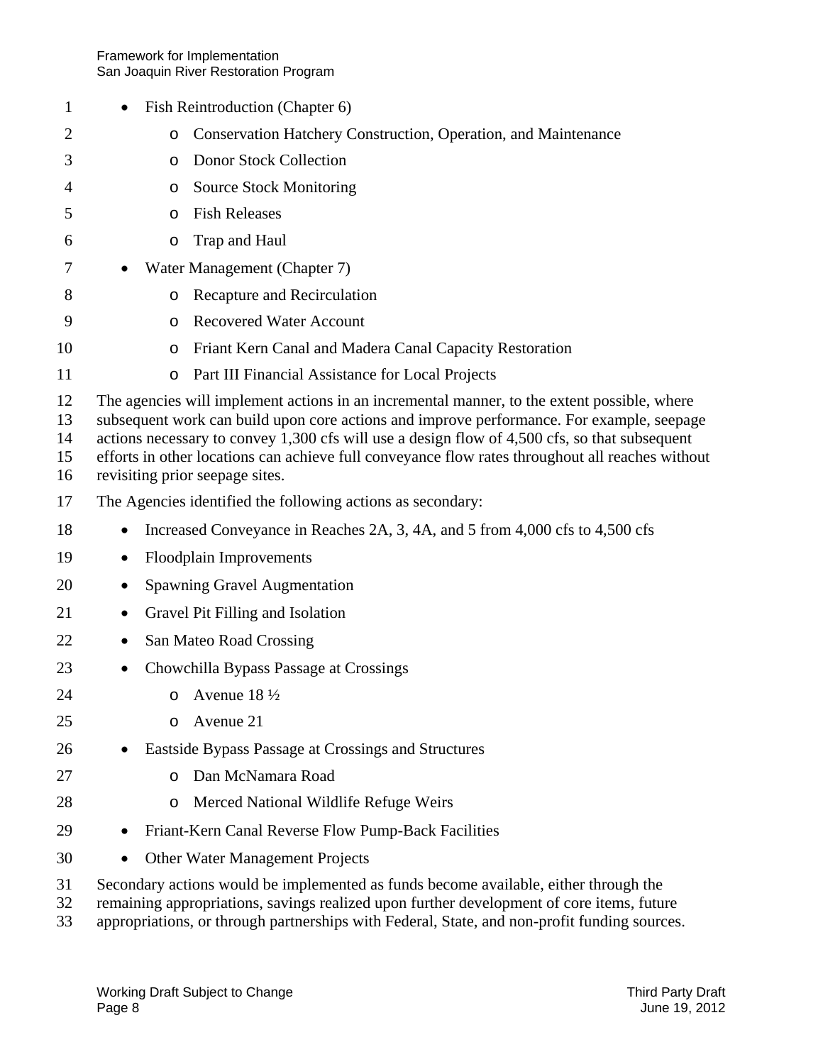- Fish Reintroduction (Chapter 6)
  - Conservation Hatchery Construction, Operation, and Maintenance
  - Donor Stock Collection
  - Source Stock Monitoring
  - Fish Releases
  - Trap and Haul
- Water Management (Chapter 7)
  - Recapture and Recirculation
  - Recovered Water Account
  - Friant Kern Canal and Madera Canal Capacity Restoration
  - Part III Financial Assistance for Local Projects

The agencies will implement actions in an incremental manner, to the extent possible, where subsequent work can build upon core actions and improve performance. For example, seepage actions necessary to convey 1,300 cfs will use a design flow of 4,500 cfs, so that subsequent efforts in other locations can achieve full conveyance flow rates throughout all reaches without revisiting prior seepage sites.

The Agencies identified the following actions as secondary:

- Increased Conveyance in Reaches 2A, 3, 4A, and 5 from 4,000 cfs to 4,500 cfs
- Floodplain Improvements
- Spawning Gravel Augmentation
- Gravel Pit Filling and Isolation
- San Mateo Road Crossing
- Chowchilla Bypass Passage at Crossings
  - Avenue 18 ½
  - Avenue 21
- Eastside Bypass Passage at Crossings and Structures
  - Dan McNamara Road
  - Merced National Wildlife Refuge Weirs
- Friant-Kern Canal Reverse Flow Pump-Back Facilities
- Other Water Management Projects

Secondary actions would be implemented as funds become available, either through the remaining appropriations, savings realized upon further development of core items, future appropriations, or through partnerships with Federal, State, and non-profit funding sources.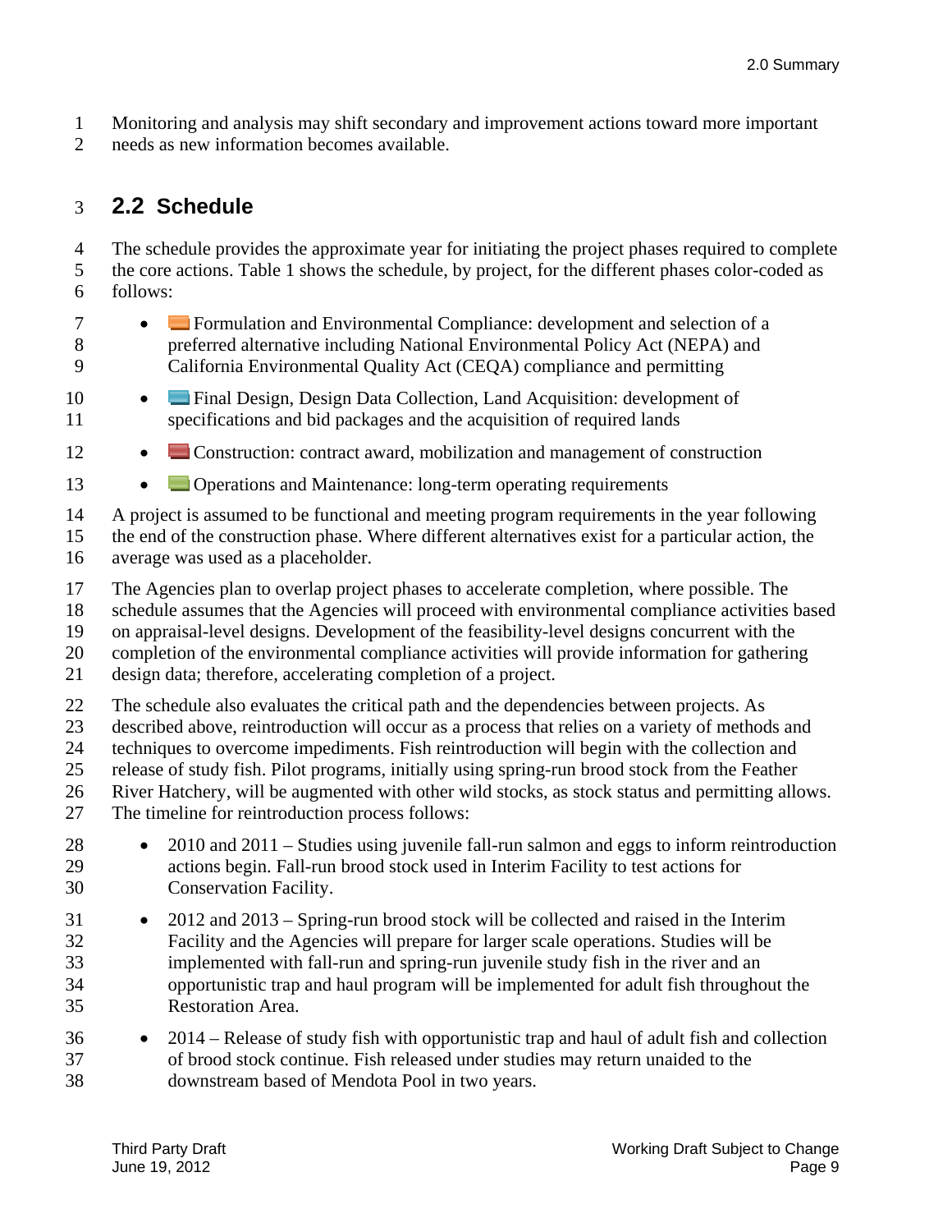Monitoring and analysis may shift secondary and improvement actions toward more important needs as new information becomes available.

## 2.2 Schedule

The schedule provides the approximate year for initiating the project phases required to complete the core actions. Table 1 shows the schedule, by project, for the different phases color-coded as follows:

- Formulation and Environmental Compliance: development and selection of a preferred alternative including National Environmental Policy Act (NEPA) and California Environmental Quality Act (CEQA) compliance and permitting
- Final Design, Design Data Collection, Land Acquisition: development of specifications and bid packages and the acquisition of required lands
- Construction: contract award, mobilization and management of construction
- Operations and Maintenance: long-term operating requirements

A project is assumed to be functional and meeting program requirements in the year following the end of the construction phase. Where different alternatives exist for a particular action, the average was used as a placeholder.

The Agencies plan to overlap project phases to accelerate completion, where possible. The schedule assumes that the Agencies will proceed with environmental compliance activities based on appraisal-level designs. Development of the feasibility-level designs concurrent with the completion of the environmental compliance activities will provide information for gathering design data; therefore, accelerating completion of a project.

The schedule also evaluates the critical path and the dependencies between projects. As described above, reintroduction will occur as a process that relies on a variety of methods and techniques to overcome impediments. Fish reintroduction will begin with the collection and release of study fish. Pilot programs, initially using spring-run brood stock from the Feather River Hatchery, will be augmented with other wild stocks, as stock status and permitting allows. The timeline for reintroduction process follows:

- 2010 and 2011 – Studies using juvenile fall-run salmon and eggs to inform reintroduction actions begin. Fall-run brood stock used in Interim Facility to test actions for Conservation Facility.
- 2012 and 2013 – Spring-run brood stock will be collected and raised in the Interim Facility and the Agencies will prepare for larger scale operations. Studies will be implemented with fall-run and spring-run juvenile study fish in the river and an opportunistic trap and haul program will be implemented for adult fish throughout the Restoration Area.
- 2014 – Release of study fish with opportunistic trap and haul of adult fish and collection of brood stock continue. Fish released under studies may return unaided to the downstream based of Mendota Pool in two years.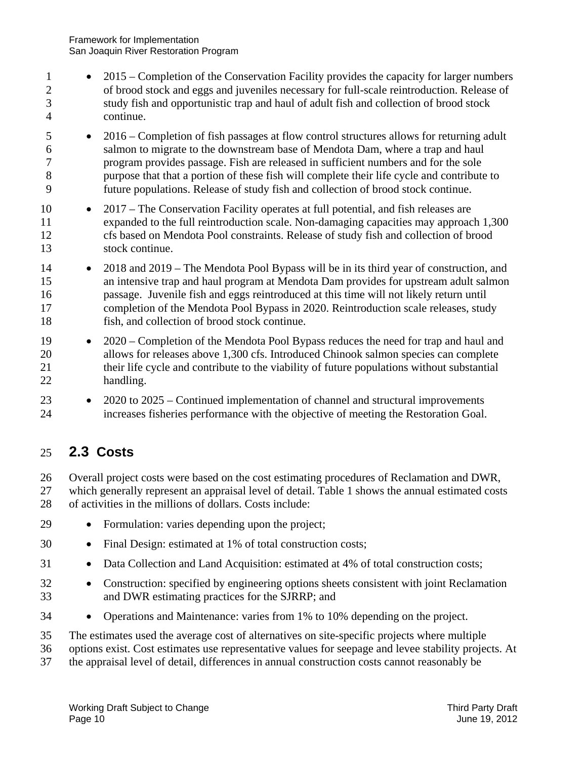- 2015 – Completion of the Conservation Facility provides the capacity for larger numbers of brood stock and eggs and juveniles necessary for full-scale reintroduction. Release of study fish and opportunistic trap and haul of adult fish and collection of brood stock continue.
- 2016 – Completion of fish passages at flow control structures allows for returning adult salmon to migrate to the downstream base of Mendota Dam, where a trap and haul program provides passage. Fish are released in sufficient numbers and for the sole purpose that that a portion of these fish will complete their life cycle and contribute to future populations. Release of study fish and collection of brood stock continue.
- 2017 – The Conservation Facility operates at full potential, and fish releases are expanded to the full reintroduction scale. Non-damaging capacities may approach 1,300 cfs based on Mendota Pool constraints. Release of study fish and collection of brood stock continue.
- 2018 and 2019 – The Mendota Pool Bypass will be in its third year of construction, and an intensive trap and haul program at Mendota Dam provides for upstream adult salmon passage. Juvenile fish and eggs reintroduced at this time will not likely return until completion of the Mendota Pool Bypass in 2020. Reintroduction scale releases, study fish, and collection of brood stock continue.
- 2020 – Completion of the Mendota Pool Bypass reduces the need for trap and haul and allows for releases above 1,300 cfs. Introduced Chinook salmon species can complete their life cycle and contribute to the viability of future populations without substantial handling.
- 2020 to 2025 – Continued implementation of channel and structural improvements increases fisheries performance with the objective of meeting the Restoration Goal.

## 2.3 Costs

Overall project costs were based on the cost estimating procedures of Reclamation and DWR, which generally represent an appraisal level of detail. Table 1 shows the annual estimated costs of activities in the millions of dollars. Costs include:

- Formulation: varies depending upon the project;
- Final Design: estimated at 1% of total construction costs;
- Data Collection and Land Acquisition: estimated at 4% of total construction costs;
- Construction: specified by engineering options sheets consistent with joint Reclamation and DWR estimating practices for the SJRRP; and
- Operations and Maintenance: varies from 1% to 10% depending on the project.

The estimates used the average cost of alternatives on site-specific projects where multiple options exist. Cost estimates use representative values for seepage and levee stability projects. At the appraisal level of detail, differences in annual construction costs cannot reasonably be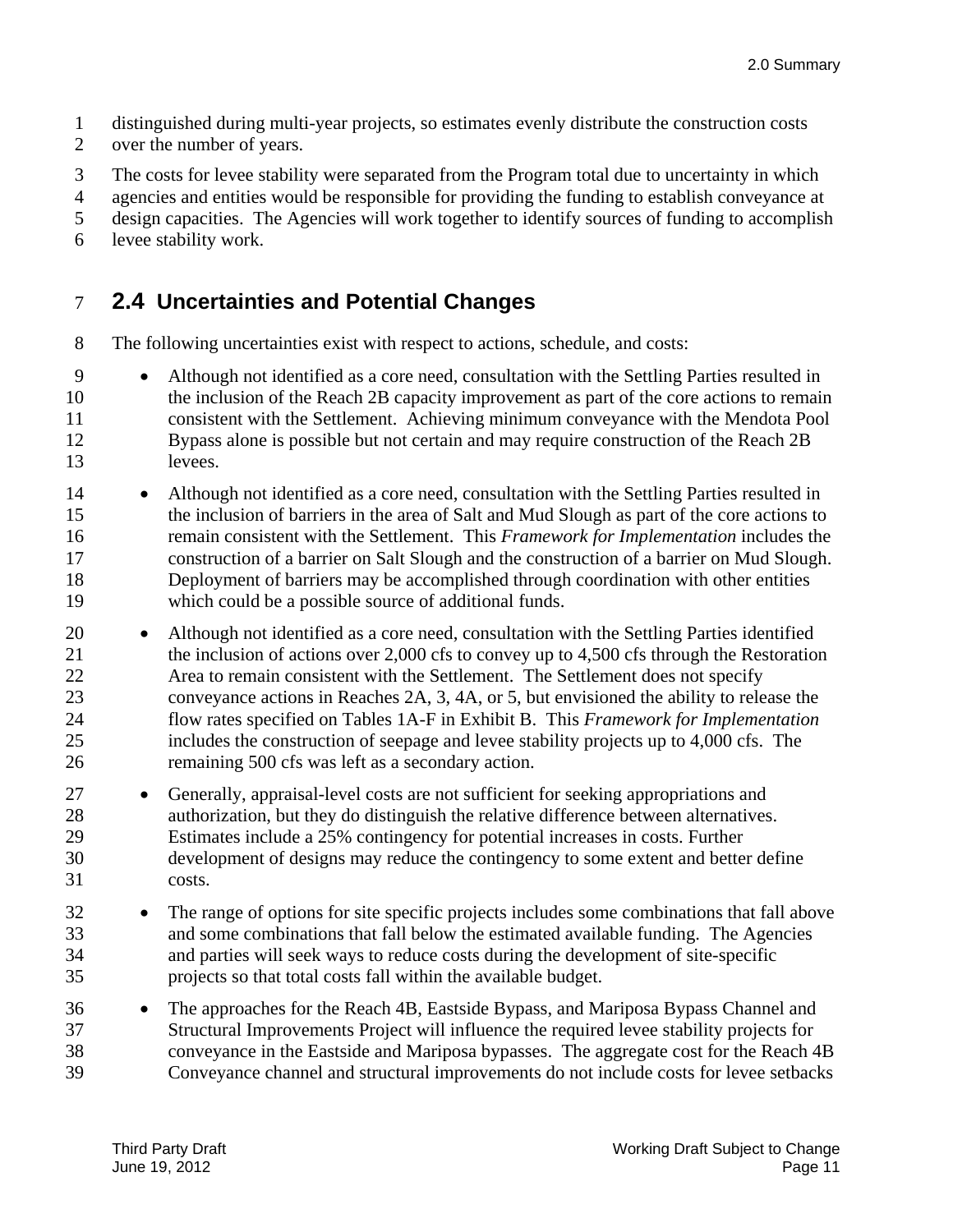distinguished during multi-year projects, so estimates evenly distribute the construction costs over the number of years.

The costs for levee stability were separated from the Program total due to uncertainty in which agencies and entities would be responsible for providing the funding to establish conveyance at design capacities. The Agencies will work together to identify sources of funding to accomplish levee stability work.

## 2.4 Uncertainties and Potential Changes

The following uncertainties exist with respect to actions, schedule, and costs:

- Although not identified as a core need, consultation with the Settling Parties resulted in the inclusion of the Reach 2B capacity improvement as part of the core actions to remain consistent with the Settlement. Achieving minimum conveyance with the Mendota Pool Bypass alone is possible but not certain and may require construction of the Reach 2B levees.
- Although not identified as a core need, consultation with the Settling Parties resulted in the inclusion of barriers in the area of Salt and Mud Slough as part of the core actions to remain consistent with the Settlement. This *Framework for Implementation* includes the construction of a barrier on Salt Slough and the construction of a barrier on Mud Slough. Deployment of barriers may be accomplished through coordination with other entities which could be a possible source of additional funds.
- Although not identified as a core need, consultation with the Settling Parties identified the inclusion of actions over 2,000 cfs to convey up to 4,500 cfs through the Restoration Area to remain consistent with the Settlement. The Settlement does not specify conveyance actions in Reaches 2A, 3, 4A, or 5, but envisioned the ability to release the flow rates specified on Tables 1A-F in Exhibit B. This *Framework for Implementation* includes the construction of seepage and levee stability projects up to 4,000 cfs. The remaining 500 cfs was left as a secondary action.
- Generally, appraisal-level costs are not sufficient for seeking appropriations and authorization, but they do distinguish the relative difference between alternatives. Estimates include a 25% contingency for potential increases in costs. Further development of designs may reduce the contingency to some extent and better define costs.
- The range of options for site specific projects includes some combinations that fall above and some combinations that fall below the estimated available funding. The Agencies and parties will seek ways to reduce costs during the development of site-specific projects so that total costs fall within the available budget.
- The approaches for the Reach 4B, Eastside Bypass, and Mariposa Bypass Channel and Structural Improvements Project will influence the required levee stability projects for conveyance in the Eastside and Mariposa bypasses. The aggregate cost for the Reach 4B Conveyance channel and structural improvements do not include costs for levee setbacks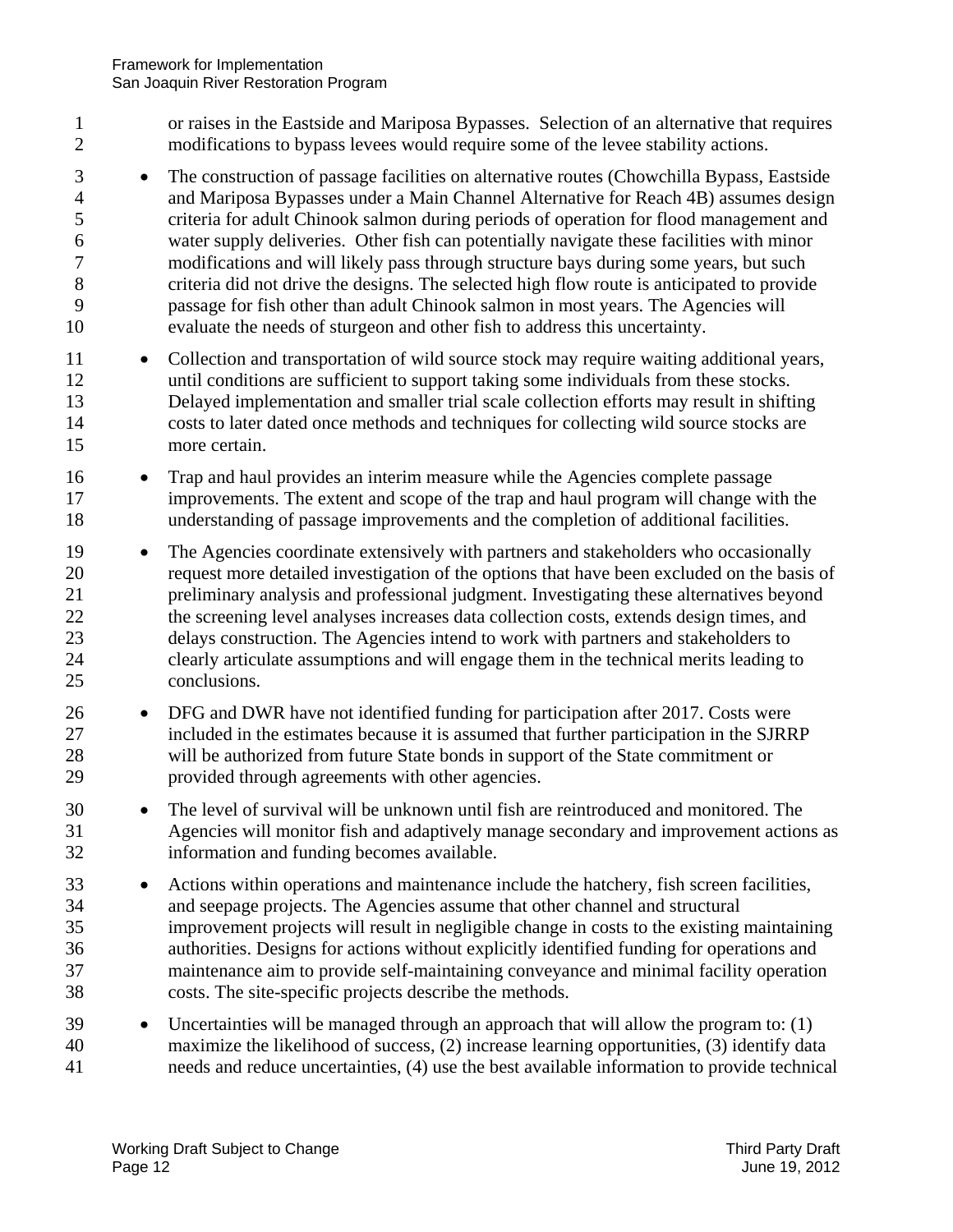or raises in the Eastside and Mariposa Bypasses. Selection of an alternative that requires modifications to bypass levees would require some of the levee stability actions.

- The construction of passage facilities on alternative routes (Chowchilla Bypass, Eastside and Mariposa Bypasses under a Main Channel Alternative for Reach 4B) assumes design criteria for adult Chinook salmon during periods of operation for flood management and water supply deliveries. Other fish can potentially navigate these facilities with minor modifications and will likely pass through structure bays during some years, but such criteria did not drive the designs. The selected high flow route is anticipated to provide passage for fish other than adult Chinook salmon in most years. The Agencies will evaluate the needs of sturgeon and other fish to address this uncertainty.
- Collection and transportation of wild source stock may require waiting additional years, until conditions are sufficient to support taking some individuals from these stocks. Delayed implementation and smaller trial scale collection efforts may result in shifting costs to later dated once methods and techniques for collecting wild source stocks are more certain.
- Trap and haul provides an interim measure while the Agencies complete passage improvements. The extent and scope of the trap and haul program will change with the understanding of passage improvements and the completion of additional facilities.
- The Agencies coordinate extensively with partners and stakeholders who occasionally request more detailed investigation of the options that have been excluded on the basis of preliminary analysis and professional judgment. Investigating these alternatives beyond the screening level analyses increases data collection costs, extends design times, and delays construction. The Agencies intend to work with partners and stakeholders to clearly articulate assumptions and will engage them in the technical merits leading to conclusions.
- DFG and DWR have not identified funding for participation after 2017. Costs were included in the estimates because it is assumed that further participation in the SJRRP will be authorized from future State bonds in support of the State commitment or provided through agreements with other agencies.
- The level of survival will be unknown until fish are reintroduced and monitored. The Agencies will monitor fish and adaptively manage secondary and improvement actions as information and funding becomes available.
- Actions within operations and maintenance include the hatchery, fish screen facilities, and seepage projects. The Agencies assume that other channel and structural improvement projects will result in negligible change in costs to the existing maintaining authorities. Designs for actions without explicitly identified funding for operations and maintenance aim to provide self-maintaining conveyance and minimal facility operation costs. The site-specific projects describe the methods.
- Uncertainties will be managed through an approach that will allow the program to: (1) maximize the likelihood of success, (2) increase learning opportunities, (3) identify data needs and reduce uncertainties, (4) use the best available information to provide technical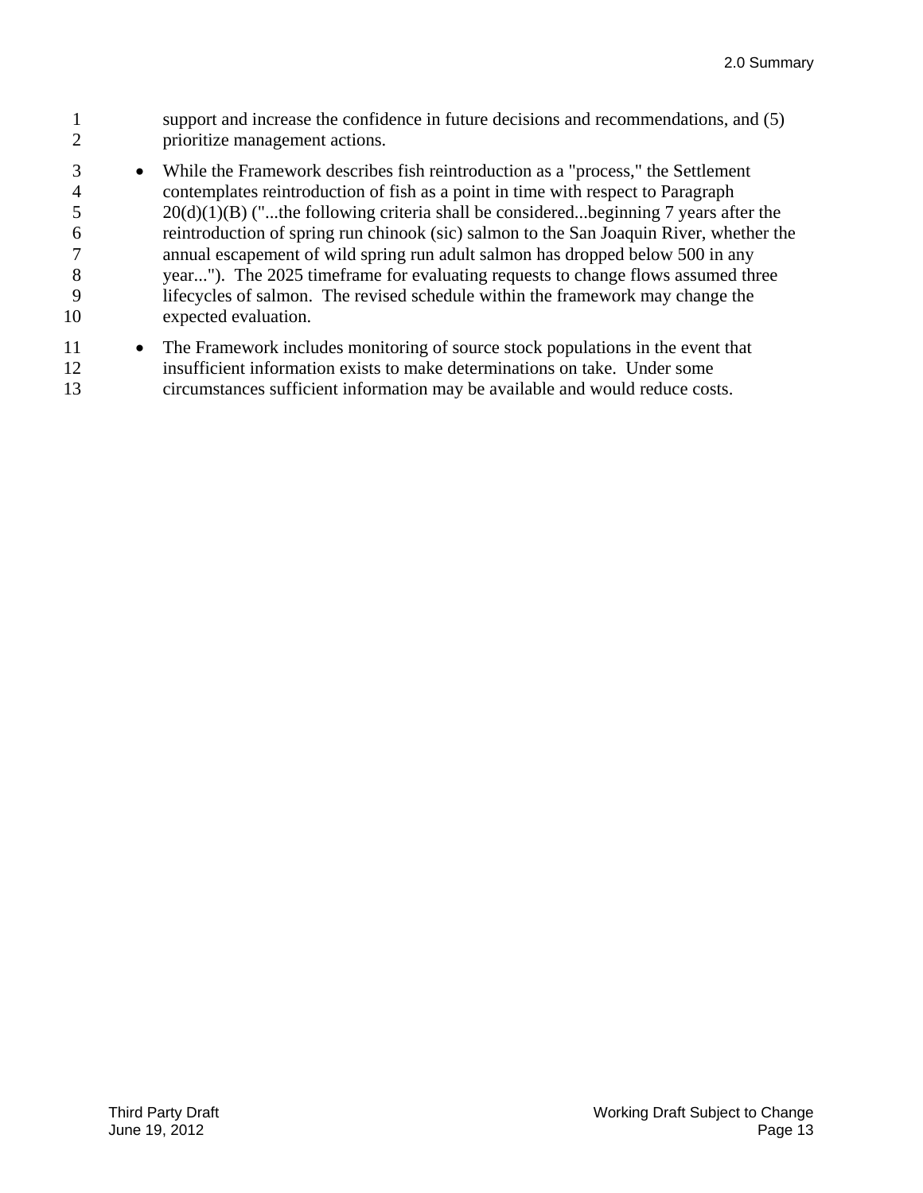support and increase the confidence in future decisions and recommendations, and (5) prioritize management actions.

- While the Framework describes fish reintroduction as a "process," the Settlement contemplates reintroduction of fish as a point in time with respect to Paragraph 20(d)(1)(B) ("...the following criteria shall be considered...beginning 7 years after the reintroduction of spring run chinook (sic) salmon to the San Joaquin River, whether the annual escapement of wild spring run adult salmon has dropped below 500 in any year..."). The 2025 timeframe for evaluating requests to change flows assumed three lifecycles of salmon. The revised schedule within the framework may change the expected evaluation.
- The Framework includes monitoring of source stock populations in the event that insufficient information exists to make determinations on take. Under some circumstances sufficient information may be available and would reduce costs.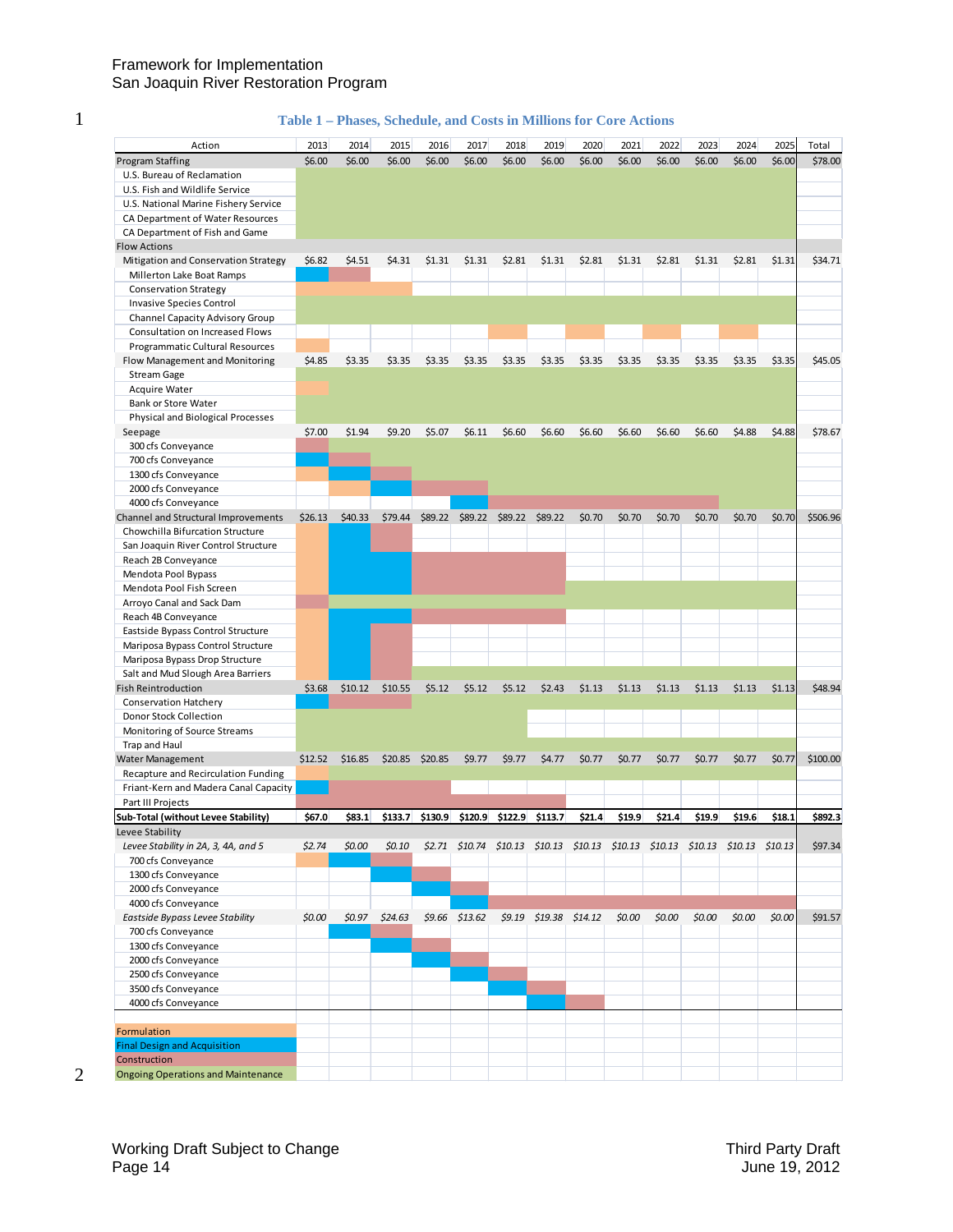**Table 1 – Phases, Schedule, and Costs in Millions for Core Actions**

| Action | 2013 | 2014 | 2015 | 2016 | 2017 | 2018 | 2019 | 2020 | 2021 | 2022 | 2023 | 2024 | 2025 | Total |
|---|---|---|---|---|---|---|---|---|---|---|---|---|---|---|
| Program Staffing | $6.00 | $6.00 | $6.00 | $6.00 | $6.00 | $6.00 | $6.00 | $6.00 | $6.00 | $6.00 | $6.00 | $6.00 | $6.00 | $78.00 |
| U.S. Bureau of Reclamation | | | | | | | | | | | | | | |
| U.S. Fish and Wildlife Service | | | | | | | | | | | | | | |
| U.S. National Marine Fishery Service | | | | | | | | | | | | | | |
| CA Department of Water Resources | | | | | | | | | | | | | | |
| CA Department of Fish and Game | | | | | | | | | | | | | | |
| Flow Actions | | | | | | | | | | | | | | |
| Mitigation and Conservation Strategy | $6.82 | $4.51 | $4.31 | $1.31 | $1.31 | $2.81 | $1.31 | $2.81 | $1.31 | $2.81 | $1.31 | $2.81 | $1.31 | $34.71 |
| Millerton Lake Boat Ramps | | | | | | | | | | | | | | |
| Conservation Strategy | | | | | | | | | | | | | | |
| Invasive Species Control | | | | | | | | | | | | | | |
| Channel Capacity Advisory Group | | | | | | | | | | | | | | |
| Consultation on Increased Flows | | | | | | | | | | | | | | |
| Programmatic Cultural Resources | | | | | | | | | | | | | | |
| Flow Management and Monitoring | $4.85 | $3.35 | $3.35 | $3.35 | $3.35 | $3.35 | $3.35 | $3.35 | $3.35 | $3.35 | $3.35 | $3.35 | $3.35 | $45.05 |
| Stream Gage | | | | | | | | | | | | | | |
| Acquire Water | | | | | | | | | | | | | | |
| Bank or Store Water | | | | | | | | | | | | | | |
| Physical and Biological Processes | | | | | | | | | | | | | | |
| Seepage | $7.00 | $1.94 | $9.20 | $5.07 | $6.11 | $6.60 | $6.60 | $6.60 | $6.60 | $6.60 | $6.60 | $4.88 | $4.88 | $78.67 |
| 300 cfs Conveyance | | | | | | | | | | | | | | |
| 700 cfs Conveyance | | | | | | | | | | | | | | |
| 1300 cfs Conveyance | | | | | | | | | | | | | | |
| 2000 cfs Conveyance | | | | | | | | | | | | | | |
| 4000 cfs Conveyance | | | | | | | | | | | | | | |
| Channel and Structural Improvements | $26.13 | $40.33 | $79.44 | $89.22 | $89.22 | $89.22 | $89.22 | $0.70 | $0.70 | $0.70 | $0.70 | $0.70 | $0.70 | $506.96 |
| Chowchilla Bifurcation Structure | | | | | | | | | | | | | | |
| San Joaquin River Control Structure | | | | | | | | | | | | | | |
| Reach 2B Conveyance | | | | | | | | | | | | | | |
| Mendota Pool Bypass | | | | | | | | | | | | | | |
| Mendota Pool Fish Screen | | | | | | | | | | | | | | |
| Arroyo Canal and Sack Dam | | | | | | | | | | | | | | |
| Reach 4B Conveyance | | | | | | | | | | | | | | |
| Eastside Bypass Control Structure | | | | | | | | | | | | | | |
| Mariposa Bypass Control Structure | | | | | | | | | | | | | | |
| Mariposa Bypass Drop Structure | | | | | | | | | | | | | | |
| Salt and Mud Slough Area Barriers | | | | | | | | | | | | | | |
| Fish Reintroduction | $3.68 | $10.12 | $10.55 | $5.12 | $5.12 | $5.12 | $2.43 | $1.13 | $1.13 | $1.13 | $1.13 | $1.13 | $1.13 | $48.94 |
| Conservation Hatchery | | | | | | | | | | | | | | |
| Donor Stock Collection | | | | | | | | | | | | | | |
| Monitoring of Source Streams | | | | | | | | | | | | | | |
| Trap and Haul | | | | | | | | | | | | | | |
| Water Management | $12.52 | $16.85 | $20.85 | $20.85 | $9.77 | $9.77 | $4.77 | $0.77 | $0.77 | $0.77 | $0.77 | $0.77 | $0.77 | $100.00 |
| Recapture and Recirculation Funding | | | | | | | | | | | | | | |
| Friant-Kern and Madera Canal Capacity | | | | | | | | | | | | | | |
| Part III Projects | | | | | | | | | | | | | | |
| **Sub-Total (without Levee Stability)** | **$67.0** | **$83.1** | **$133.7** | **$130.9** | **$120.9** | **$122.9** | **$113.7** | **$21.4** | **$19.9** | **$21.4** | **$19.9** | **$19.6** | **$18.1** | **$892.3** |
| Levee Stability | | | | | | | | | | | | | | |
| *Levee Stability in 2A, 3, 4A, and 5* | *$2.74* | *$0.00* | *$0.10* | *$2.71* | *$10.74* | *$10.13* | *$10.13* | *$10.13* | *$10.13* | *$10.13* | *$10.13* | *$10.13* | *$10.13* | $97.34 |
| 700 cfs Conveyance | | | | | | | | | | | | | | |
| 1300 cfs Conveyance | | | | | | | | | | | | | | |
| 2000 cfs Conveyance | | | | | | | | | | | | | | |
| 4000 cfs Conveyance | | | | | | | | | | | | | | |
| *Eastside Bypass Levee Stability* | *$0.00* | *$0.97* | *$24.63* | *$9.66* | *$13.62* | *$9.19* | *$19.38* | *$14.12* | *$0.00* | *$0.00* | *$0.00* | *$0.00* | *$0.00* | $91.57 |
| 700 cfs Conveyance | | | | | | | | | | | | | | |
| 1300 cfs Conveyance | | | | | | | | | | | | | | |
| 2000 cfs Conveyance | | | | | | | | | | | | | | |
| 2500 cfs Conveyance | | | | | | | | | | | | | | |
| 3500 cfs Conveyance | | | | | | | | | | | | | | |
| 4000 cfs Conveyance | | | | | | | | | | | | | | |

Legend:
- Formulation
- Final Design and Acquisition
- Construction
- Ongoing Operations and Maintenance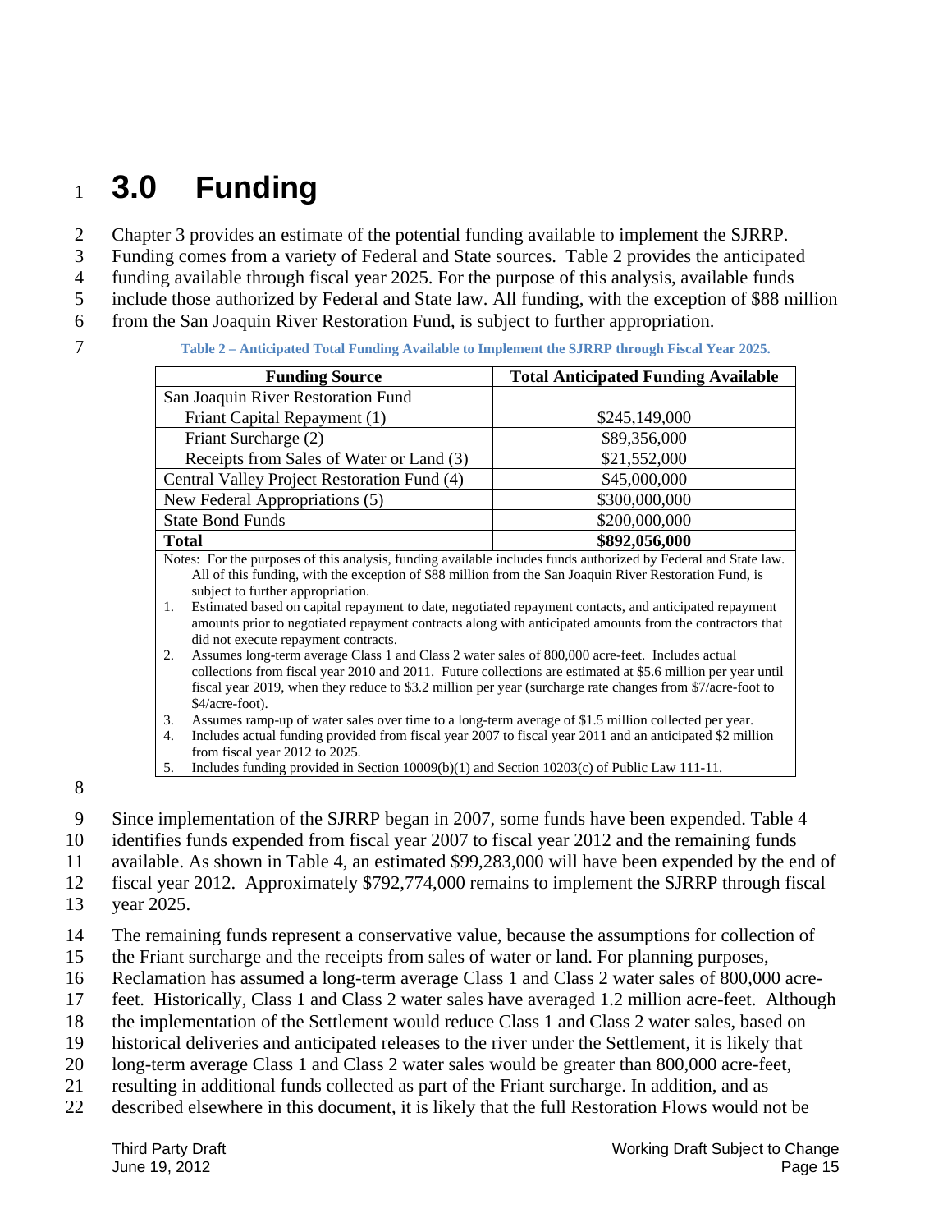# 3.0 Funding

Chapter 3 provides an estimate of the potential funding available to implement the SJRRP. Funding comes from a variety of Federal and State sources. Table 2 provides the anticipated funding available through fiscal year 2025. For the purpose of this analysis, available funds include those authorized by Federal and State law. All funding, with the exception of $88 million from the San Joaquin River Restoration Fund, is subject to further appropriation.

**Table 2 – Anticipated Total Funding Available to Implement the SJRRP through Fiscal Year 2025.**

| Funding Source | Total Anticipated Funding Available |
|---|---|
| San Joaquin River Restoration Fund | |
| Friant Capital Repayment (1) | $245,149,000 |
| Friant Surcharge (2) | $89,356,000 |
| Receipts from Sales of Water or Land (3) | $21,552,000 |
| Central Valley Project Restoration Fund (4) | $45,000,000 |
| New Federal Appropriations (5) | $300,000,000 |
| State Bond Funds | $200,000,000 |
| **Total** | **$892,056,000** |

Notes: For the purposes of this analysis, funding available includes funds authorized by Federal and State law. All of this funding, with the exception of $88 million from the San Joaquin River Restoration Fund, is subject to further appropriation.

1. Estimated based on capital repayment to date, negotiated repayment contacts, and anticipated repayment amounts prior to negotiated repayment contracts along with anticipated amounts from the contractors that did not execute repayment contracts.
2. Assumes long-term average Class 1 and Class 2 water sales of 800,000 acre-feet. Includes actual collections from fiscal year 2010 and 2011. Future collections are estimated at $5.6 million per year until fiscal year 2019, when they reduce to $3.2 million per year (surcharge rate changes from $7/acre-foot to $4/acre-foot).
3. Assumes ramp-up of water sales over time to a long-term average of $1.5 million collected per year.
4. Includes actual funding provided from fiscal year 2007 to fiscal year 2011 and an anticipated $2 million from fiscal year 2012 to 2025.
5. Includes funding provided in Section 10009(b)(1) and Section 10203(c) of Public Law 111-11.

Since implementation of the SJRRP began in 2007, some funds have been expended. Table 4 identifies funds expended from fiscal year 2007 to fiscal year 2012 and the remaining funds available. As shown in Table 4, an estimated $99,283,000 will have been expended by the end of fiscal year 2012. Approximately $792,774,000 remains to implement the SJRRP through fiscal year 2025.

The remaining funds represent a conservative value, because the assumptions for collection of the Friant surcharge and the receipts from sales of water or land. For planning purposes, Reclamation has assumed a long-term average Class 1 and Class 2 water sales of 800,000 acre-feet. Historically, Class 1 and Class 2 water sales have averaged 1.2 million acre-feet. Although the implementation of the Settlement would reduce Class 1 and Class 2 water sales, based on historical deliveries and anticipated releases to the river under the Settlement, it is likely that long-term average Class 1 and Class 2 water sales would be greater than 800,000 acre-feet, resulting in additional funds collected as part of the Friant surcharge. In addition, and as described elsewhere in this document, it is likely that the full Restoration Flows would not be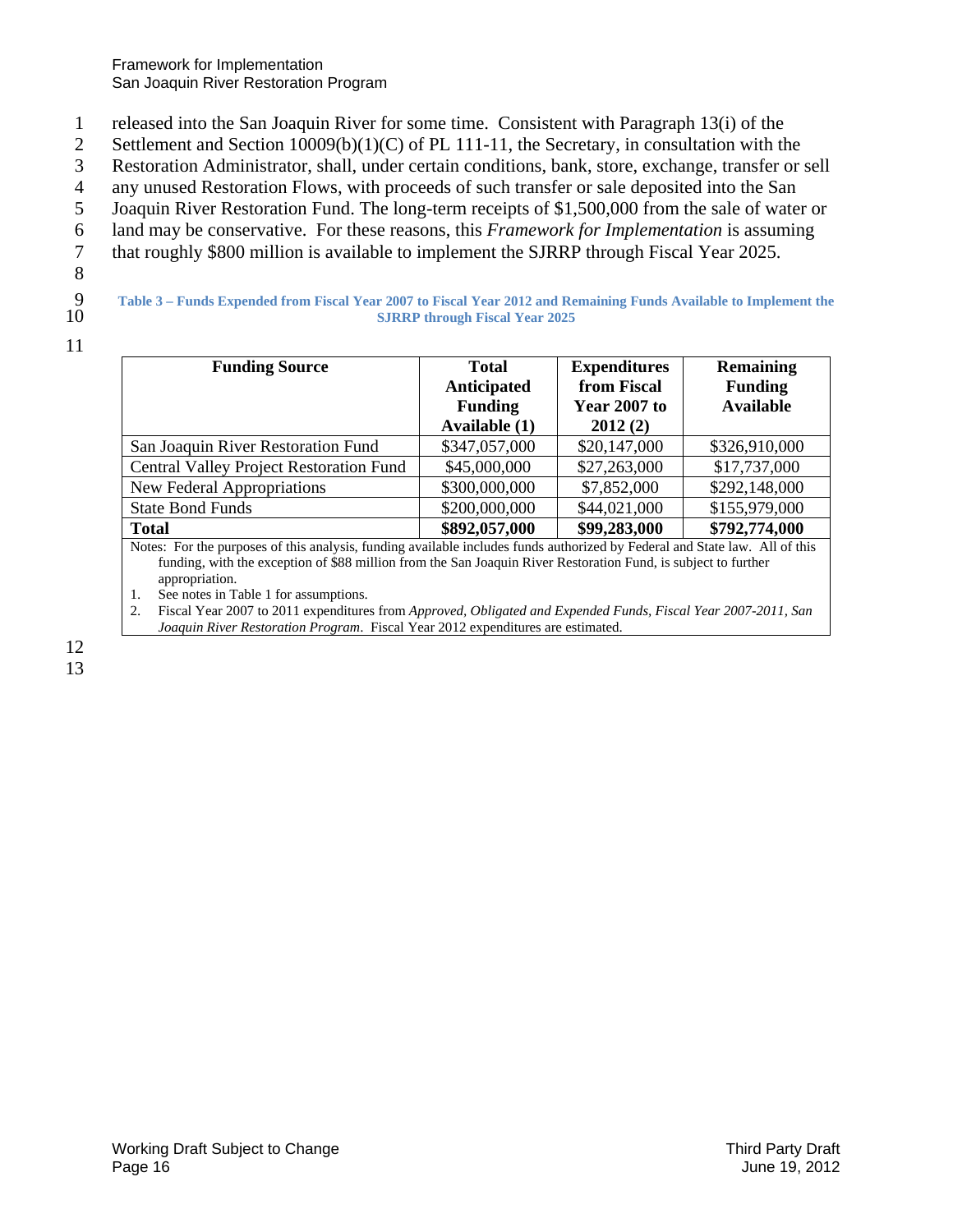released into the San Joaquin River for some time. Consistent with Paragraph 13(i) of the Settlement and Section 10009(b)(1)(C) of PL 111-11, the Secretary, in consultation with the Restoration Administrator, shall, under certain conditions, bank, store, exchange, transfer or sell any unused Restoration Flows, with proceeds of such transfer or sale deposited into the San Joaquin River Restoration Fund. The long-term receipts of $1,500,000 from the sale of water or land may be conservative. For these reasons, this *Framework for Implementation* is assuming that roughly $800 million is available to implement the SJRRP through Fiscal Year 2025.

**Table 3 – Funds Expended from Fiscal Year 2007 to Fiscal Year 2012 and Remaining Funds Available to Implement the SJRRP through Fiscal Year 2025**

| Funding Source | Total Anticipated Funding Available (1) | Expenditures from Fiscal Year 2007 to 2012 (2) | Remaining Funding Available |
|---|---|---|---|
| San Joaquin River Restoration Fund | $347,057,000 | $20,147,000 | $326,910,000 |
| Central Valley Project Restoration Fund | $45,000,000 | $27,263,000 | $17,737,000 |
| New Federal Appropriations | $300,000,000 | $7,852,000 | $292,148,000 |
| State Bond Funds | $200,000,000 | $44,021,000 | $155,979,000 |
| **Total** | **$892,057,000** | **$99,283,000** | **$792,774,000** |

Notes: For the purposes of this analysis, funding available includes funds authorized by Federal and State law. All of this funding, with the exception of $88 million from the San Joaquin River Restoration Fund, is subject to further appropriation.

1. See notes in Table 1 for assumptions.
2. Fiscal Year 2007 to 2011 expenditures from *Approved, Obligated and Expended Funds, Fiscal Year 2007-2011, San Joaquin River Restoration Program*. Fiscal Year 2012 expenditures are estimated.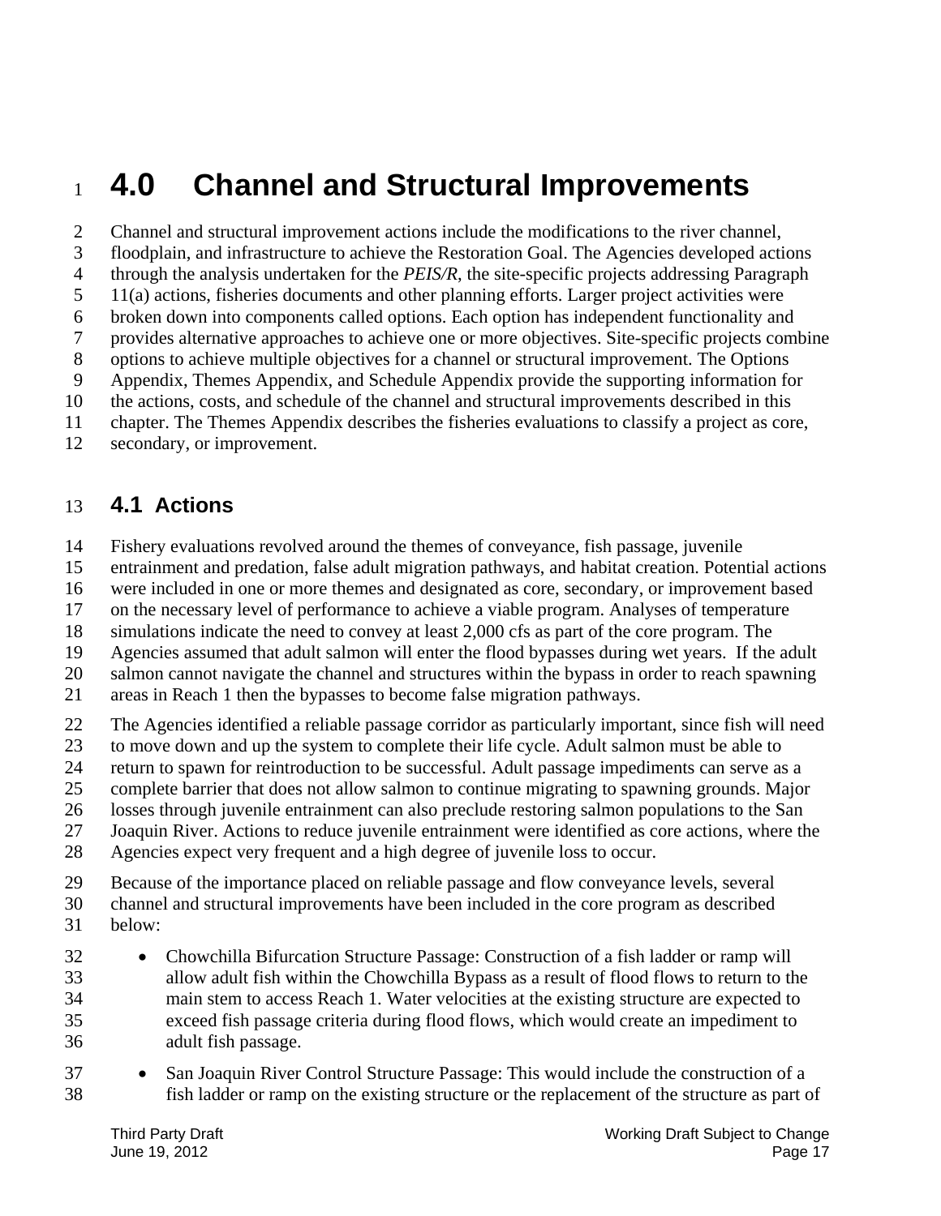# 4.0 Channel and Structural Improvements

Channel and structural improvement actions include the modifications to the river channel, floodplain, and infrastructure to achieve the Restoration Goal. The Agencies developed actions through the analysis undertaken for the *PEIS/R*, the site-specific projects addressing Paragraph 11(a) actions, fisheries documents and other planning efforts. Larger project activities were broken down into components called options. Each option has independent functionality and provides alternative approaches to achieve one or more objectives. Site-specific projects combine options to achieve multiple objectives for a channel or structural improvement. The Options Appendix, Themes Appendix, and Schedule Appendix provide the supporting information for the actions, costs, and schedule of the channel and structural improvements described in this chapter. The Themes Appendix describes the fisheries evaluations to classify a project as core, secondary, or improvement.

## 4.1 Actions

Fishery evaluations revolved around the themes of conveyance, fish passage, juvenile entrainment and predation, false adult migration pathways, and habitat creation. Potential actions were included in one or more themes and designated as core, secondary, or improvement based on the necessary level of performance to achieve a viable program. Analyses of temperature simulations indicate the need to convey at least 2,000 cfs as part of the core program. The Agencies assumed that adult salmon will enter the flood bypasses during wet years. If the adult salmon cannot navigate the channel and structures within the bypass in order to reach spawning areas in Reach 1 then the bypasses to become false migration pathways.

The Agencies identified a reliable passage corridor as particularly important, since fish will need to move down and up the system to complete their life cycle. Adult salmon must be able to return to spawn for reintroduction to be successful. Adult passage impediments can serve as a complete barrier that does not allow salmon to continue migrating to spawning grounds. Major losses through juvenile entrainment can also preclude restoring salmon populations to the San Joaquin River. Actions to reduce juvenile entrainment were identified as core actions, where the Agencies expect very frequent and a high degree of juvenile loss to occur.

Because of the importance placed on reliable passage and flow conveyance levels, several channel and structural improvements have been included in the core program as described below:

- Chowchilla Bifurcation Structure Passage: Construction of a fish ladder or ramp will allow adult fish within the Chowchilla Bypass as a result of flood flows to return to the main stem to access Reach 1. Water velocities at the existing structure are expected to exceed fish passage criteria during flood flows, which would create an impediment to adult fish passage.
- San Joaquin River Control Structure Passage: This would include the construction of a fish ladder or ramp on the existing structure or the replacement of the structure as part of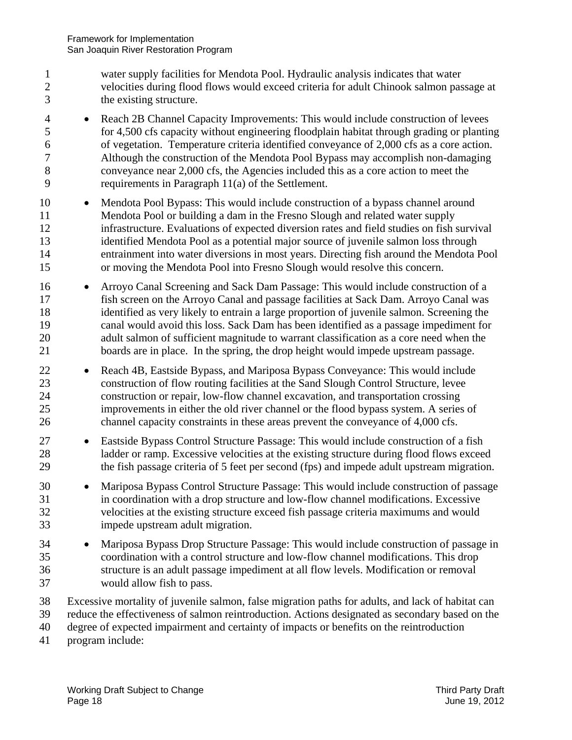water supply facilities for Mendota Pool. Hydraulic analysis indicates that water velocities during flood flows would exceed criteria for adult Chinook salmon passage at the existing structure.

- Reach 2B Channel Capacity Improvements: This would include construction of levees for 4,500 cfs capacity without engineering floodplain habitat through grading or planting of vegetation. Temperature criteria identified conveyance of 2,000 cfs as a core action. Although the construction of the Mendota Pool Bypass may accomplish non-damaging conveyance near 2,000 cfs, the Agencies included this as a core action to meet the requirements in Paragraph 11(a) of the Settlement.
- Mendota Pool Bypass: This would include construction of a bypass channel around Mendota Pool or building a dam in the Fresno Slough and related water supply infrastructure. Evaluations of expected diversion rates and field studies on fish survival identified Mendota Pool as a potential major source of juvenile salmon loss through entrainment into water diversions in most years. Directing fish around the Mendota Pool or moving the Mendota Pool into Fresno Slough would resolve this concern.
- Arroyo Canal Screening and Sack Dam Passage: This would include construction of a fish screen on the Arroyo Canal and passage facilities at Sack Dam. Arroyo Canal was identified as very likely to entrain a large proportion of juvenile salmon. Screening the canal would avoid this loss. Sack Dam has been identified as a passage impediment for adult salmon of sufficient magnitude to warrant classification as a core need when the boards are in place. In the spring, the drop height would impede upstream passage.
- Reach 4B, Eastside Bypass, and Mariposa Bypass Conveyance: This would include construction of flow routing facilities at the Sand Slough Control Structure, levee construction or repair, low-flow channel excavation, and transportation crossing improvements in either the old river channel or the flood bypass system. A series of channel capacity constraints in these areas prevent the conveyance of 4,000 cfs.
- Eastside Bypass Control Structure Passage: This would include construction of a fish ladder or ramp. Excessive velocities at the existing structure during flood flows exceed the fish passage criteria of 5 feet per second (fps) and impede adult upstream migration.
- Mariposa Bypass Control Structure Passage: This would include construction of passage in coordination with a drop structure and low-flow channel modifications. Excessive velocities at the existing structure exceed fish passage criteria maximums and would impede upstream adult migration.
- Mariposa Bypass Drop Structure Passage: This would include construction of passage in coordination with a control structure and low-flow channel modifications. This drop structure is an adult passage impediment at all flow levels. Modification or removal would allow fish to pass.

Excessive mortality of juvenile salmon, false migration paths for adults, and lack of habitat can reduce the effectiveness of salmon reintroduction. Actions designated as secondary based on the degree of expected impairment and certainty of impacts or benefits on the reintroduction program include: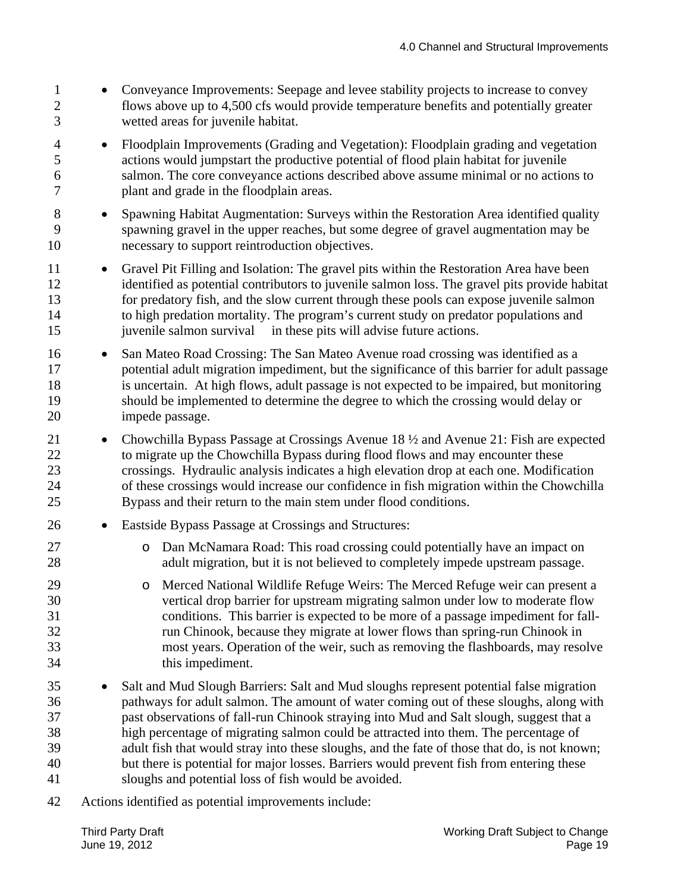- Conveyance Improvements: Seepage and levee stability projects to increase to convey flows above up to 4,500 cfs would provide temperature benefits and potentially greater wetted areas for juvenile habitat.
- Floodplain Improvements (Grading and Vegetation): Floodplain grading and vegetation actions would jumpstart the productive potential of flood plain habitat for juvenile salmon. The core conveyance actions described above assume minimal or no actions to plant and grade in the floodplain areas.
- Spawning Habitat Augmentation: Surveys within the Restoration Area identified quality spawning gravel in the upper reaches, but some degree of gravel augmentation may be necessary to support reintroduction objectives.
- Gravel Pit Filling and Isolation: The gravel pits within the Restoration Area have been identified as potential contributors to juvenile salmon loss. The gravel pits provide habitat for predatory fish, and the slow current through these pools can expose juvenile salmon to high predation mortality. The program's current study on predator populations and juvenile salmon survival in these pits will advise future actions.
- San Mateo Road Crossing: The San Mateo Avenue road crossing was identified as a potential adult migration impediment, but the significance of this barrier for adult passage is uncertain. At high flows, adult passage is not expected to be impaired, but monitoring should be implemented to determine the degree to which the crossing would delay or impede passage.
- Chowchilla Bypass Passage at Crossings Avenue 18 ½ and Avenue 21: Fish are expected to migrate up the Chowchilla Bypass during flood flows and may encounter these crossings. Hydraulic analysis indicates a high elevation drop at each one. Modification of these crossings would increase our confidence in fish migration within the Chowchilla Bypass and their return to the main stem under flood conditions.
- Eastside Bypass Passage at Crossings and Structures:
  - Dan McNamara Road: This road crossing could potentially have an impact on adult migration, but it is not believed to completely impede upstream passage.
  - Merced National Wildlife Refuge Weirs: The Merced Refuge weir can present a vertical drop barrier for upstream migrating salmon under low to moderate flow conditions. This barrier is expected to be more of a passage impediment for fall-run Chinook, because they migrate at lower flows than spring-run Chinook in most years. Operation of the weir, such as removing the flashboards, may resolve this impediment.
- Salt and Mud Slough Barriers: Salt and Mud sloughs represent potential false migration pathways for adult salmon. The amount of water coming out of these sloughs, along with past observations of fall-run Chinook straying into Mud and Salt slough, suggest that a high percentage of migrating salmon could be attracted into them. The percentage of adult fish that would stray into these sloughs, and the fate of those that do, is not known; but there is potential for major losses. Barriers would prevent fish from entering these sloughs and potential loss of fish would be avoided.

Actions identified as potential improvements include: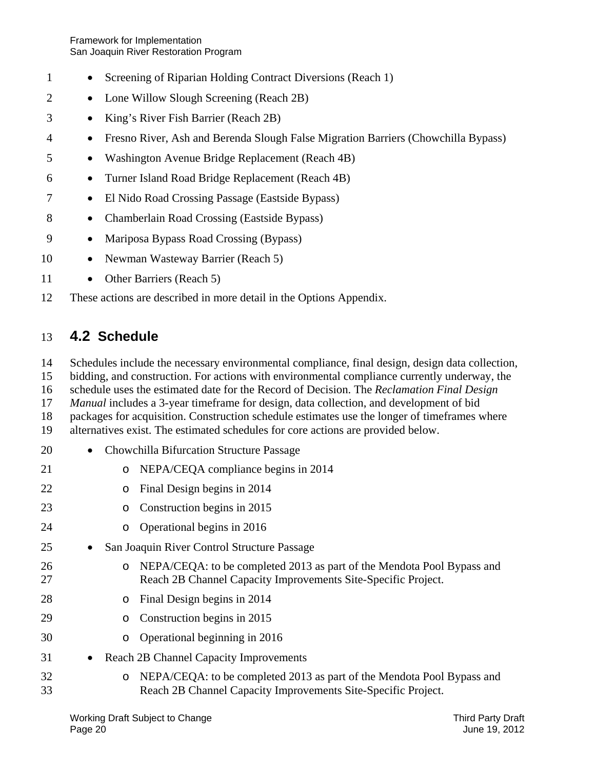- Screening of Riparian Holding Contract Diversions (Reach 1)
- Lone Willow Slough Screening (Reach 2B)
- King's River Fish Barrier (Reach 2B)
- Fresno River, Ash and Berenda Slough False Migration Barriers (Chowchilla Bypass)
- Washington Avenue Bridge Replacement (Reach 4B)
- Turner Island Road Bridge Replacement (Reach 4B)
- El Nido Road Crossing Passage (Eastside Bypass)
- Chamberlain Road Crossing (Eastside Bypass)
- Mariposa Bypass Road Crossing (Bypass)
- Newman Wasteway Barrier (Reach 5)
- Other Barriers (Reach 5)

These actions are described in more detail in the Options Appendix.

## 4.2 Schedule

Schedules include the necessary environmental compliance, final design, design data collection, bidding, and construction. For actions with environmental compliance currently underway, the schedule uses the estimated date for the Record of Decision. The *Reclamation Final Design Manual* includes a 3-year timeframe for design, data collection, and development of bid packages for acquisition. Construction schedule estimates use the longer of timeframes where alternatives exist. The estimated schedules for core actions are provided below.

- Chowchilla Bifurcation Structure Passage
  - NEPA/CEQA compliance begins in 2014
  - Final Design begins in 2014
  - Construction begins in 2015
  - Operational begins in 2016
- San Joaquin River Control Structure Passage
  - NEPA/CEQA: to be completed 2013 as part of the Mendota Pool Bypass and Reach 2B Channel Capacity Improvements Site-Specific Project.
  - Final Design begins in 2014
  - Construction begins in 2015
  - Operational beginning in 2016
- Reach 2B Channel Capacity Improvements
  - NEPA/CEQA: to be completed 2013 as part of the Mendota Pool Bypass and Reach 2B Channel Capacity Improvements Site-Specific Project.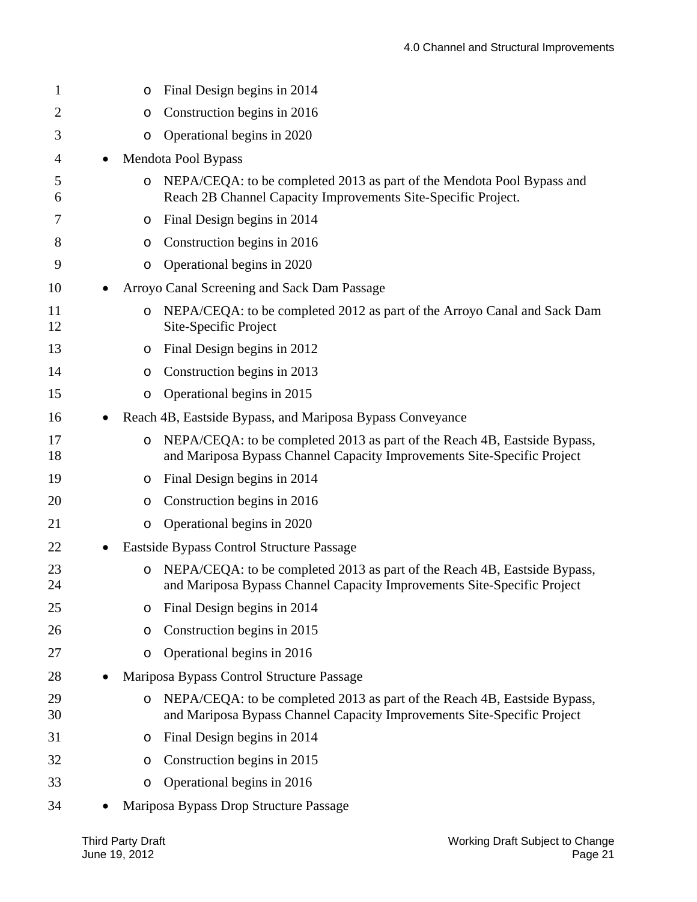- Final Design begins in 2014
  - Construction begins in 2016
  - Operational begins in 2020
- Mendota Pool Bypass
  - NEPA/CEQA: to be completed 2013 as part of the Mendota Pool Bypass and Reach 2B Channel Capacity Improvements Site-Specific Project.
  - Final Design begins in 2014
  - Construction begins in 2016
  - Operational begins in 2020
- Arroyo Canal Screening and Sack Dam Passage
  - NEPA/CEQA: to be completed 2012 as part of the Arroyo Canal and Sack Dam Site-Specific Project
  - Final Design begins in 2012
  - Construction begins in 2013
  - Operational begins in 2015
- Reach 4B, Eastside Bypass, and Mariposa Bypass Conveyance
  - NEPA/CEQA: to be completed 2013 as part of the Reach 4B, Eastside Bypass, and Mariposa Bypass Channel Capacity Improvements Site-Specific Project
  - Final Design begins in 2014
  - Construction begins in 2016
  - Operational begins in 2020
- Eastside Bypass Control Structure Passage
  - NEPA/CEQA: to be completed 2013 as part of the Reach 4B, Eastside Bypass, and Mariposa Bypass Channel Capacity Improvements Site-Specific Project
  - Final Design begins in 2014
  - Construction begins in 2015
  - Operational begins in 2016
- Mariposa Bypass Control Structure Passage
  - NEPA/CEQA: to be completed 2013 as part of the Reach 4B, Eastside Bypass, and Mariposa Bypass Channel Capacity Improvements Site-Specific Project
  - Final Design begins in 2014
  - Construction begins in 2015
  - Operational begins in 2016
- Mariposa Bypass Drop Structure Passage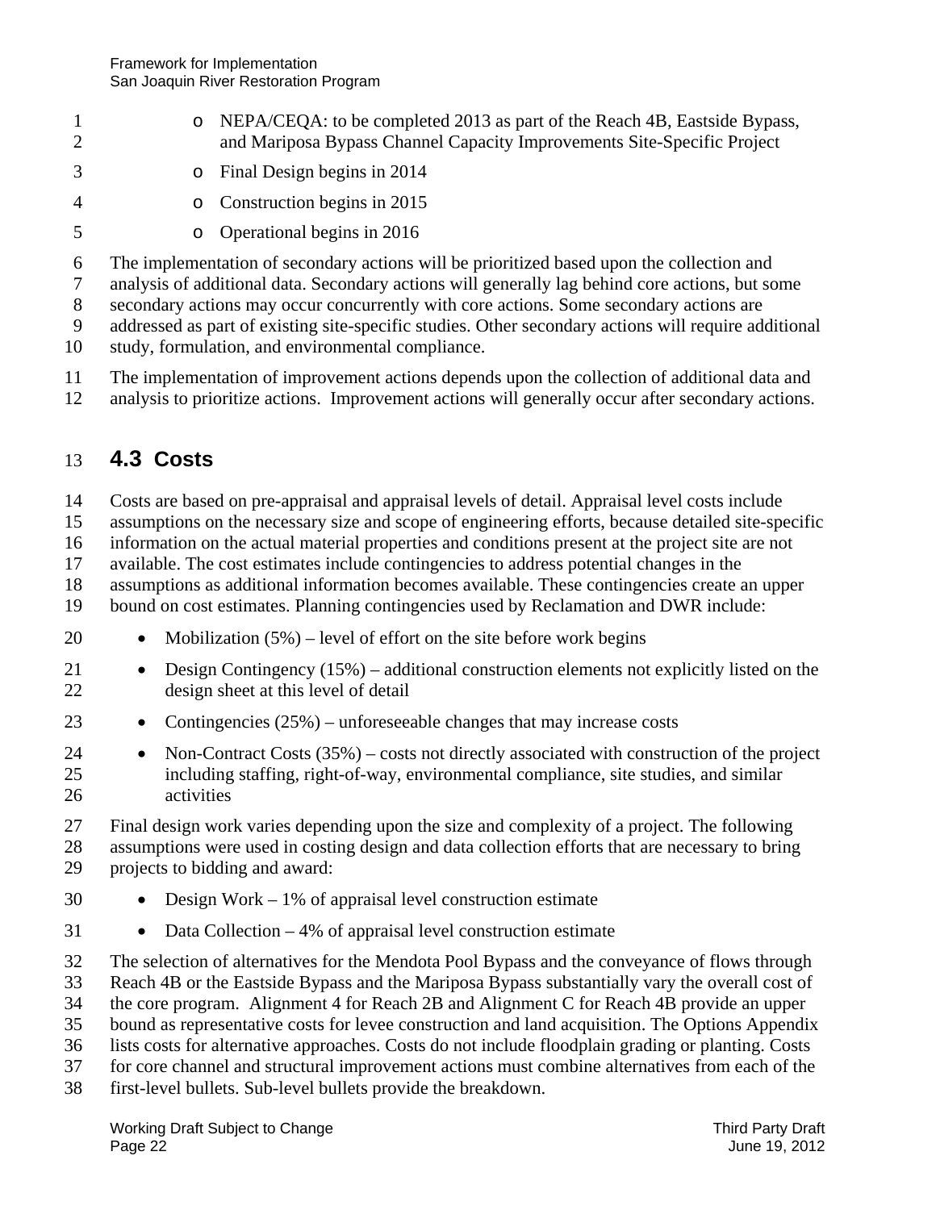- NEPA/CEQA: to be completed 2013 as part of the Reach 4B, Eastside Bypass, and Mariposa Bypass Channel Capacity Improvements Site-Specific Project
- Final Design begins in 2014
- Construction begins in 2015
- Operational begins in 2016

The implementation of secondary actions will be prioritized based upon the collection and analysis of additional data. Secondary actions will generally lag behind core actions, but some secondary actions may occur concurrently with core actions. Some secondary actions are addressed as part of existing site-specific studies. Other secondary actions will require additional study, formulation, and environmental compliance.

The implementation of improvement actions depends upon the collection of additional data and analysis to prioritize actions. Improvement actions will generally occur after secondary actions.

## 4.3 Costs

Costs are based on pre-appraisal and appraisal levels of detail. Appraisal level costs include assumptions on the necessary size and scope of engineering efforts, because detailed site-specific information on the actual material properties and conditions present at the project site are not available. The cost estimates include contingencies to address potential changes in the assumptions as additional information becomes available. These contingencies create an upper bound on cost estimates. Planning contingencies used by Reclamation and DWR include:

- Mobilization (5%) – level of effort on the site before work begins
- Design Contingency (15%) – additional construction elements not explicitly listed on the design sheet at this level of detail
- Contingencies (25%) – unforeseeable changes that may increase costs
- Non-Contract Costs (35%) – costs not directly associated with construction of the project including staffing, right-of-way, environmental compliance, site studies, and similar activities

Final design work varies depending upon the size and complexity of a project. The following assumptions were used in costing design and data collection efforts that are necessary to bring projects to bidding and award:

- Design Work – 1% of appraisal level construction estimate
- Data Collection – 4% of appraisal level construction estimate

The selection of alternatives for the Mendota Pool Bypass and the conveyance of flows through Reach 4B or the Eastside Bypass and the Mariposa Bypass substantially vary the overall cost of the core program. Alignment 4 for Reach 2B and Alignment C for Reach 4B provide an upper bound as representative costs for levee construction and land acquisition. The Options Appendix lists costs for alternative approaches. Costs do not include floodplain grading or planting. Costs for core channel and structural improvement actions must combine alternatives from each of the first-level bullets. Sub-level bullets provide the breakdown.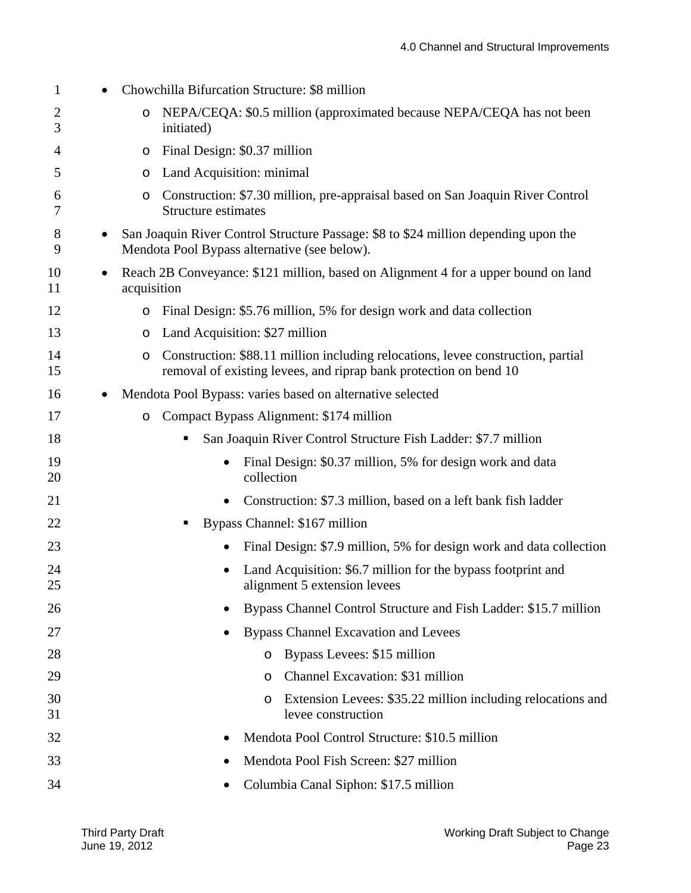- Chowchilla Bifurcation Structure: $8 million
  - NEPA/CEQA: $0.5 million (approximated because NEPA/CEQA has not been initiated)
  - Final Design: $0.37 million
  - Land Acquisition: minimal
  - Construction: $7.30 million, pre-appraisal based on San Joaquin River Control Structure estimates
- San Joaquin River Control Structure Passage: $8 to $24 million depending upon the Mendota Pool Bypass alternative (see below).
- Reach 2B Conveyance: $121 million, based on Alignment 4 for a upper bound on land acquisition
  - Final Design: $5.76 million, 5% for design work and data collection
  - Land Acquisition: $27 million
  - Construction: $88.11 million including relocations, levee construction, partial removal of existing levees, and riprap bank protection on bend 10
- Mendota Pool Bypass: varies based on alternative selected
  - Compact Bypass Alignment: $174 million
    - San Joaquin River Control Structure Fish Ladder: $7.7 million
      - Final Design: $0.37 million, 5% for design work and data collection
      - Construction: $7.3 million, based on a left bank fish ladder
    - Bypass Channel: $167 million
      - Final Design: $7.9 million, 5% for design work and data collection
      - Land Acquisition: $6.7 million for the bypass footprint and alignment 5 extension levees
      - Bypass Channel Control Structure and Fish Ladder: $15.7 million
      - Bypass Channel Excavation and Levees
        - Bypass Levees: $15 million
        - Channel Excavation: $31 million
        - Extension Levees: $35.22 million including relocations and levee construction
      - Mendota Pool Control Structure: $10.5 million
      - Mendota Pool Fish Screen: $27 million
      - Columbia Canal Siphon: $17.5 million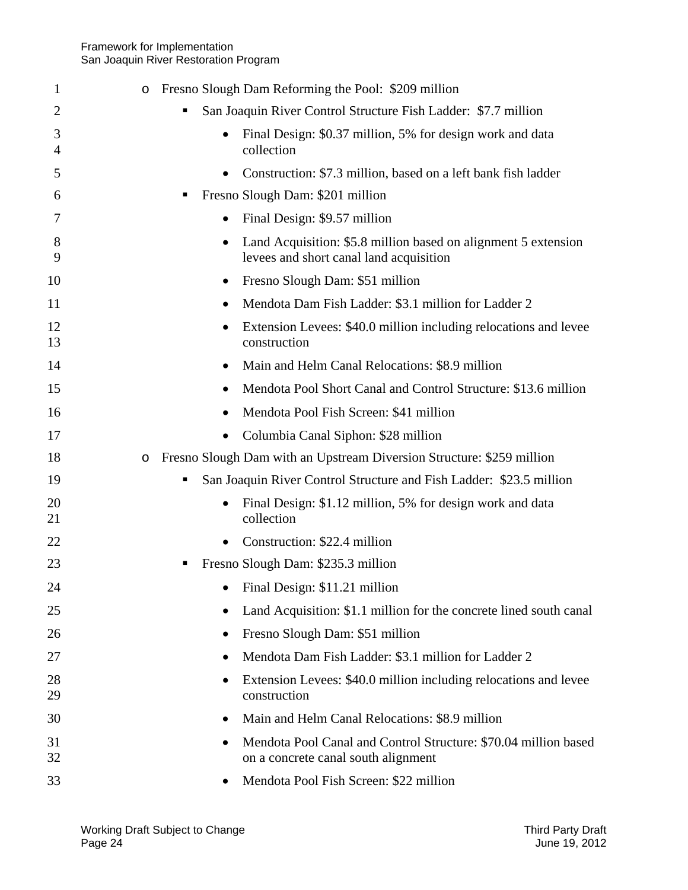- Fresno Slough Dam Reforming the Pool: $209 million
  - San Joaquin River Control Structure Fish Ladder: $7.7 million
    - Final Design: $0.37 million, 5% for design work and data collection
    - Construction: $7.3 million, based on a left bank fish ladder
  - Fresno Slough Dam: $201 million
    - Final Design: $9.57 million
    - Land Acquisition: $5.8 million based on alignment 5 extension levees and short canal land acquisition
    - Fresno Slough Dam: $51 million
    - Mendota Dam Fish Ladder: $3.1 million for Ladder 2
    - Extension Levees: $40.0 million including relocations and levee construction
    - Main and Helm Canal Relocations: $8.9 million
    - Mendota Pool Short Canal and Control Structure: $13.6 million
    - Mendota Pool Fish Screen: $41 million
    - Columbia Canal Siphon: $28 million
- Fresno Slough Dam with an Upstream Diversion Structure: $259 million
  - San Joaquin River Control Structure and Fish Ladder: $23.5 million
    - Final Design: $1.12 million, 5% for design work and data collection
    - Construction: $22.4 million
  - Fresno Slough Dam: $235.3 million
    - Final Design: $11.21 million
    - Land Acquisition: $1.1 million for the concrete lined south canal
    - Fresno Slough Dam: $51 million
    - Mendota Dam Fish Ladder: $3.1 million for Ladder 2
    - Extension Levees: $40.0 million including relocations and levee construction
    - Main and Helm Canal Relocations: $8.9 million
    - Mendota Pool Canal and Control Structure: $70.04 million based on a concrete canal south alignment
    - Mendota Pool Fish Screen: $22 million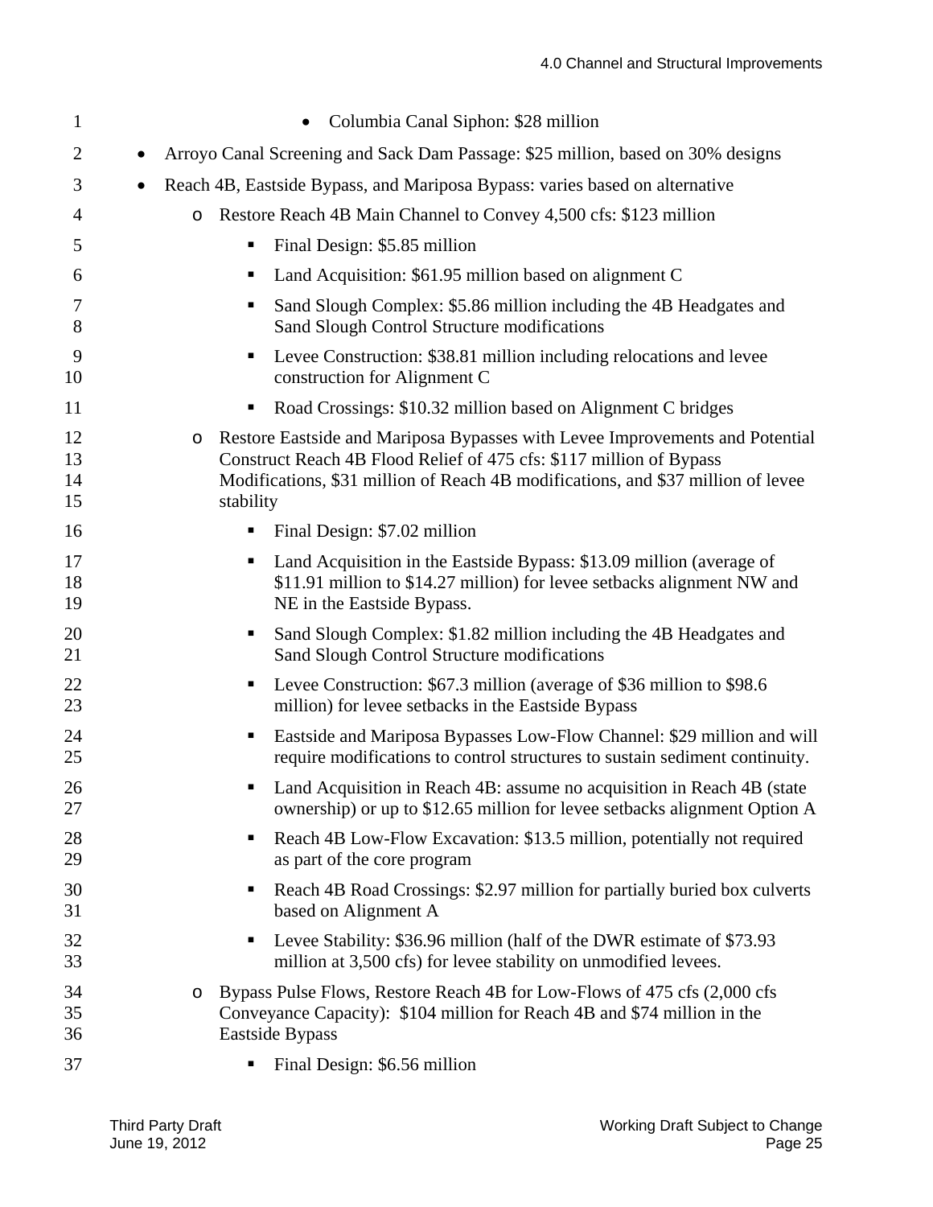- Columbia Canal Siphon: $28 million
- Arroyo Canal Screening and Sack Dam Passage: $25 million, based on 30% designs
- Reach 4B, Eastside Bypass, and Mariposa Bypass: varies based on alternative
    - Restore Reach 4B Main Channel to Convey 4,500 cfs: $123 million
        - Final Design: $5.85 million
        - Land Acquisition: $61.95 million based on alignment C
        - Sand Slough Complex: $5.86 million including the 4B Headgates and Sand Slough Control Structure modifications
        - Levee Construction: $38.81 million including relocations and levee construction for Alignment C
        - Road Crossings: $10.32 million based on Alignment C bridges
    - Restore Eastside and Mariposa Bypasses with Levee Improvements and Potential Construct Reach 4B Flood Relief of 475 cfs: $117 million of Bypass Modifications, $31 million of Reach 4B modifications, and $37 million of levee stability
        - Final Design: $7.02 million
        - Land Acquisition in the Eastside Bypass: $13.09 million (average of $11.91 million to $14.27 million) for levee setbacks alignment NW and NE in the Eastside Bypass.
        - Sand Slough Complex: $1.82 million including the 4B Headgates and Sand Slough Control Structure modifications
        - Levee Construction: $67.3 million (average of $36 million to $98.6 million) for levee setbacks in the Eastside Bypass
        - Eastside and Mariposa Bypasses Low-Flow Channel: $29 million and will require modifications to control structures to sustain sediment continuity.
        - Land Acquisition in Reach 4B: assume no acquisition in Reach 4B (state ownership) or up to $12.65 million for levee setbacks alignment Option A
        - Reach 4B Low-Flow Excavation: $13.5 million, potentially not required as part of the core program
        - Reach 4B Road Crossings: $2.97 million for partially buried box culverts based on Alignment A
        - Levee Stability: $36.96 million (half of the DWR estimate of $73.93 million at 3,500 cfs) for levee stability on unmodified levees.
    - Bypass Pulse Flows, Restore Reach 4B for Low-Flows of 475 cfs (2,000 cfs Conveyance Capacity): $104 million for Reach 4B and $74 million in the Eastside Bypass
        - Final Design: $6.56 million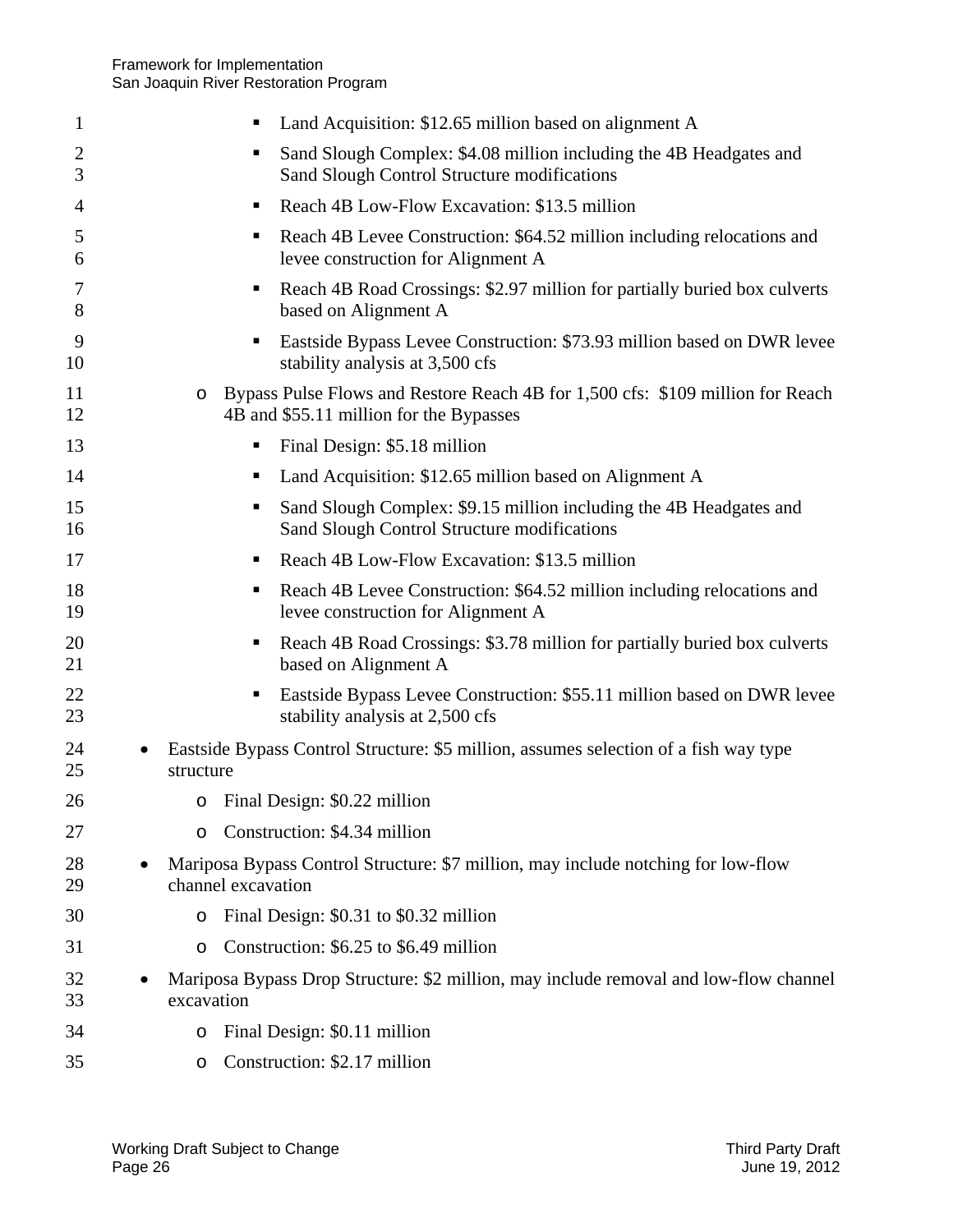- Land Acquisition: $12.65 million based on alignment A
        - Sand Slough Complex: $4.08 million including the 4B Headgates and Sand Slough Control Structure modifications
        - Reach 4B Low-Flow Excavation: $13.5 million
        - Reach 4B Levee Construction: $64.52 million including relocations and levee construction for Alignment A
        - Reach 4B Road Crossings: $2.97 million for partially buried box culverts based on Alignment A
        - Eastside Bypass Levee Construction: $73.93 million based on DWR levee stability analysis at 3,500 cfs
    - Bypass Pulse Flows and Restore Reach 4B for 1,500 cfs: $109 million for Reach 4B and $55.11 million for the Bypasses
        - Final Design: $5.18 million
        - Land Acquisition: $12.65 million based on Alignment A
        - Sand Slough Complex: $9.15 million including the 4B Headgates and Sand Slough Control Structure modifications
        - Reach 4B Low-Flow Excavation: $13.5 million
        - Reach 4B Levee Construction: $64.52 million including relocations and levee construction for Alignment A
        - Reach 4B Road Crossings: $3.78 million for partially buried box culverts based on Alignment A
        - Eastside Bypass Levee Construction: $55.11 million based on DWR levee stability analysis at 2,500 cfs
- Eastside Bypass Control Structure: $5 million, assumes selection of a fish way type structure
    - Final Design: $0.22 million
    - Construction: $4.34 million
- Mariposa Bypass Control Structure: $7 million, may include notching for low-flow channel excavation
    - Final Design: $0.31 to $0.32 million
    - Construction: $6.25 to $6.49 million
- Mariposa Bypass Drop Structure: $2 million, may include removal and low-flow channel excavation
    - Final Design: $0.11 million
    - Construction: $2.17 million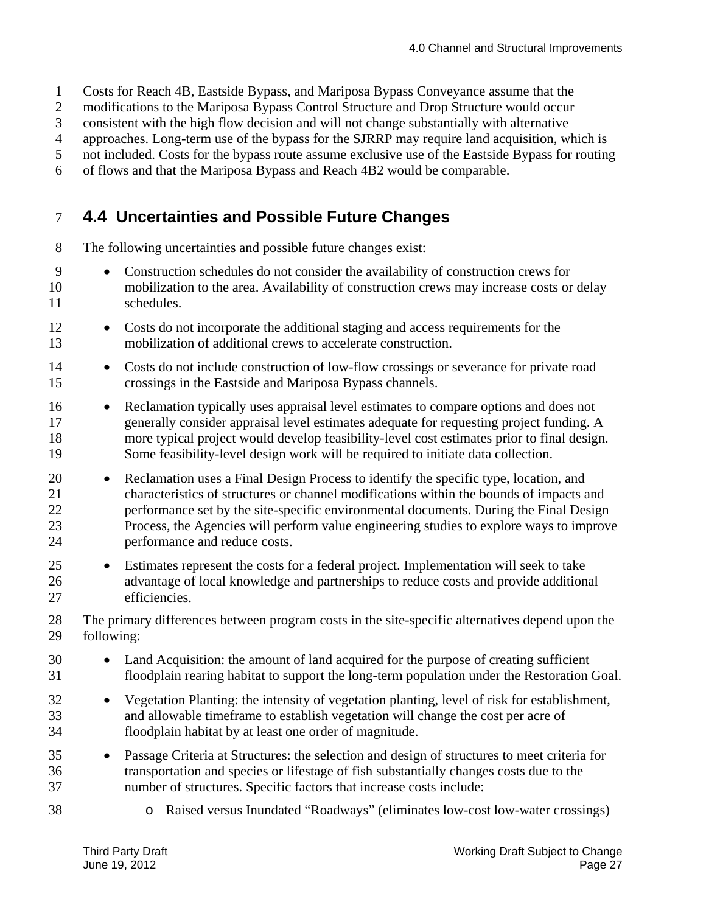Costs for Reach 4B, Eastside Bypass, and Mariposa Bypass Conveyance assume that the modifications to the Mariposa Bypass Control Structure and Drop Structure would occur consistent with the high flow decision and will not change substantially with alternative approaches. Long-term use of the bypass for the SJRRP may require land acquisition, which is not included. Costs for the bypass route assume exclusive use of the Eastside Bypass for routing of flows and that the Mariposa Bypass and Reach 4B2 would be comparable.

## 4.4 Uncertainties and Possible Future Changes

The following uncertainties and possible future changes exist:

- Construction schedules do not consider the availability of construction crews for mobilization to the area. Availability of construction crews may increase costs or delay schedules.
- Costs do not incorporate the additional staging and access requirements for the mobilization of additional crews to accelerate construction.
- Costs do not include construction of low-flow crossings or severance for private road crossings in the Eastside and Mariposa Bypass channels.
- Reclamation typically uses appraisal level estimates to compare options and does not generally consider appraisal level estimates adequate for requesting project funding. A more typical project would develop feasibility-level cost estimates prior to final design. Some feasibility-level design work will be required to initiate data collection.
- Reclamation uses a Final Design Process to identify the specific type, location, and characteristics of structures or channel modifications within the bounds of impacts and performance set by the site-specific environmental documents. During the Final Design Process, the Agencies will perform value engineering studies to explore ways to improve performance and reduce costs.
- Estimates represent the costs for a federal project. Implementation will seek to take advantage of local knowledge and partnerships to reduce costs and provide additional efficiencies.

The primary differences between program costs in the site-specific alternatives depend upon the following:

- Land Acquisition: the amount of land acquired for the purpose of creating sufficient floodplain rearing habitat to support the long-term population under the Restoration Goal.
- Vegetation Planting: the intensity of vegetation planting, level of risk for establishment, and allowable timeframe to establish vegetation will change the cost per acre of floodplain habitat by at least one order of magnitude.
- Passage Criteria at Structures: the selection and design of structures to meet criteria for transportation and species or lifestage of fish substantially changes costs due to the number of structures. Specific factors that increase costs include:
  - Raised versus Inundated "Roadways" (eliminates low-cost low-water crossings)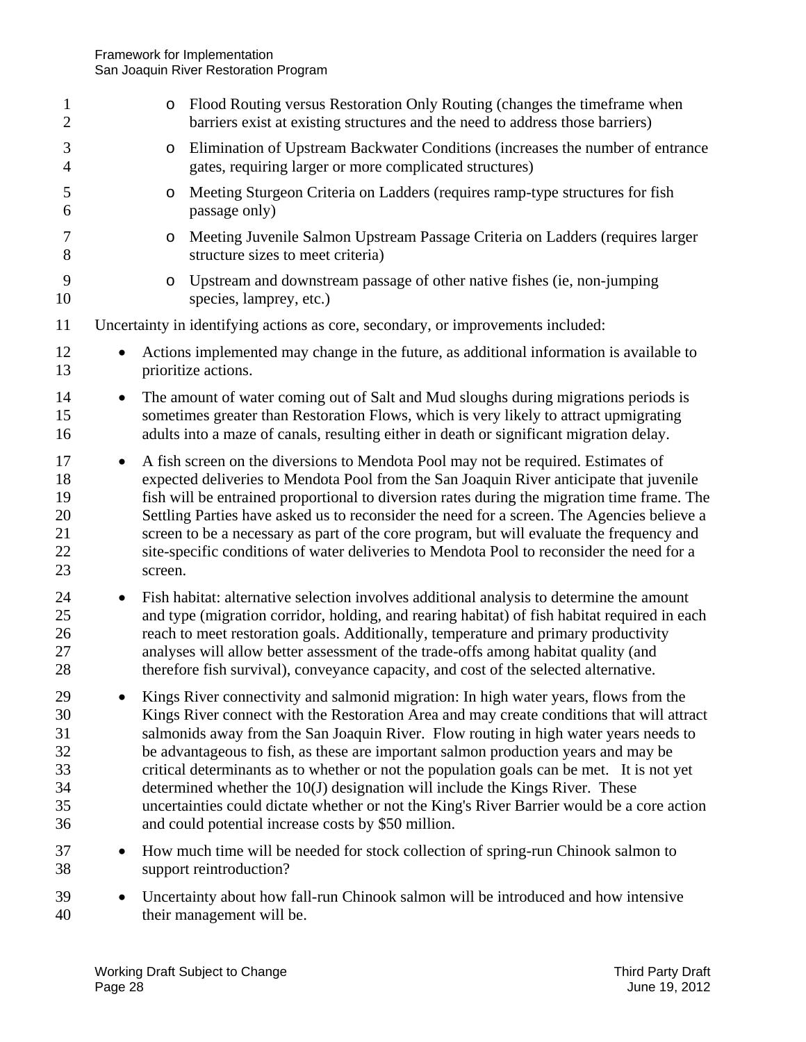- Flood Routing versus Restoration Only Routing (changes the timeframe when barriers exist at existing structures and the need to address those barriers)
  - Elimination of Upstream Backwater Conditions (increases the number of entrance gates, requiring larger or more complicated structures)
  - Meeting Sturgeon Criteria on Ladders (requires ramp-type structures for fish passage only)
  - Meeting Juvenile Salmon Upstream Passage Criteria on Ladders (requires larger structure sizes to meet criteria)
  - Upstream and downstream passage of other native fishes (ie, non-jumping species, lamprey, etc.)

Uncertainty in identifying actions as core, secondary, or improvements included:

- Actions implemented may change in the future, as additional information is available to prioritize actions.
- The amount of water coming out of Salt and Mud sloughs during migrations periods is sometimes greater than Restoration Flows, which is very likely to attract upmigrating adults into a maze of canals, resulting either in death or significant migration delay.
- A fish screen on the diversions to Mendota Pool may not be required. Estimates of expected deliveries to Mendota Pool from the San Joaquin River anticipate that juvenile fish will be entrained proportional to diversion rates during the migration time frame. The Settling Parties have asked us to reconsider the need for a screen. The Agencies believe a screen to be a necessary as part of the core program, but will evaluate the frequency and site-specific conditions of water deliveries to Mendota Pool to reconsider the need for a screen.
- Fish habitat: alternative selection involves additional analysis to determine the amount and type (migration corridor, holding, and rearing habitat) of fish habitat required in each reach to meet restoration goals. Additionally, temperature and primary productivity analyses will allow better assessment of the trade-offs among habitat quality (and therefore fish survival), conveyance capacity, and cost of the selected alternative.
- Kings River connectivity and salmonid migration: In high water years, flows from the Kings River connect with the Restoration Area and may create conditions that will attract salmonids away from the San Joaquin River. Flow routing in high water years needs to be advantageous to fish, as these are important salmon production years and may be critical determinants as to whether or not the population goals can be met. It is not yet determined whether the 10(J) designation will include the Kings River. These uncertainties could dictate whether or not the King's River Barrier would be a core action and could potential increase costs by $50 million.
- How much time will be needed for stock collection of spring-run Chinook salmon to support reintroduction?
- Uncertainty about how fall-run Chinook salmon will be introduced and how intensive their management will be.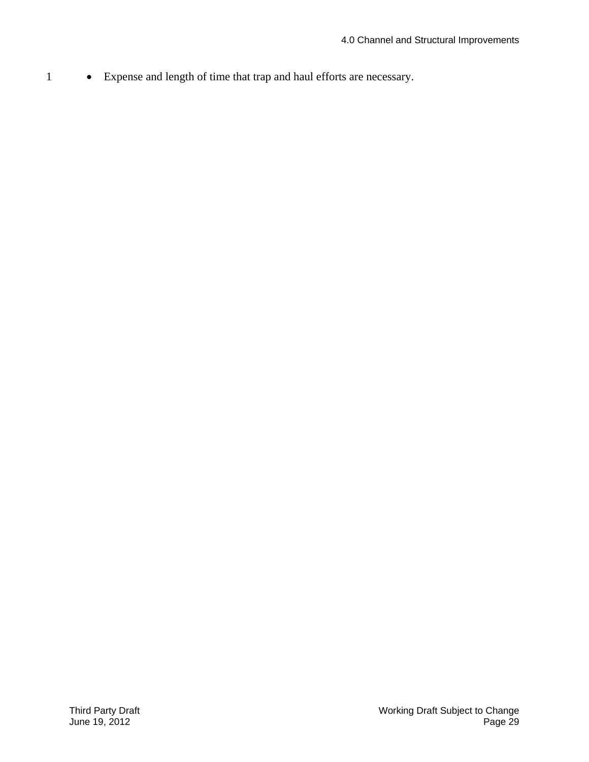- Expense and length of time that trap and haul efforts are necessary.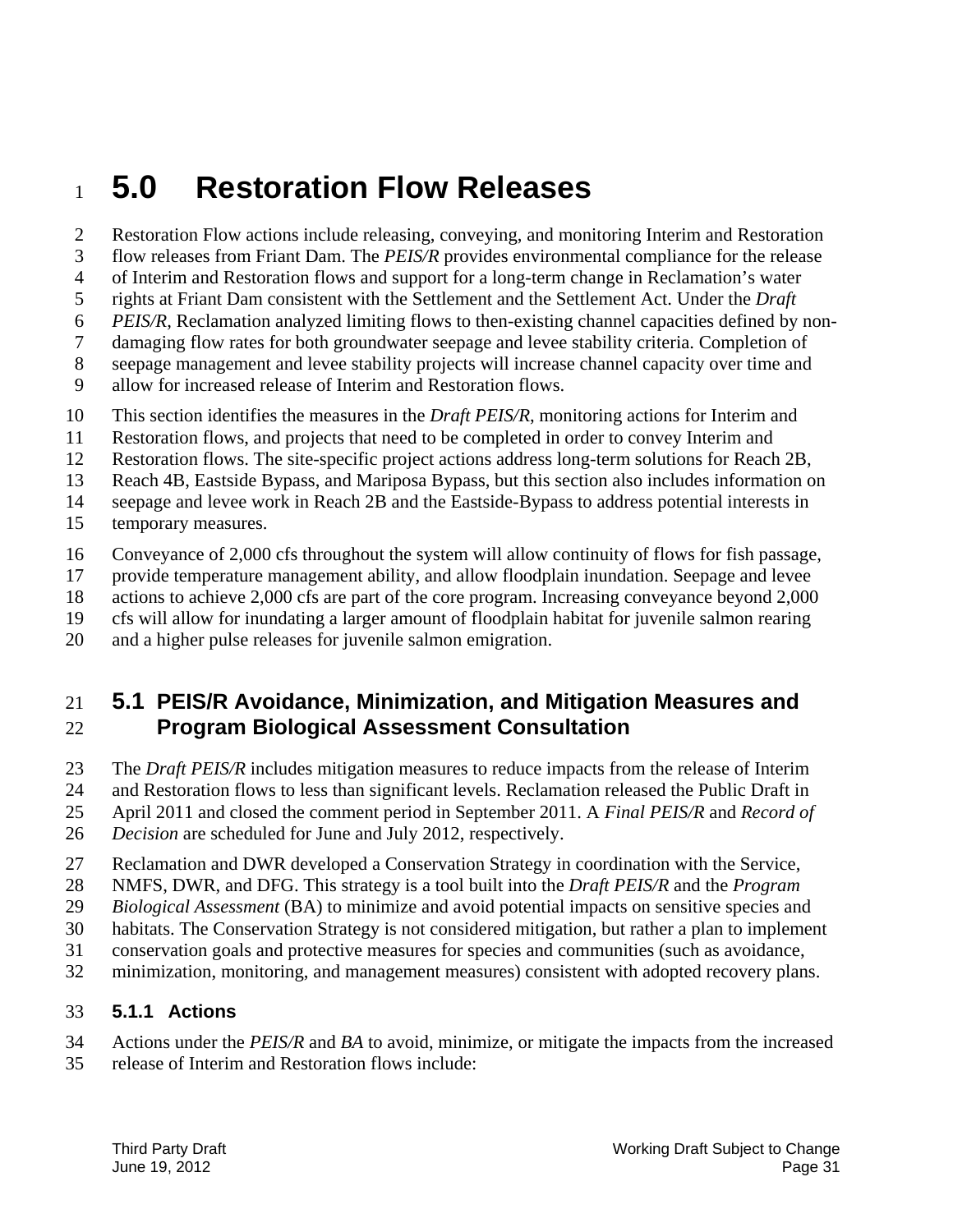# 5.0 Restoration Flow Releases

Restoration Flow actions include releasing, conveying, and monitoring Interim and Restoration flow releases from Friant Dam. The *PEIS/R* provides environmental compliance for the release of Interim and Restoration flows and support for a long-term change in Reclamation's water rights at Friant Dam consistent with the Settlement and the Settlement Act. Under the *Draft PEIS/R*, Reclamation analyzed limiting flows to then-existing channel capacities defined by non-damaging flow rates for both groundwater seepage and levee stability criteria. Completion of seepage management and levee stability projects will increase channel capacity over time and allow for increased release of Interim and Restoration flows.

This section identifies the measures in the *Draft PEIS/R*, monitoring actions for Interim and Restoration flows, and projects that need to be completed in order to convey Interim and Restoration flows. The site-specific project actions address long-term solutions for Reach 2B, Reach 4B, Eastside Bypass, and Mariposa Bypass, but this section also includes information on seepage and levee work in Reach 2B and the Eastside-Bypass to address potential interests in temporary measures.

Conveyance of 2,000 cfs throughout the system will allow continuity of flows for fish passage, provide temperature management ability, and allow floodplain inundation. Seepage and levee actions to achieve 2,000 cfs are part of the core program. Increasing conveyance beyond 2,000 cfs will allow for inundating a larger amount of floodplain habitat for juvenile salmon rearing and a higher pulse releases for juvenile salmon emigration.

## 5.1 PEIS/R Avoidance, Minimization, and Mitigation Measures and Program Biological Assessment Consultation

The *Draft PEIS/R* includes mitigation measures to reduce impacts from the release of Interim and Restoration flows to less than significant levels. Reclamation released the Public Draft in April 2011 and closed the comment period in September 2011. A *Final PEIS/R* and *Record of Decision* are scheduled for June and July 2012, respectively.

Reclamation and DWR developed a Conservation Strategy in coordination with the Service, NMFS, DWR, and DFG. This strategy is a tool built into the *Draft PEIS/R* and the *Program Biological Assessment* (BA) to minimize and avoid potential impacts on sensitive species and habitats. The Conservation Strategy is not considered mitigation, but rather a plan to implement conservation goals and protective measures for species and communities (such as avoidance, minimization, monitoring, and management measures) consistent with adopted recovery plans.

### 5.1.1 Actions

Actions under the *PEIS/R* and *BA* to avoid, minimize, or mitigate the impacts from the increased release of Interim and Restoration flows include: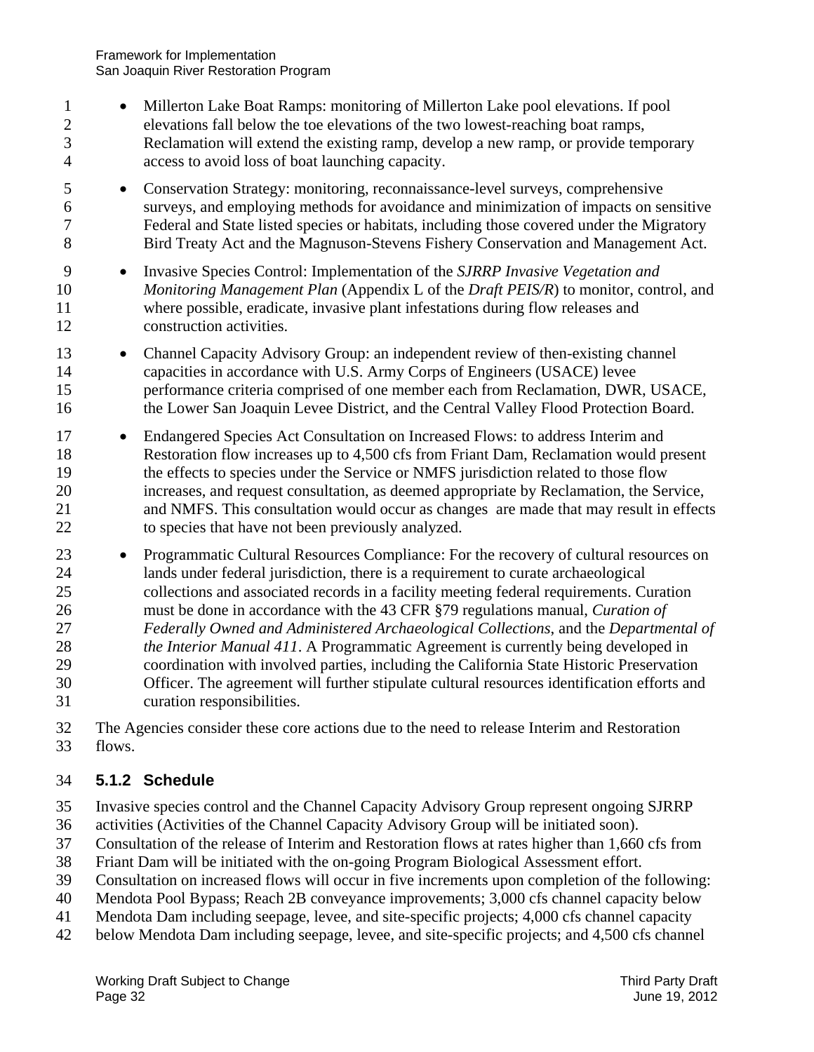- Millerton Lake Boat Ramps: monitoring of Millerton Lake pool elevations. If pool elevations fall below the toe elevations of the two lowest-reaching boat ramps, Reclamation will extend the existing ramp, develop a new ramp, or provide temporary access to avoid loss of boat launching capacity.
- Conservation Strategy: monitoring, reconnaissance-level surveys, comprehensive surveys, and employing methods for avoidance and minimization of impacts on sensitive Federal and State listed species or habitats, including those covered under the Migratory Bird Treaty Act and the Magnuson-Stevens Fishery Conservation and Management Act.
- Invasive Species Control: Implementation of the *SJRRP Invasive Vegetation and Monitoring Management Plan* (Appendix L of the *Draft PEIS/R*) to monitor, control, and where possible, eradicate, invasive plant infestations during flow releases and construction activities.
- Channel Capacity Advisory Group: an independent review of then-existing channel capacities in accordance with U.S. Army Corps of Engineers (USACE) levee performance criteria comprised of one member each from Reclamation, DWR, USACE, the Lower San Joaquin Levee District, and the Central Valley Flood Protection Board.
- Endangered Species Act Consultation on Increased Flows: to address Interim and Restoration flow increases up to 4,500 cfs from Friant Dam, Reclamation would present the effects to species under the Service or NMFS jurisdiction related to those flow increases, and request consultation, as deemed appropriate by Reclamation, the Service, and NMFS. This consultation would occur as changes are made that may result in effects to species that have not been previously analyzed.
- Programmatic Cultural Resources Compliance: For the recovery of cultural resources on lands under federal jurisdiction, there is a requirement to curate archaeological collections and associated records in a facility meeting federal requirements. Curation must be done in accordance with the 43 CFR §79 regulations manual, *Curation of Federally Owned and Administered Archaeological Collections*, and the *Departmental of the Interior Manual 411*. A Programmatic Agreement is currently being developed in coordination with involved parties, including the California State Historic Preservation Officer. The agreement will further stipulate cultural resources identification efforts and curation responsibilities.

The Agencies consider these core actions due to the need to release Interim and Restoration flows.

### 5.1.2 Schedule

Invasive species control and the Channel Capacity Advisory Group represent ongoing SJRRP activities (Activities of the Channel Capacity Advisory Group will be initiated soon). Consultation of the release of Interim and Restoration flows at rates higher than 1,660 cfs from Friant Dam will be initiated with the on-going Program Biological Assessment effort. Consultation on increased flows will occur in five increments upon completion of the following: Mendota Pool Bypass; Reach 2B conveyance improvements; 3,000 cfs channel capacity below Mendota Dam including seepage, levee, and site-specific projects; 4,000 cfs channel capacity below Mendota Dam including seepage, levee, and site-specific projects; and 4,500 cfs channel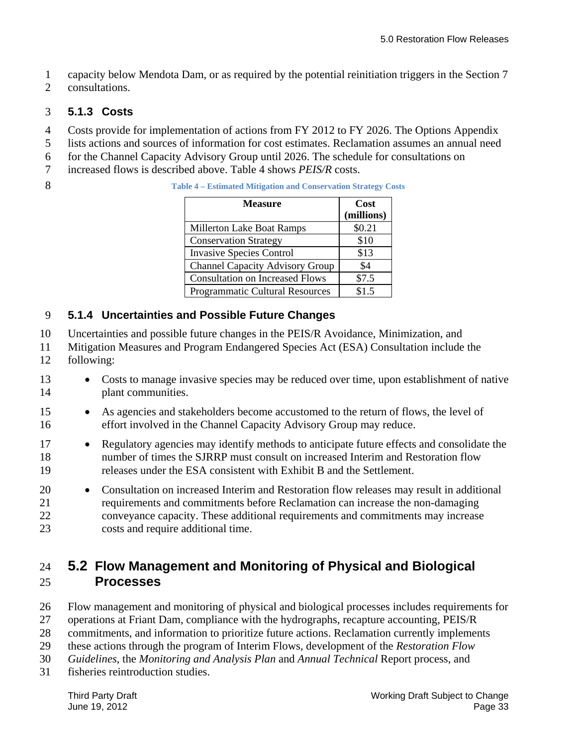capacity below Mendota Dam, or as required by the potential reinitiation triggers in the Section 7 consultations.

### 5.1.3 Costs

Costs provide for implementation of actions from FY 2012 to FY 2026. The Options Appendix lists actions and sources of information for cost estimates. Reclamation assumes an annual need for the Channel Capacity Advisory Group until 2026. The schedule for consultations on increased flows is described above. Table 4 shows *PEIS/R* costs.

**Table 4 – Estimated Mitigation and Conservation Strategy Costs**

| Measure | Cost (millions) |
|---|---|
| Millerton Lake Boat Ramps | $0.21 |
| Conservation Strategy | $10 |
| Invasive Species Control | $13 |
| Channel Capacity Advisory Group | $4 |
| Consultation on Increased Flows | $7.5 |
| Programmatic Cultural Resources | $1.5 |

### 5.1.4 Uncertainties and Possible Future Changes

Uncertainties and possible future changes in the PEIS/R Avoidance, Minimization, and Mitigation Measures and Program Endangered Species Act (ESA) Consultation include the following:

- Costs to manage invasive species may be reduced over time, upon establishment of native plant communities.
- As agencies and stakeholders become accustomed to the return of flows, the level of effort involved in the Channel Capacity Advisory Group may reduce.
- Regulatory agencies may identify methods to anticipate future effects and consolidate the number of times the SJRRP must consult on increased Interim and Restoration flow releases under the ESA consistent with Exhibit B and the Settlement.
- Consultation on increased Interim and Restoration flow releases may result in additional requirements and commitments before Reclamation can increase the non-damaging conveyance capacity. These additional requirements and commitments may increase costs and require additional time.

## 5.2 Flow Management and Monitoring of Physical and Biological Processes

Flow management and monitoring of physical and biological processes includes requirements for operations at Friant Dam, compliance with the hydrographs, recapture accounting, PEIS/R commitments, and information to prioritize future actions. Reclamation currently implements these actions through the program of Interim Flows, development of the *Restoration Flow Guidelines*, the *Monitoring and Analysis Plan* and *Annual Technical* Report process, and fisheries reintroduction studies.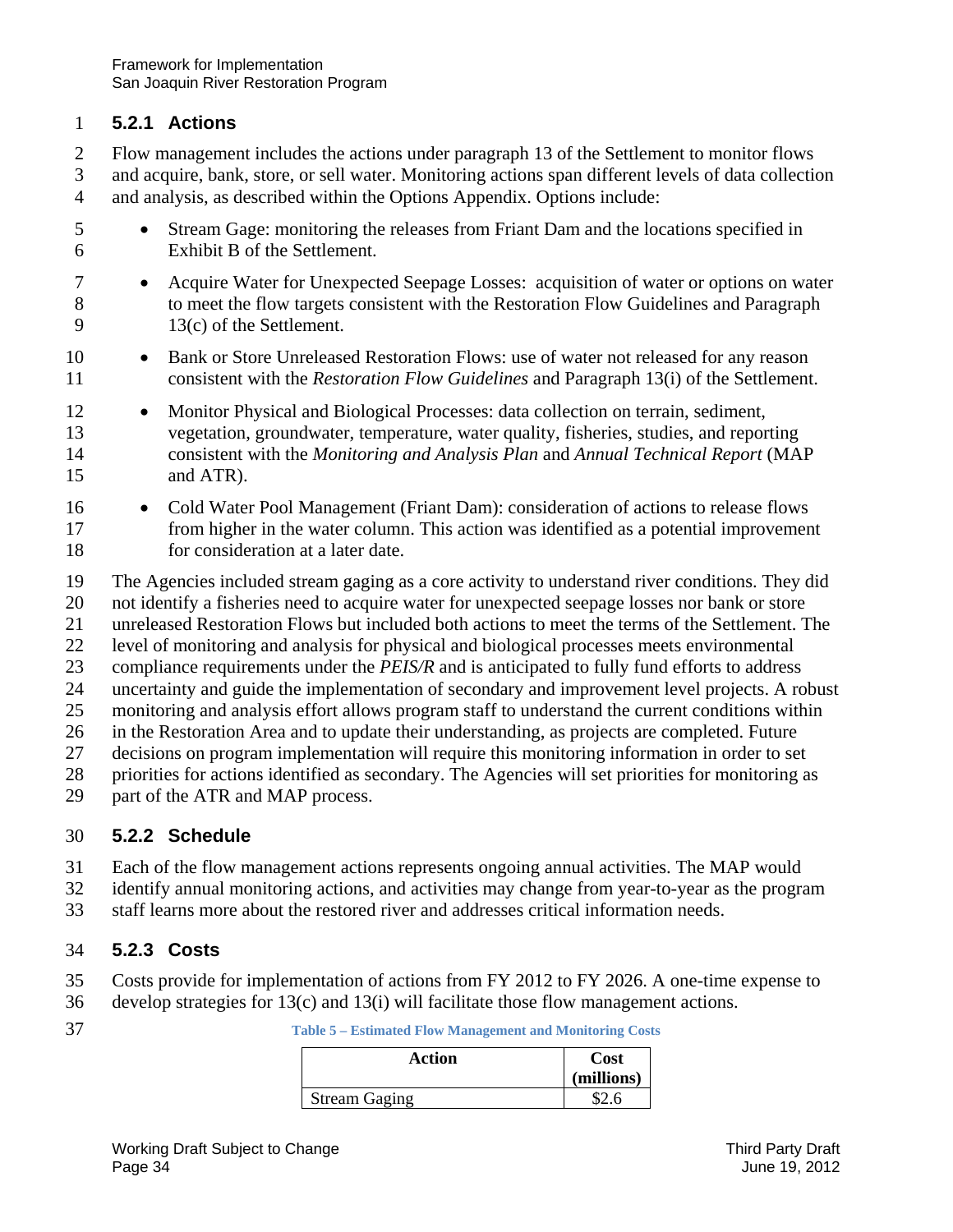### 5.2.1 Actions

Flow management includes the actions under paragraph 13 of the Settlement to monitor flows and acquire, bank, store, or sell water. Monitoring actions span different levels of data collection and analysis, as described within the Options Appendix. Options include:

- Stream Gage: monitoring the releases from Friant Dam and the locations specified in Exhibit B of the Settlement.
- Acquire Water for Unexpected Seepage Losses: acquisition of water or options on water to meet the flow targets consistent with the Restoration Flow Guidelines and Paragraph 13(c) of the Settlement.
- Bank or Store Unreleased Restoration Flows: use of water not released for any reason consistent with the *Restoration Flow Guidelines* and Paragraph 13(i) of the Settlement.
- Monitor Physical and Biological Processes: data collection on terrain, sediment, vegetation, groundwater, temperature, water quality, fisheries, studies, and reporting consistent with the *Monitoring and Analysis Plan* and *Annual Technical Report* (MAP and ATR).
- Cold Water Pool Management (Friant Dam): consideration of actions to release flows from higher in the water column. This action was identified as a potential improvement for consideration at a later date.

The Agencies included stream gaging as a core activity to understand river conditions. They did not identify a fisheries need to acquire water for unexpected seepage losses nor bank or store unreleased Restoration Flows but included both actions to meet the terms of the Settlement. The level of monitoring and analysis for physical and biological processes meets environmental compliance requirements under the *PEIS/R* and is anticipated to fully fund efforts to address uncertainty and guide the implementation of secondary and improvement level projects. A robust monitoring and analysis effort allows program staff to understand the current conditions within in the Restoration Area and to update their understanding, as projects are completed. Future decisions on program implementation will require this monitoring information in order to set priorities for actions identified as secondary. The Agencies will set priorities for monitoring as part of the ATR and MAP process.

### 5.2.2 Schedule

Each of the flow management actions represents ongoing annual activities. The MAP would identify annual monitoring actions, and activities may change from year-to-year as the program staff learns more about the restored river and addresses critical information needs.

### 5.2.3 Costs

Costs provide for implementation of actions from FY 2012 to FY 2026. A one-time expense to develop strategies for 13(c) and 13(i) will facilitate those flow management actions.

**Table 5 – Estimated Flow Management and Monitoring Costs**

| Action | Cost (millions) |
|---|---|
| Stream Gaging | \$2.6 |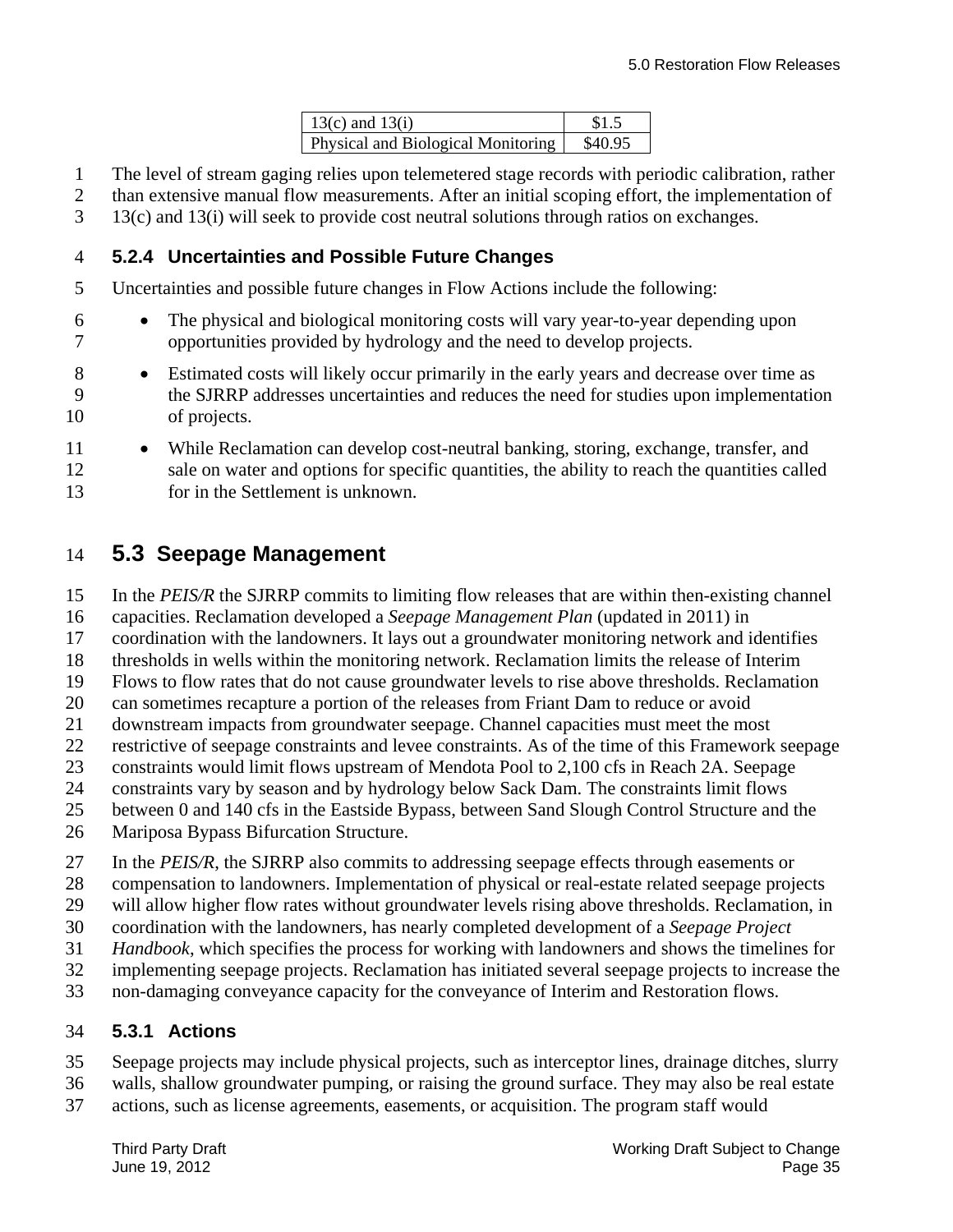| 13(c) and 13(i) | $1.5 |
|---|---|
| Physical and Biological Monitoring | $40.95 |

The level of stream gaging relies upon telemetered stage records with periodic calibration, rather than extensive manual flow measurements. After an initial scoping effort, the implementation of 13(c) and 13(i) will seek to provide cost neutral solutions through ratios on exchanges.

### 5.2.4 Uncertainties and Possible Future Changes

Uncertainties and possible future changes in Flow Actions include the following:

- The physical and biological monitoring costs will vary year-to-year depending upon opportunities provided by hydrology and the need to develop projects.
- Estimated costs will likely occur primarily in the early years and decrease over time as the SJRRP addresses uncertainties and reduces the need for studies upon implementation of projects.
- While Reclamation can develop cost-neutral banking, storing, exchange, transfer, and sale on water and options for specific quantities, the ability to reach the quantities called for in the Settlement is unknown.

## 5.3 Seepage Management

In the *PEIS/R* the SJRRP commits to limiting flow releases that are within then-existing channel capacities. Reclamation developed a *Seepage Management Plan* (updated in 2011) in coordination with the landowners. It lays out a groundwater monitoring network and identifies thresholds in wells within the monitoring network. Reclamation limits the release of Interim Flows to flow rates that do not cause groundwater levels to rise above thresholds. Reclamation can sometimes recapture a portion of the releases from Friant Dam to reduce or avoid downstream impacts from groundwater seepage. Channel capacities must meet the most restrictive of seepage constraints and levee constraints. As of the time of this Framework seepage constraints would limit flows upstream of Mendota Pool to 2,100 cfs in Reach 2A. Seepage constraints vary by season and by hydrology below Sack Dam. The constraints limit flows between 0 and 140 cfs in the Eastside Bypass, between Sand Slough Control Structure and the Mariposa Bypass Bifurcation Structure.

In the *PEIS/R*, the SJRRP also commits to addressing seepage effects through easements or compensation to landowners. Implementation of physical or real-estate related seepage projects will allow higher flow rates without groundwater levels rising above thresholds. Reclamation, in coordination with the landowners, has nearly completed development of a *Seepage Project Handbook*, which specifies the process for working with landowners and shows the timelines for implementing seepage projects. Reclamation has initiated several seepage projects to increase the non-damaging conveyance capacity for the conveyance of Interim and Restoration flows.

### 5.3.1 Actions

Seepage projects may include physical projects, such as interceptor lines, drainage ditches, slurry walls, shallow groundwater pumping, or raising the ground surface. They may also be real estate actions, such as license agreements, easements, or acquisition. The program staff would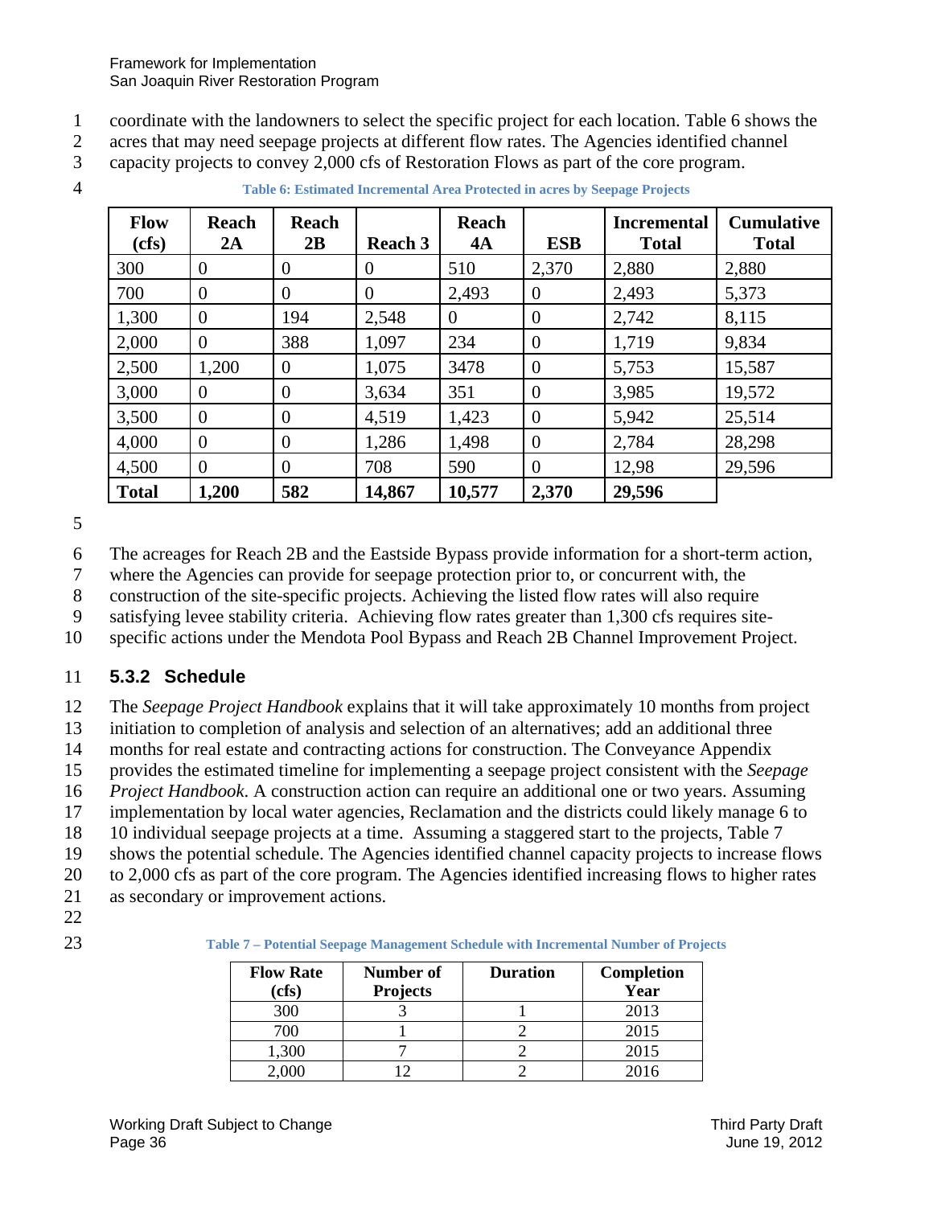coordinate with the landowners to select the specific project for each location. Table 6 shows the acres that may need seepage projects at different flow rates. The Agencies identified channel capacity projects to convey 2,000 cfs of Restoration Flows as part of the core program.

**Table 6: Estimated Incremental Area Protected in acres by Seepage Projects**

| Flow (cfs) | Reach 2A | Reach 2B | Reach 3 | Reach 4A | ESB | Incremental Total | Cumulative Total |
|---|---|---|---|---|---|---|---|
| 300 | 0 | 0 | 0 | 510 | 2,370 | 2,880 | 2,880 |
| 700 | 0 | 0 | 0 | 2,493 | 0 | 2,493 | 5,373 |
| 1,300 | 0 | 194 | 2,548 | 0 | 0 | 2,742 | 8,115 |
| 2,000 | 0 | 388 | 1,097 | 234 | 0 | 1,719 | 9,834 |
| 2,500 | 1,200 | 0 | 1,075 | 3478 | 0 | 5,753 | 15,587 |
| 3,000 | 0 | 0 | 3,634 | 351 | 0 | 3,985 | 19,572 |
| 3,500 | 0 | 0 | 4,519 | 1,423 | 0 | 5,942 | 25,514 |
| 4,000 | 0 | 0 | 1,286 | 1,498 | 0 | 2,784 | 28,298 |
| 4,500 | 0 | 0 | 708 | 590 | 0 | 12,98 | 29,596 |
| **Total** | **1,200** | **582** | **14,867** | **10,577** | **2,370** | **29,596** | |

The acreages for Reach 2B and the Eastside Bypass provide information for a short-term action, where the Agencies can provide for seepage protection prior to, or concurrent with, the construction of the site-specific projects. Achieving the listed flow rates will also require satisfying levee stability criteria. Achieving flow rates greater than 1,300 cfs requires site-specific actions under the Mendota Pool Bypass and Reach 2B Channel Improvement Project.

### 5.3.2 Schedule

The *Seepage Project Handbook* explains that it will take approximately 10 months from project initiation to completion of analysis and selection of an alternatives; add an additional three months for real estate and contracting actions for construction. The Conveyance Appendix provides the estimated timeline for implementing a seepage project consistent with the *Seepage Project Handbook*. A construction action can require an additional one or two years. Assuming implementation by local water agencies, Reclamation and the districts could likely manage 6 to 10 individual seepage projects at a time. Assuming a staggered start to the projects, Table 7 shows the potential schedule. The Agencies identified channel capacity projects to increase flows to 2,000 cfs as part of the core program. The Agencies identified increasing flows to higher rates as secondary or improvement actions.

**Table 7 – Potential Seepage Management Schedule with Incremental Number of Projects**

| Flow Rate (cfs) | Number of Projects | Duration | Completion Year |
|---|---|---|---|
| 300 | 3 | 1 | 2013 |
| 700 | 1 | 2 | 2015 |
| 1,300 | 7 | 2 | 2015 |
| 2,000 | 12 | 2 | 2016 |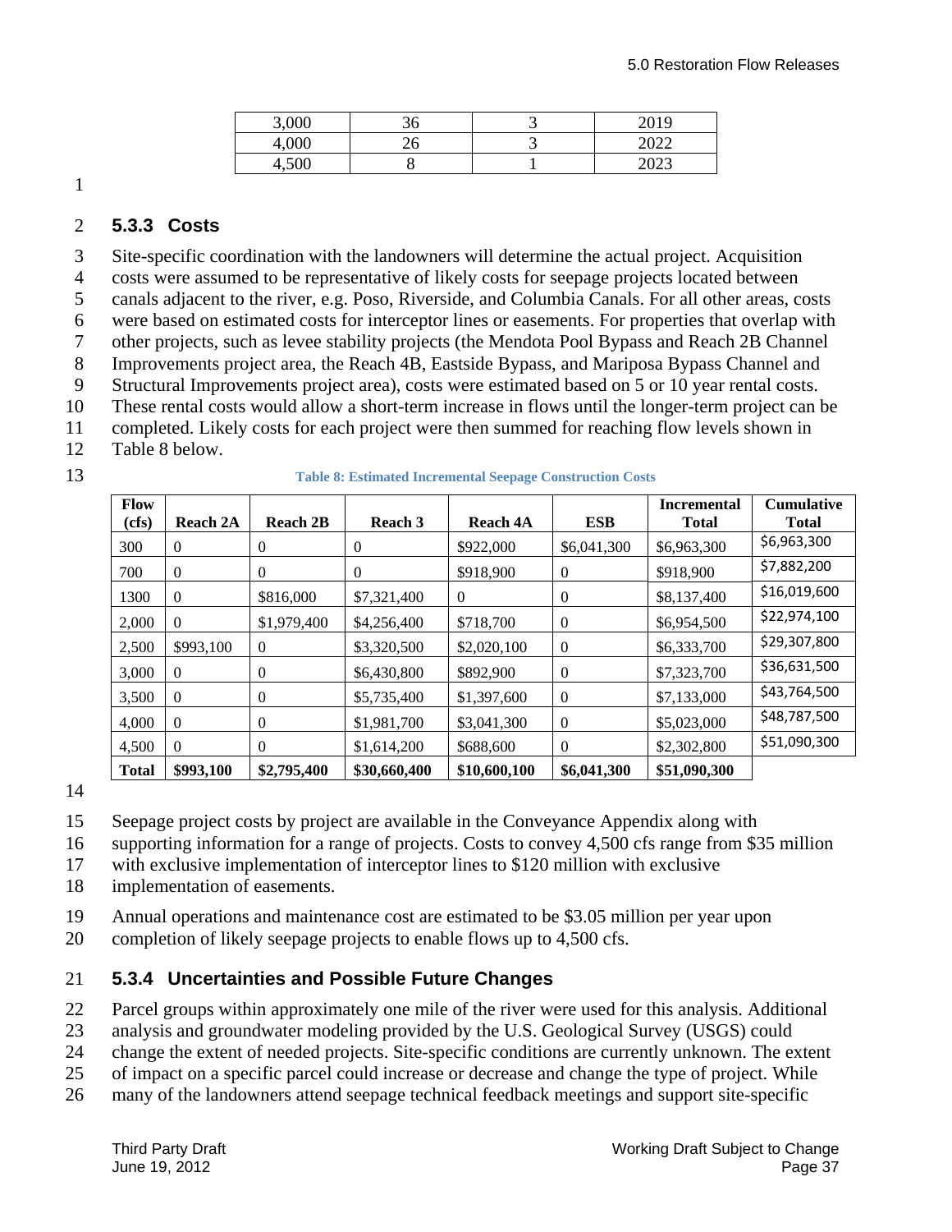| 3,000 | 36 | 3 | 2019 |
|---|---|---|---|
| 4,000 | 26 | 3 | 2022 |
| 4,500 | 8 | 1 | 2023 |

### 5.3.3 Costs

Site-specific coordination with the landowners will determine the actual project. Acquisition costs were assumed to be representative of likely costs for seepage projects located between canals adjacent to the river, e.g. Poso, Riverside, and Columbia Canals. For all other areas, costs were based on estimated costs for interceptor lines or easements. For properties that overlap with other projects, such as levee stability projects (the Mendota Pool Bypass and Reach 2B Channel Improvements project area, the Reach 4B, Eastside Bypass, and Mariposa Bypass Channel and Structural Improvements project area), costs were estimated based on 5 or 10 year rental costs. These rental costs would allow a short-term increase in flows until the longer-term project can be completed. Likely costs for each project were then summed for reaching flow levels shown in Table 8 below.

**Table 8: Estimated Incremental Seepage Construction Costs**

| Flow (cfs) | Reach 2A | Reach 2B | Reach 3 | Reach 4A | ESB | Incremental Total | Cumulative Total |
|---|---|---|---|---|---|---|---|
| 300 | 0 | 0 | 0 | $922,000 | $6,041,300 | $6,963,300 | $6,963,300 |
| 700 | 0 | 0 | 0 | $918,900 | 0 | $918,900 | $7,882,200 |
| 1300 | 0 | $816,000 | $7,321,400 | 0 | 0 | $8,137,400 | $16,019,600 |
| 2,000 | 0 | $1,979,400 | $4,256,400 | $718,700 | 0 | $6,954,500 | $22,974,100 |
| 2,500 | $993,100 | 0 | $3,320,500 | $2,020,100 | 0 | $6,333,700 | $29,307,800 |
| 3,000 | 0 | 0 | $6,430,800 | $892,900 | 0 | $7,323,700 | $36,631,500 |
| 3,500 | 0 | 0 | $5,735,400 | $1,397,600 | 0 | $7,133,000 | $43,764,500 |
| 4,000 | 0 | 0 | $1,981,700 | $3,041,300 | 0 | $5,023,000 | $48,787,500 |
| 4,500 | 0 | 0 | $1,614,200 | $688,600 | 0 | $2,302,800 | $51,090,300 |
| **Total** | **$993,100** | **$2,795,400** | **$30,660,400** | **$10,600,100** | **$6,041,300** | **$51,090,300** | |

Seepage project costs by project are available in the Conveyance Appendix along with supporting information for a range of projects. Costs to convey 4,500 cfs range from $35 million with exclusive implementation of interceptor lines to $120 million with exclusive implementation of easements.

Annual operations and maintenance cost are estimated to be $3.05 million per year upon completion of likely seepage projects to enable flows up to 4,500 cfs.

### 5.3.4 Uncertainties and Possible Future Changes

Parcel groups within approximately one mile of the river were used for this analysis. Additional analysis and groundwater modeling provided by the U.S. Geological Survey (USGS) could change the extent of needed projects. Site-specific conditions are currently unknown. The extent of impact on a specific parcel could increase or decrease and change the type of project. While many of the landowners attend seepage technical feedback meetings and support site-specific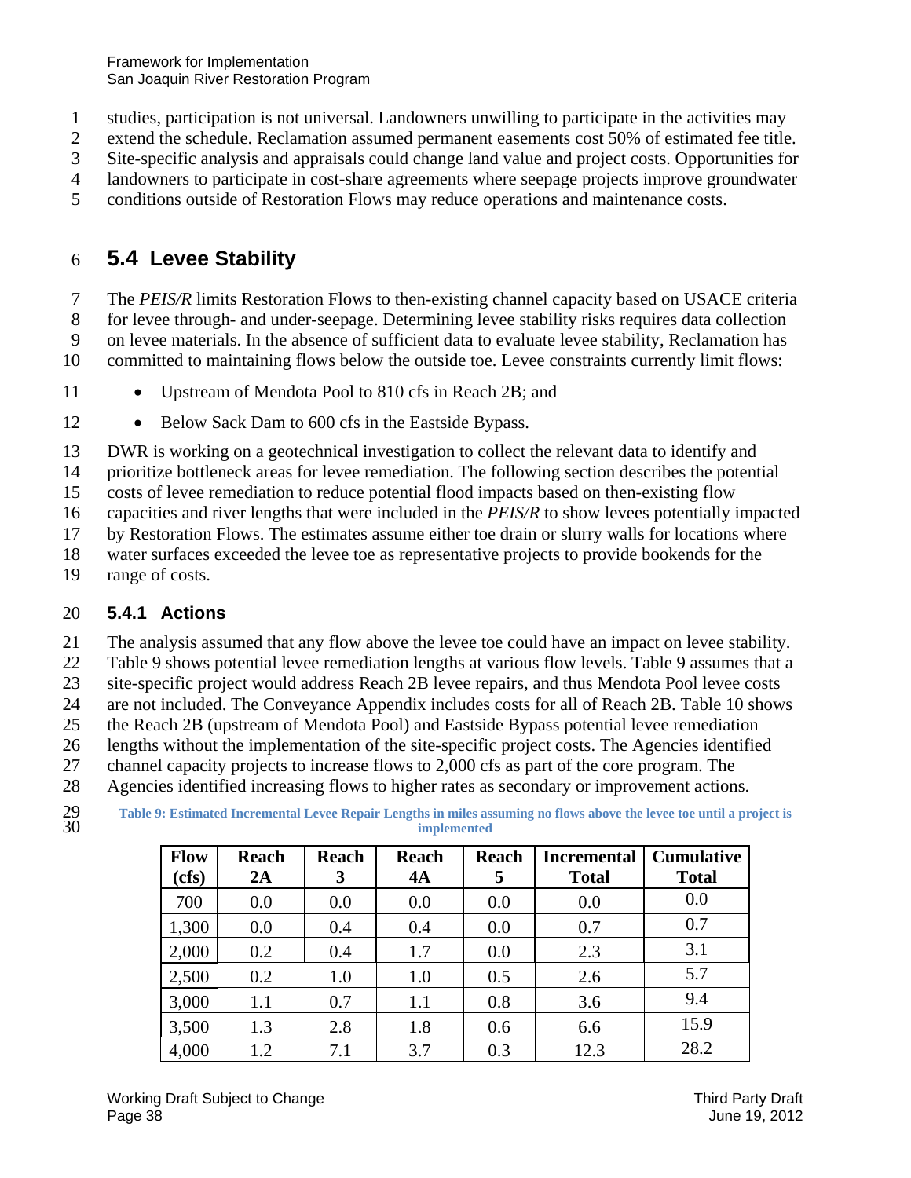studies, participation is not universal. Landowners unwilling to participate in the activities may extend the schedule. Reclamation assumed permanent easements cost 50% of estimated fee title. Site-specific analysis and appraisals could change land value and project costs. Opportunities for landowners to participate in cost-share agreements where seepage projects improve groundwater conditions outside of Restoration Flows may reduce operations and maintenance costs.

## 5.4 Levee Stability

The *PEIS/R* limits Restoration Flows to then-existing channel capacity based on USACE criteria for levee through- and under-seepage. Determining levee stability risks requires data collection on levee materials. In the absence of sufficient data to evaluate levee stability, Reclamation has committed to maintaining flows below the outside toe. Levee constraints currently limit flows:

- Upstream of Mendota Pool to 810 cfs in Reach 2B; and
- Below Sack Dam to 600 cfs in the Eastside Bypass.

DWR is working on a geotechnical investigation to collect the relevant data to identify and prioritize bottleneck areas for levee remediation. The following section describes the potential costs of levee remediation to reduce potential flood impacts based on then-existing flow capacities and river lengths that were included in the *PEIS/R* to show levees potentially impacted by Restoration Flows. The estimates assume either toe drain or slurry walls for locations where water surfaces exceeded the levee toe as representative projects to provide bookends for the range of costs.

### 5.4.1 Actions

The analysis assumed that any flow above the levee toe could have an impact on levee stability. Table 9 shows potential levee remediation lengths at various flow levels. Table 9 assumes that a site-specific project would address Reach 2B levee repairs, and thus Mendota Pool levee costs are not included. The Conveyance Appendix includes costs for all of Reach 2B. Table 10 shows the Reach 2B (upstream of Mendota Pool) and Eastside Bypass potential levee remediation lengths without the implementation of the site-specific project costs. The Agencies identified channel capacity projects to increase flows to 2,000 cfs as part of the core program. The Agencies identified increasing flows to higher rates as secondary or improvement actions.

**Table 9: Estimated Incremental Levee Repair Lengths in miles assuming no flows above the levee toe until a project is implemented**

| Flow (cfs) | Reach 2A | Reach 3 | Reach 4A | Reach 5 | Incremental Total | Cumulative Total |
|---|---|---|---|---|---|---|
| 700 | 0.0 | 0.0 | 0.0 | 0.0 | 0.0 | 0.0 |
| 1,300 | 0.0 | 0.4 | 0.4 | 0.0 | 0.7 | 0.7 |
| 2,000 | 0.2 | 0.4 | 1.7 | 0.0 | 2.3 | 3.1 |
| 2,500 | 0.2 | 1.0 | 1.0 | 0.5 | 2.6 | 5.7 |
| 3,000 | 1.1 | 0.7 | 1.1 | 0.8 | 3.6 | 9.4 |
| 3,500 | 1.3 | 2.8 | 1.8 | 0.6 | 6.6 | 15.9 |
| 4,000 | 1.2 | 7.1 | 3.7 | 0.3 | 12.3 | 28.2 |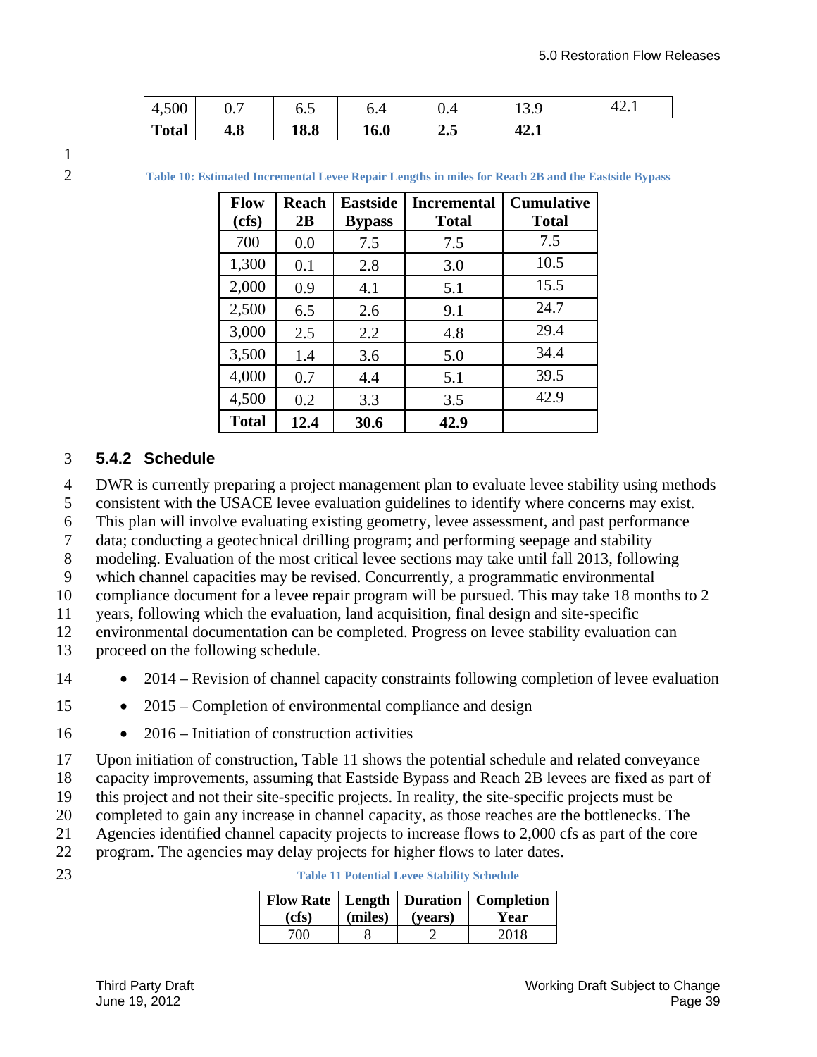| 4,500 | 0.7 | 6.5 | 6.4 | 0.4 | 13.9 | 42.1 |
|---|---|---|---|---|---|---|
| **Total** | **4.8** | **18.8** | **16.0** | **2.5** | **42.1** | |

Table 10: Estimated Incremental Levee Repair Lengths in miles for Reach 2B and the Eastside Bypass

| Flow (cfs) | Reach 2B | Eastside Bypass | Incremental Total | Cumulative Total |
|---|---|---|---|---|
| 700 | 0.0 | 7.5 | 7.5 | 7.5 |
| 1,300 | 0.1 | 2.8 | 3.0 | 10.5 |
| 2,000 | 0.9 | 4.1 | 5.1 | 15.5 |
| 2,500 | 6.5 | 2.6 | 9.1 | 24.7 |
| 3,000 | 2.5 | 2.2 | 4.8 | 29.4 |
| 3,500 | 1.4 | 3.6 | 5.0 | 34.4 |
| 4,000 | 0.7 | 4.4 | 5.1 | 39.5 |
| 4,500 | 0.2 | 3.3 | 3.5 | 42.9 |
| **Total** | **12.4** | **30.6** | **42.9** | |

### 5.4.2 Schedule

DWR is currently preparing a project management plan to evaluate levee stability using methods consistent with the USACE levee evaluation guidelines to identify where concerns may exist. This plan will involve evaluating existing geometry, levee assessment, and past performance data; conducting a geotechnical drilling program; and performing seepage and stability modeling. Evaluation of the most critical levee sections may take until fall 2013, following which channel capacities may be revised. Concurrently, a programmatic environmental compliance document for a levee repair program will be pursued. This may take 18 months to 2 years, following which the evaluation, land acquisition, final design and site-specific environmental documentation can be completed. Progress on levee stability evaluation can proceed on the following schedule.

- 2014 – Revision of channel capacity constraints following completion of levee evaluation
- 2015 – Completion of environmental compliance and design
- 2016 – Initiation of construction activities

Upon initiation of construction, Table 11 shows the potential schedule and related conveyance capacity improvements, assuming that Eastside Bypass and Reach 2B levees are fixed as part of this project and not their site-specific projects. In reality, the site-specific projects must be completed to gain any increase in channel capacity, as those reaches are the bottlenecks. The Agencies identified channel capacity projects to increase flows to 2,000 cfs as part of the core program. The agencies may delay projects for higher flows to later dates.

Table 11 Potential Levee Stability Schedule

| Flow Rate (cfs) | Length (miles) | Duration (years) | Completion Year |
|---|---|---|---|
| 700 | 8 | 2 | 2018 |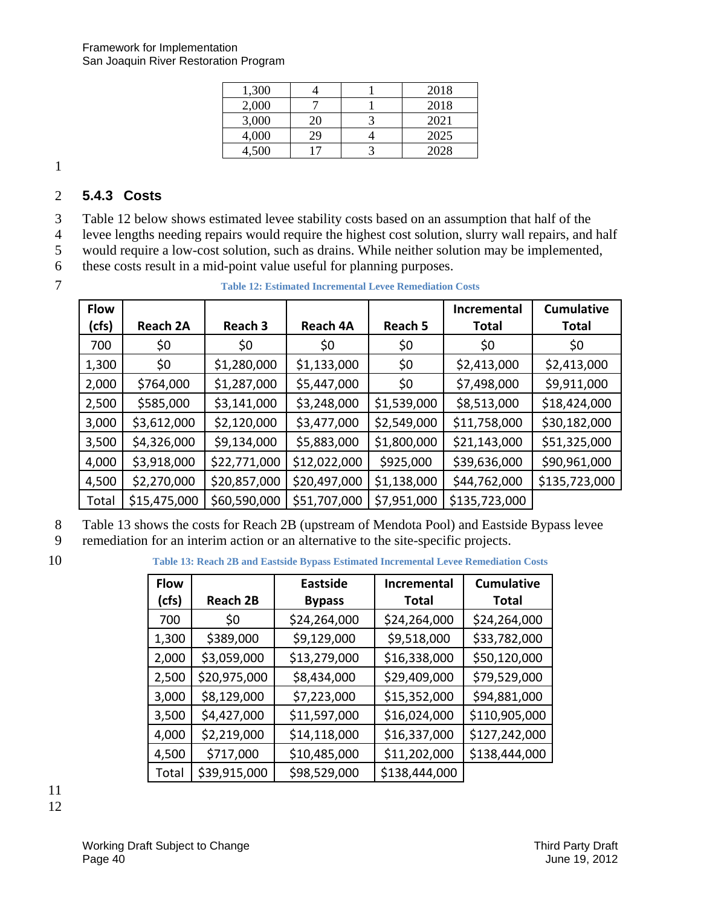| 1,300 | 4 | 1 | 2018 |
|---|---|---|---|
| 2,000 | 7 | 1 | 2018 |
| 3,000 | 20 | 3 | 2021 |
| 4,000 | 29 | 4 | 2025 |
| 4,500 | 17 | 3 | 2028 |

### 5.4.3 Costs

Table 12 below shows estimated levee stability costs based on an assumption that half of the levee lengths needing repairs would require the highest cost solution, slurry wall repairs, and half would require a low-cost solution, such as drains. While neither solution may be implemented, these costs result in a mid-point value useful for planning purposes.

**Table 12: Estimated Incremental Levee Remediation Costs**

| Flow (cfs) | Reach 2A | Reach 3 | Reach 4A | Reach 5 | Incremental Total | Cumulative Total |
|---|---|---|---|---|---|---|
| 700 | $0 | $0 | $0 | $0 | $0 | $0 |
| 1,300 | $0 | $1,280,000 | $1,133,000 | $0 | $2,413,000 | $2,413,000 |
| 2,000 | $764,000 | $1,287,000 | $5,447,000 | $0 | $7,498,000 | $9,911,000 |
| 2,500 | $585,000 | $3,141,000 | $3,248,000 | $1,539,000 | $8,513,000 | $18,424,000 |
| 3,000 | $3,612,000 | $2,120,000 | $3,477,000 | $2,549,000 | $11,758,000 | $30,182,000 |
| 3,500 | $4,326,000 | $9,134,000 | $5,883,000 | $1,800,000 | $21,143,000 | $51,325,000 |
| 4,000 | $3,918,000 | $22,771,000 | $12,022,000 | $925,000 | $39,636,000 | $90,961,000 |
| 4,500 | $2,270,000 | $20,857,000 | $20,497,000 | $1,138,000 | $44,762,000 | $135,723,000 |
| Total | $15,475,000 | $60,590,000 | $51,707,000 | $7,951,000 | $135,723,000 | |

Table 13 shows the costs for Reach 2B (upstream of Mendota Pool) and Eastside Bypass levee remediation for an interim action or an alternative to the site-specific projects.

**Table 13: Reach 2B and Eastside Bypass Estimated Incremental Levee Remediation Costs**

| Flow (cfs) | Reach 2B | Eastside Bypass | Incremental Total | Cumulative Total |
|---|---|---|---|---|
| 700 | $0 | $24,264,000 | $24,264,000 | $24,264,000 |
| 1,300 | $389,000 | $9,129,000 | $9,518,000 | $33,782,000 |
| 2,000 | $3,059,000 | $13,279,000 | $16,338,000 | $50,120,000 |
| 2,500 | $20,975,000 | $8,434,000 | $29,409,000 | $79,529,000 |
| 3,000 | $8,129,000 | $7,223,000 | $15,352,000 | $94,881,000 |
| 3,500 | $4,427,000 | $11,597,000 | $16,024,000 | $110,905,000 |
| 4,000 | $2,219,000 | $14,118,000 | $16,337,000 | $127,242,000 |
| 4,500 | $717,000 | $10,485,000 | $11,202,000 | $138,444,000 |
| Total | $39,915,000 | $98,529,000 | $138,444,000 | |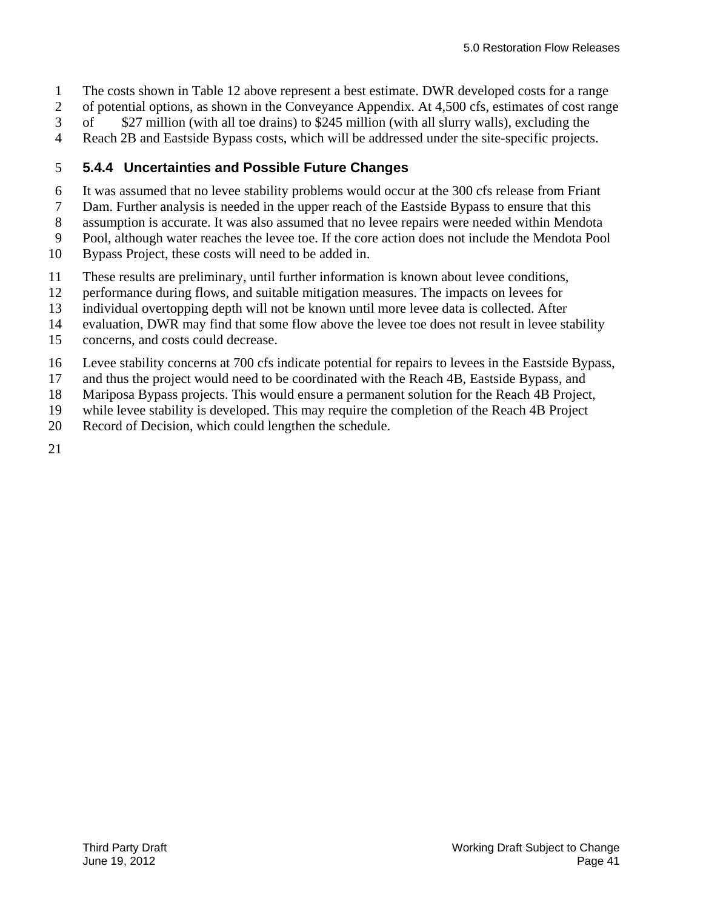The costs shown in Table 12 above represent a best estimate. DWR developed costs for a range of potential options, as shown in the Conveyance Appendix. At 4,500 cfs, estimates of cost range of $27 million (with all toe drains) to $245 million (with all slurry walls), excluding the Reach 2B and Eastside Bypass costs, which will be addressed under the site-specific projects.

### 5.4.4 Uncertainties and Possible Future Changes

It was assumed that no levee stability problems would occur at the 300 cfs release from Friant Dam. Further analysis is needed in the upper reach of the Eastside Bypass to ensure that this assumption is accurate. It was also assumed that no levee repairs were needed within Mendota Pool, although water reaches the levee toe. If the core action does not include the Mendota Pool Bypass Project, these costs will need to be added in.

These results are preliminary, until further information is known about levee conditions, performance during flows, and suitable mitigation measures. The impacts on levees for individual overtopping depth will not be known until more levee data is collected. After evaluation, DWR may find that some flow above the levee toe does not result in levee stability concerns, and costs could decrease.

Levee stability concerns at 700 cfs indicate potential for repairs to levees in the Eastside Bypass, and thus the project would need to be coordinated with the Reach 4B, Eastside Bypass, and Mariposa Bypass projects. This would ensure a permanent solution for the Reach 4B Project, while levee stability is developed. This may require the completion of the Reach 4B Project Record of Decision, which could lengthen the schedule.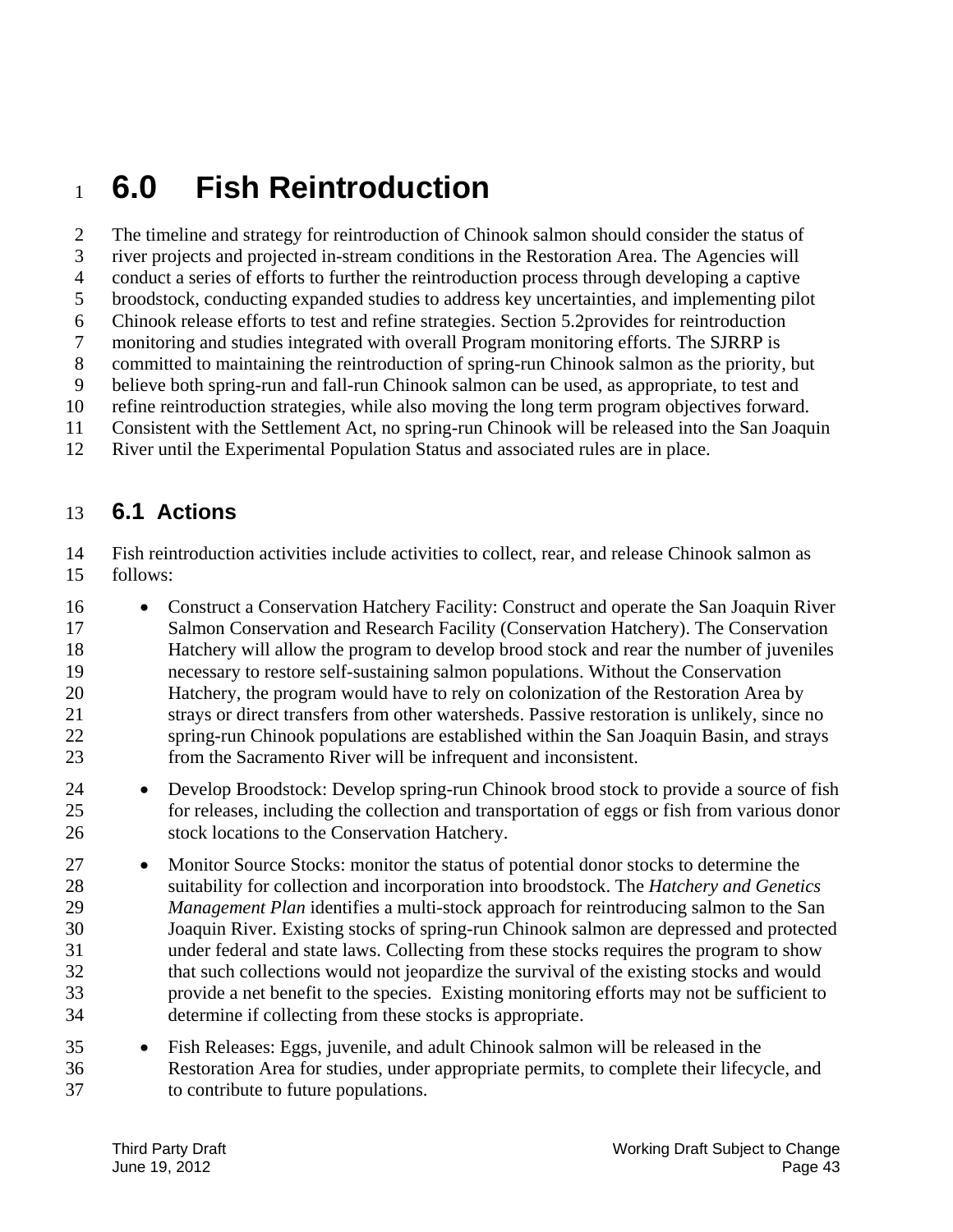# 6.0 Fish Reintroduction

The timeline and strategy for reintroduction of Chinook salmon should consider the status of river projects and projected in-stream conditions in the Restoration Area. The Agencies will conduct a series of efforts to further the reintroduction process through developing a captive broodstock, conducting expanded studies to address key uncertainties, and implementing pilot Chinook release efforts to test and refine strategies. Section 5.2provides for reintroduction monitoring and studies integrated with overall Program monitoring efforts. The SJRRP is committed to maintaining the reintroduction of spring-run Chinook salmon as the priority, but believe both spring-run and fall-run Chinook salmon can be used, as appropriate, to test and refine reintroduction strategies, while also moving the long term program objectives forward. Consistent with the Settlement Act, no spring-run Chinook will be released into the San Joaquin River until the Experimental Population Status and associated rules are in place.

## 6.1 Actions

Fish reintroduction activities include activities to collect, rear, and release Chinook salmon as follows:

- Construct a Conservation Hatchery Facility: Construct and operate the San Joaquin River Salmon Conservation and Research Facility (Conservation Hatchery). The Conservation Hatchery will allow the program to develop brood stock and rear the number of juveniles necessary to restore self-sustaining salmon populations. Without the Conservation Hatchery, the program would have to rely on colonization of the Restoration Area by strays or direct transfers from other watersheds. Passive restoration is unlikely, since no spring-run Chinook populations are established within the San Joaquin Basin, and strays from the Sacramento River will be infrequent and inconsistent.
- Develop Broodstock: Develop spring-run Chinook brood stock to provide a source of fish for releases, including the collection and transportation of eggs or fish from various donor stock locations to the Conservation Hatchery.
- Monitor Source Stocks: monitor the status of potential donor stocks to determine the suitability for collection and incorporation into broodstock. The *Hatchery and Genetics Management Plan* identifies a multi-stock approach for reintroducing salmon to the San Joaquin River. Existing stocks of spring-run Chinook salmon are depressed and protected under federal and state laws. Collecting from these stocks requires the program to show that such collections would not jeopardize the survival of the existing stocks and would provide a net benefit to the species. Existing monitoring efforts may not be sufficient to determine if collecting from these stocks is appropriate.
- Fish Releases: Eggs, juvenile, and adult Chinook salmon will be released in the Restoration Area for studies, under appropriate permits, to complete their lifecycle, and to contribute to future populations.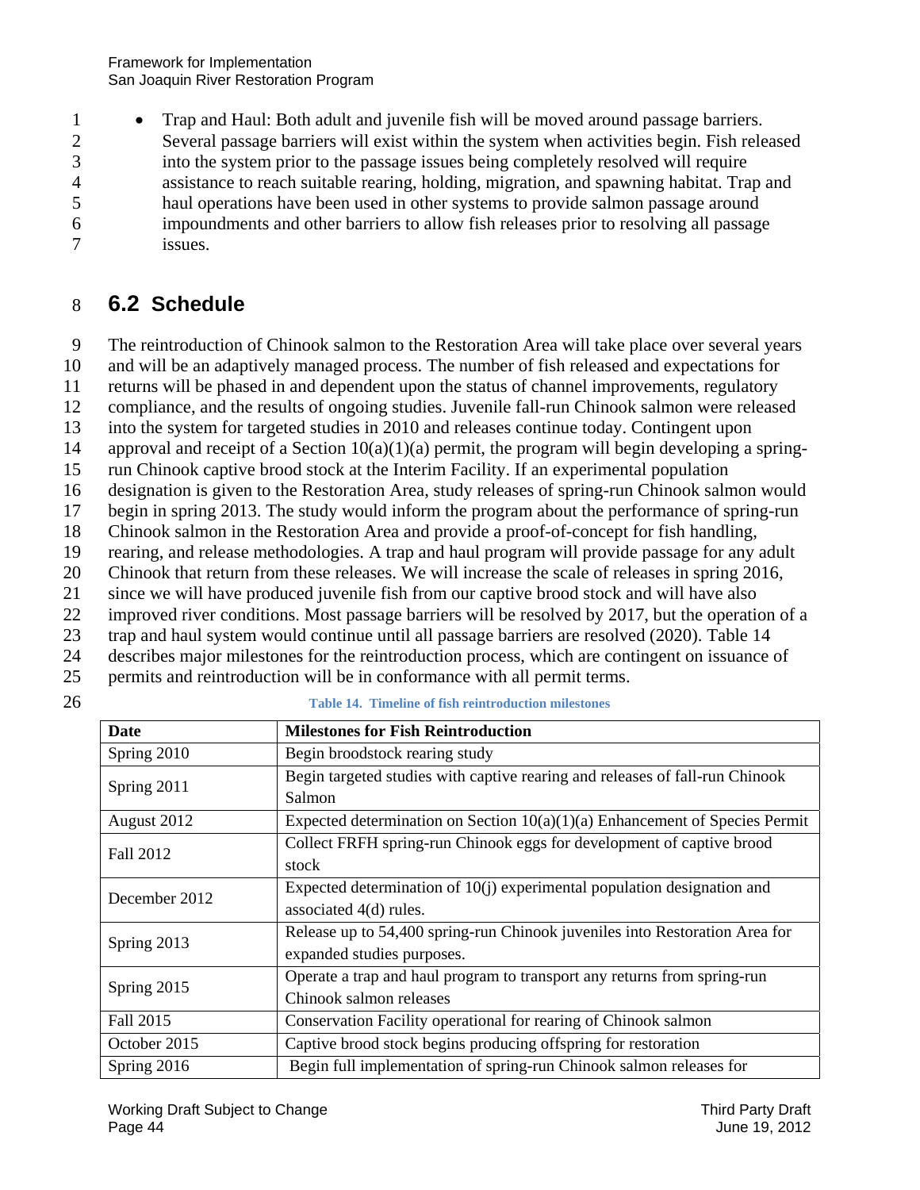- Trap and Haul: Both adult and juvenile fish will be moved around passage barriers. Several passage barriers will exist within the system when activities begin. Fish released into the system prior to the passage issues being completely resolved will require assistance to reach suitable rearing, holding, migration, and spawning habitat. Trap and haul operations have been used in other systems to provide salmon passage around impoundments and other barriers to allow fish releases prior to resolving all passage issues.

## 6.2 Schedule

The reintroduction of Chinook salmon to the Restoration Area will take place over several years and will be an adaptively managed process. The number of fish released and expectations for returns will be phased in and dependent upon the status of channel improvements, regulatory compliance, and the results of ongoing studies. Juvenile fall-run Chinook salmon were released into the system for targeted studies in 2010 and releases continue today. Contingent upon approval and receipt of a Section 10(a)(1)(a) permit, the program will begin developing a spring-run Chinook captive brood stock at the Interim Facility. If an experimental population designation is given to the Restoration Area, study releases of spring-run Chinook salmon would begin in spring 2013. The study would inform the program about the performance of spring-run Chinook salmon in the Restoration Area and provide a proof-of-concept for fish handling, rearing, and release methodologies. A trap and haul program will provide passage for any adult Chinook that return from these releases. We will increase the scale of releases in spring 2016, since we will have produced juvenile fish from our captive brood stock and will have also improved river conditions. Most passage barriers will be resolved by 2017, but the operation of a trap and haul system would continue until all passage barriers are resolved (2020). Table 14 describes major milestones for the reintroduction process, which are contingent on issuance of permits and reintroduction will be in conformance with all permit terms.

**Table 14. Timeline of fish reintroduction milestones**

| Date | Milestones for Fish Reintroduction |
| --- | --- |
| Spring 2010 | Begin broodstock rearing study |
| Spring 2011 | Begin targeted studies with captive rearing and releases of fall-run Chinook Salmon |
| August 2012 | Expected determination on Section 10(a)(1)(a) Enhancement of Species Permit |
| Fall 2012 | Collect FRFH spring-run Chinook eggs for development of captive brood stock |
| December 2012 | Expected determination of 10(j) experimental population designation and associated 4(d) rules. |
| Spring 2013 | Release up to 54,400 spring-run Chinook juveniles into Restoration Area for expanded studies purposes. |
| Spring 2015 | Operate a trap and haul program to transport any returns from spring-run Chinook salmon releases |
| Fall 2015 | Conservation Facility operational for rearing of Chinook salmon |
| October 2015 | Captive brood stock begins producing offspring for restoration |
| Spring 2016 | Begin full implementation of spring-run Chinook salmon releases for |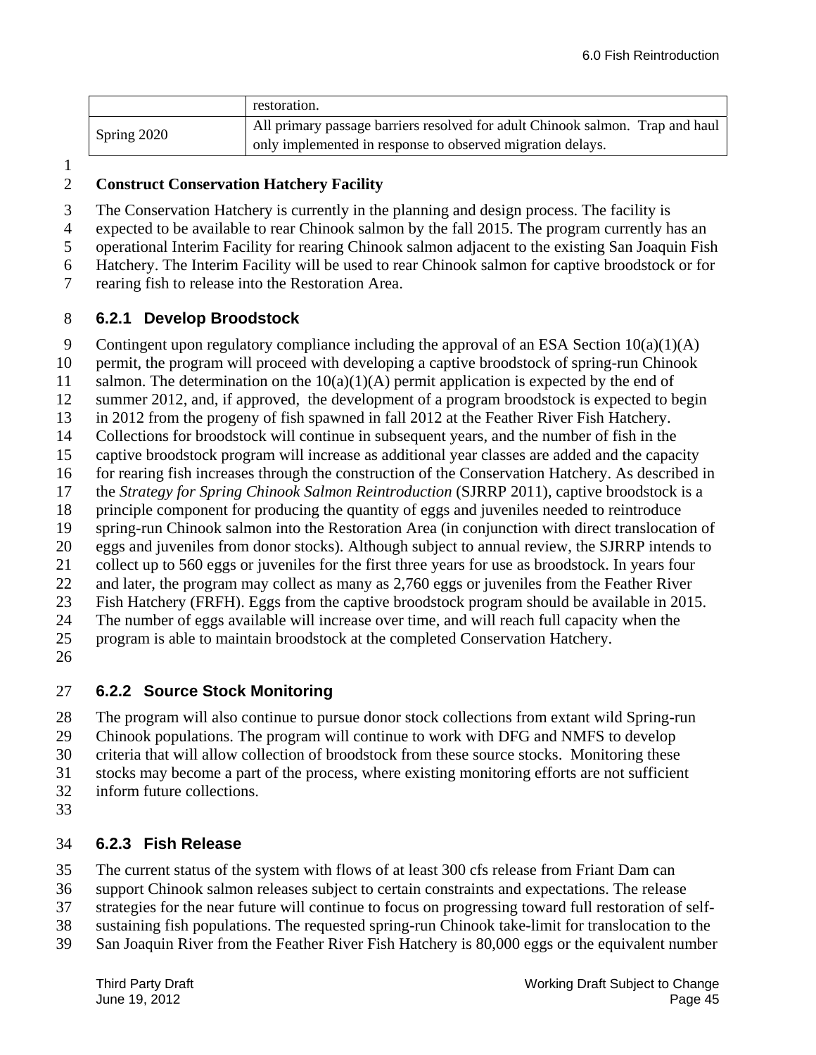| | |
|---|---|
| | restoration. |
| Spring 2020 | All primary passage barriers resolved for adult Chinook salmon. Trap and haul only implemented in response to observed migration delays. |

**Construct Conservation Hatchery Facility**

The Conservation Hatchery is currently in the planning and design process. The facility is expected to be available to rear Chinook salmon by the fall 2015. The program currently has an operational Interim Facility for rearing Chinook salmon adjacent to the existing San Joaquin Fish Hatchery. The Interim Facility will be used to rear Chinook salmon for captive broodstock or for rearing fish to release into the Restoration Area.

### 6.2.1 Develop Broodstock

Contingent upon regulatory compliance including the approval of an ESA Section 10(a)(1)(A) permit, the program will proceed with developing a captive broodstock of spring-run Chinook salmon. The determination on the 10(a)(1)(A) permit application is expected by the end of summer 2012, and, if approved, the development of a program broodstock is expected to begin in 2012 from the progeny of fish spawned in fall 2012 at the Feather River Fish Hatchery. Collections for broodstock will continue in subsequent years, and the number of fish in the captive broodstock program will increase as additional year classes are added and the capacity for rearing fish increases through the construction of the Conservation Hatchery. As described in the *Strategy for Spring Chinook Salmon Reintroduction* (SJRRP 2011), captive broodstock is a principle component for producing the quantity of eggs and juveniles needed to reintroduce spring-run Chinook salmon into the Restoration Area (in conjunction with direct translocation of eggs and juveniles from donor stocks). Although subject to annual review, the SJRRP intends to collect up to 560 eggs or juveniles for the first three years for use as broodstock. In years four and later, the program may collect as many as 2,760 eggs or juveniles from the Feather River Fish Hatchery (FRFH). Eggs from the captive broodstock program should be available in 2015. The number of eggs available will increase over time, and will reach full capacity when the program is able to maintain broodstock at the completed Conservation Hatchery.

### 6.2.2 Source Stock Monitoring

The program will also continue to pursue donor stock collections from extant wild Spring-run Chinook populations. The program will continue to work with DFG and NMFS to develop criteria that will allow collection of broodstock from these source stocks. Monitoring these stocks may become a part of the process, where existing monitoring efforts are not sufficient inform future collections.

### 6.2.3 Fish Release

The current status of the system with flows of at least 300 cfs release from Friant Dam can support Chinook salmon releases subject to certain constraints and expectations. The release strategies for the near future will continue to focus on progressing toward full restoration of self-sustaining fish populations. The requested spring-run Chinook take-limit for translocation to the San Joaquin River from the Feather River Fish Hatchery is 80,000 eggs or the equivalent number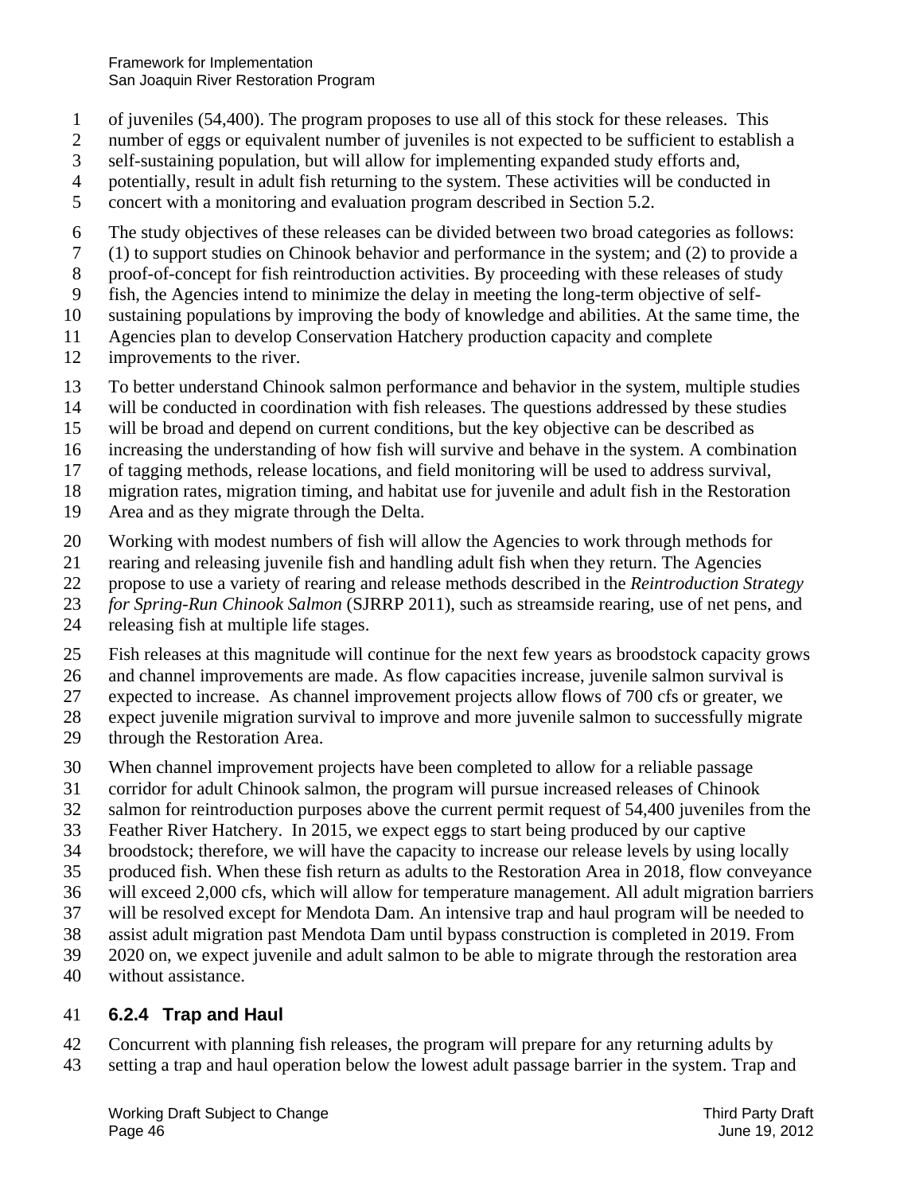of juveniles (54,400). The program proposes to use all of this stock for these releases. This number of eggs or equivalent number of juveniles is not expected to be sufficient to establish a self-sustaining population, but will allow for implementing expanded study efforts and, potentially, result in adult fish returning to the system. These activities will be conducted in concert with a monitoring and evaluation program described in Section 5.2.

The study objectives of these releases can be divided between two broad categories as follows: (1) to support studies on Chinook behavior and performance in the system; and (2) to provide a proof-of-concept for fish reintroduction activities. By proceeding with these releases of study fish, the Agencies intend to minimize the delay in meeting the long-term objective of self-sustaining populations by improving the body of knowledge and abilities. At the same time, the Agencies plan to develop Conservation Hatchery production capacity and complete improvements to the river.

To better understand Chinook salmon performance and behavior in the system, multiple studies will be conducted in coordination with fish releases. The questions addressed by these studies will be broad and depend on current conditions, but the key objective can be described as increasing the understanding of how fish will survive and behave in the system. A combination of tagging methods, release locations, and field monitoring will be used to address survival, migration rates, migration timing, and habitat use for juvenile and adult fish in the Restoration Area and as they migrate through the Delta.

Working with modest numbers of fish will allow the Agencies to work through methods for rearing and releasing juvenile fish and handling adult fish when they return. The Agencies propose to use a variety of rearing and release methods described in the *Reintroduction Strategy for Spring-Run Chinook Salmon* (SJRRP 2011), such as streamside rearing, use of net pens, and releasing fish at multiple life stages.

Fish releases at this magnitude will continue for the next few years as broodstock capacity grows and channel improvements are made. As flow capacities increase, juvenile salmon survival is expected to increase. As channel improvement projects allow flows of 700 cfs or greater, we expect juvenile migration survival to improve and more juvenile salmon to successfully migrate through the Restoration Area.

When channel improvement projects have been completed to allow for a reliable passage corridor for adult Chinook salmon, the program will pursue increased releases of Chinook salmon for reintroduction purposes above the current permit request of 54,400 juveniles from the Feather River Hatchery. In 2015, we expect eggs to start being produced by our captive broodstock; therefore, we will have the capacity to increase our release levels by using locally produced fish. When these fish return as adults to the Restoration Area in 2018, flow conveyance will exceed 2,000 cfs, which will allow for temperature management. All adult migration barriers will be resolved except for Mendota Dam. An intensive trap and haul program will be needed to assist adult migration past Mendota Dam until bypass construction is completed in 2019. From 2020 on, we expect juvenile and adult salmon to be able to migrate through the restoration area without assistance.

### 6.2.4 Trap and Haul

Concurrent with planning fish releases, the program will prepare for any returning adults by setting a trap and haul operation below the lowest adult passage barrier in the system. Trap and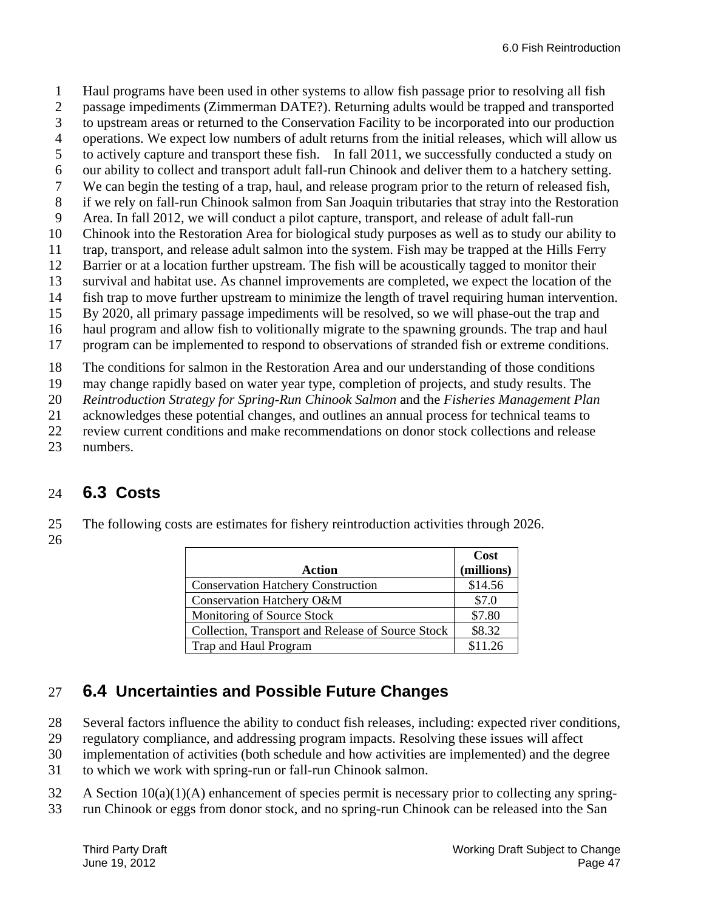Haul programs have been used in other systems to allow fish passage prior to resolving all fish passage impediments (Zimmerman DATE?). Returning adults would be trapped and transported to upstream areas or returned to the Conservation Facility to be incorporated into our production operations. We expect low numbers of adult returns from the initial releases, which will allow us to actively capture and transport these fish. In fall 2011, we successfully conducted a study on our ability to collect and transport adult fall-run Chinook and deliver them to a hatchery setting. We can begin the testing of a trap, haul, and release program prior to the return of released fish, if we rely on fall-run Chinook salmon from San Joaquin tributaries that stray into the Restoration Area. In fall 2012, we will conduct a pilot capture, transport, and release of adult fall-run Chinook into the Restoration Area for biological study purposes as well as to study our ability to trap, transport, and release adult salmon into the system. Fish may be trapped at the Hills Ferry Barrier or at a location further upstream. The fish will be acoustically tagged to monitor their survival and habitat use. As channel improvements are completed, we expect the location of the fish trap to move further upstream to minimize the length of travel requiring human intervention. By 2020, all primary passage impediments will be resolved, so we will phase-out the trap and haul program and allow fish to volitionally migrate to the spawning grounds. The trap and haul program can be implemented to respond to observations of stranded fish or extreme conditions.

The conditions for salmon in the Restoration Area and our understanding of those conditions may change rapidly based on water year type, completion of projects, and study results. The *Reintroduction Strategy for Spring-Run Chinook Salmon* and the *Fisheries Management Plan* acknowledges these potential changes, and outlines an annual process for technical teams to review current conditions and make recommendations on donor stock collections and release numbers.

## 6.3 Costs

The following costs are estimates for fishery reintroduction activities through 2026.

| Action | Cost (millions) |
|---|---|
| Conservation Hatchery Construction | \$14.56 |
| Conservation Hatchery O&M | \$7.0 |
| Monitoring of Source Stock | \$7.80 |
| Collection, Transport and Release of Source Stock | \$8.32 |
| Trap and Haul Program | \$11.26 |

## 6.4 Uncertainties and Possible Future Changes

Several factors influence the ability to conduct fish releases, including: expected river conditions, regulatory compliance, and addressing program impacts. Resolving these issues will affect implementation of activities (both schedule and how activities are implemented) and the degree to which we work with spring-run or fall-run Chinook salmon.

A Section 10(a)(1)(A) enhancement of species permit is necessary prior to collecting any spring-run Chinook or eggs from donor stock, and no spring-run Chinook can be released into the San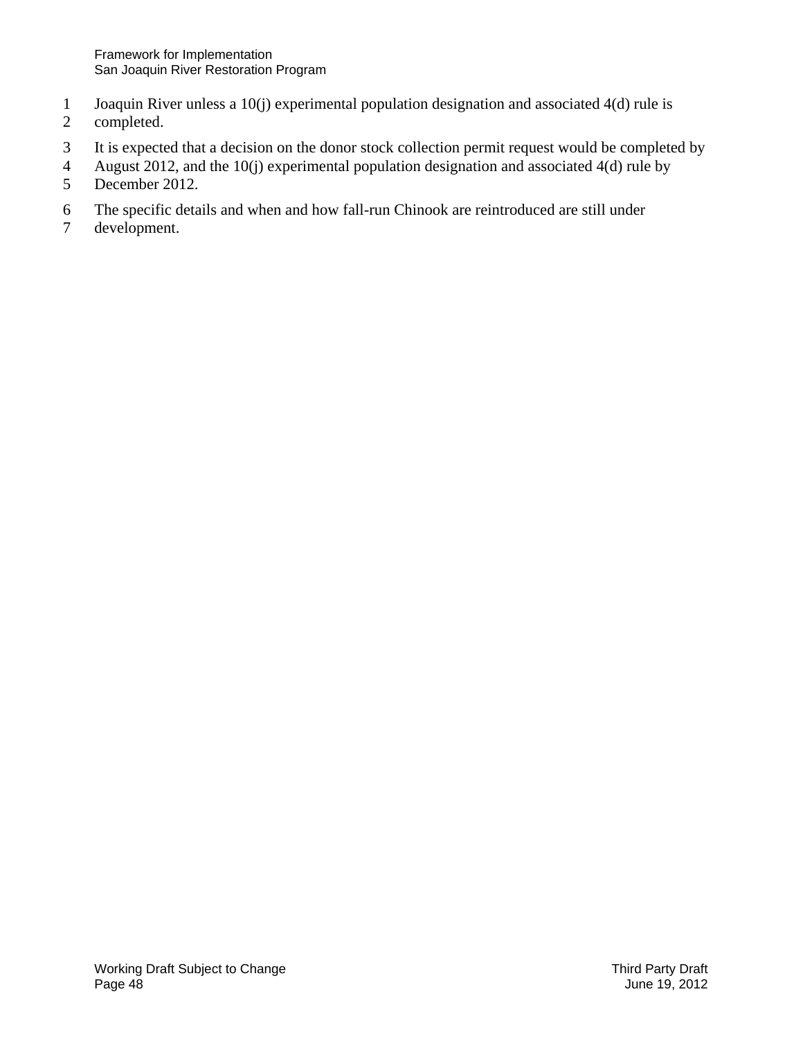Joaquin River unless a 10(j) experimental population designation and associated 4(d) rule is completed.

It is expected that a decision on the donor stock collection permit request would be completed by August 2012, and the 10(j) experimental population designation and associated 4(d) rule by December 2012.

The specific details and when and how fall-run Chinook are reintroduced are still under development.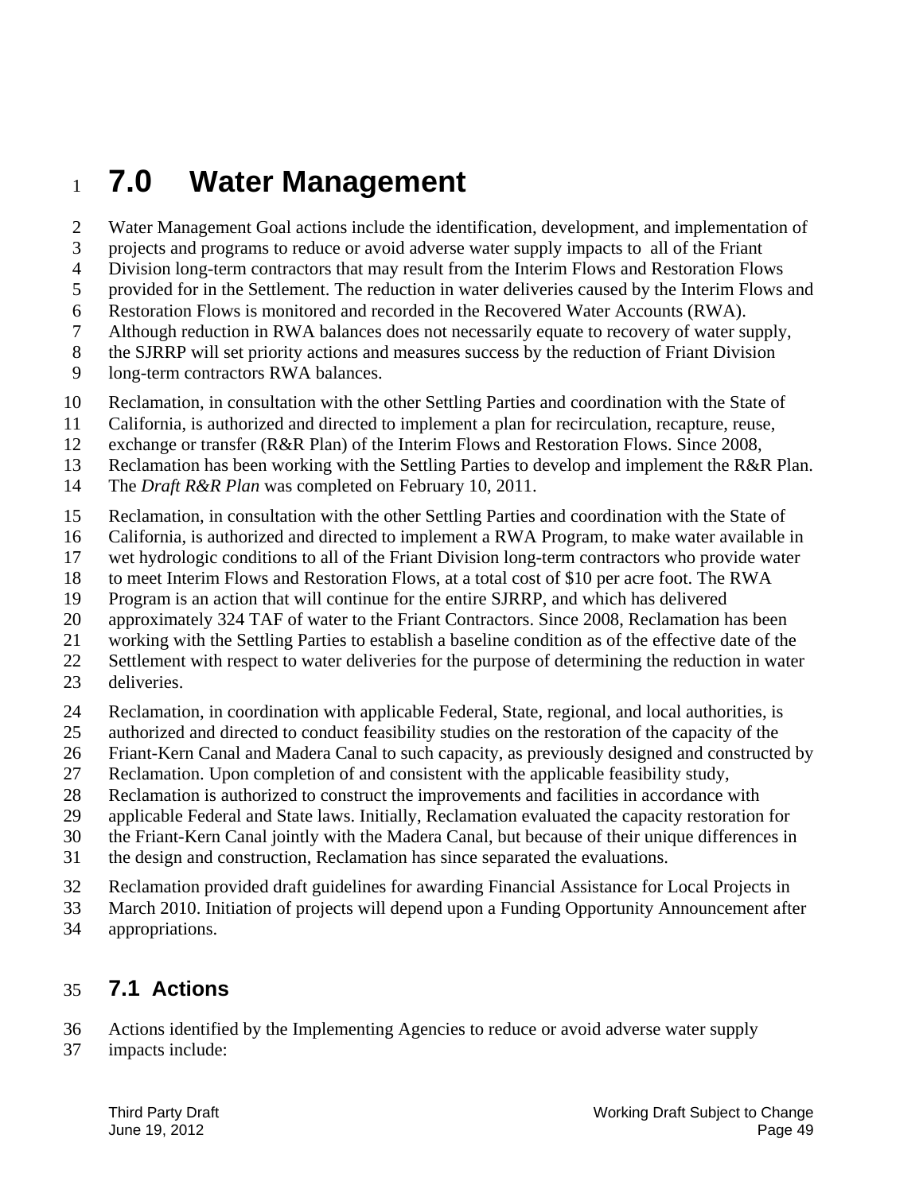# 7.0 Water Management

Water Management Goal actions include the identification, development, and implementation of projects and programs to reduce or avoid adverse water supply impacts to all of the Friant Division long-term contractors that may result from the Interim Flows and Restoration Flows provided for in the Settlement. The reduction in water deliveries caused by the Interim Flows and Restoration Flows is monitored and recorded in the Recovered Water Accounts (RWA). Although reduction in RWA balances does not necessarily equate to recovery of water supply, the SJRRP will set priority actions and measures success by the reduction of Friant Division long-term contractors RWA balances.

Reclamation, in consultation with the other Settling Parties and coordination with the State of California, is authorized and directed to implement a plan for recirculation, recapture, reuse, exchange or transfer (R&R Plan) of the Interim Flows and Restoration Flows. Since 2008, Reclamation has been working with the Settling Parties to develop and implement the R&R Plan. The *Draft R&R Plan* was completed on February 10, 2011.

Reclamation, in consultation with the other Settling Parties and coordination with the State of California, is authorized and directed to implement a RWA Program, to make water available in wet hydrologic conditions to all of the Friant Division long-term contractors who provide water to meet Interim Flows and Restoration Flows, at a total cost of $10 per acre foot. The RWA Program is an action that will continue for the entire SJRRP, and which has delivered approximately 324 TAF of water to the Friant Contractors. Since 2008, Reclamation has been working with the Settling Parties to establish a baseline condition as of the effective date of the Settlement with respect to water deliveries for the purpose of determining the reduction in water deliveries.

Reclamation, in coordination with applicable Federal, State, regional, and local authorities, is authorized and directed to conduct feasibility studies on the restoration of the capacity of the Friant-Kern Canal and Madera Canal to such capacity, as previously designed and constructed by Reclamation. Upon completion of and consistent with the applicable feasibility study, Reclamation is authorized to construct the improvements and facilities in accordance with applicable Federal and State laws. Initially, Reclamation evaluated the capacity restoration for the Friant-Kern Canal jointly with the Madera Canal, but because of their unique differences in the design and construction, Reclamation has since separated the evaluations.

Reclamation provided draft guidelines for awarding Financial Assistance for Local Projects in March 2010. Initiation of projects will depend upon a Funding Opportunity Announcement after appropriations.

## 7.1 Actions

Actions identified by the Implementing Agencies to reduce or avoid adverse water supply impacts include: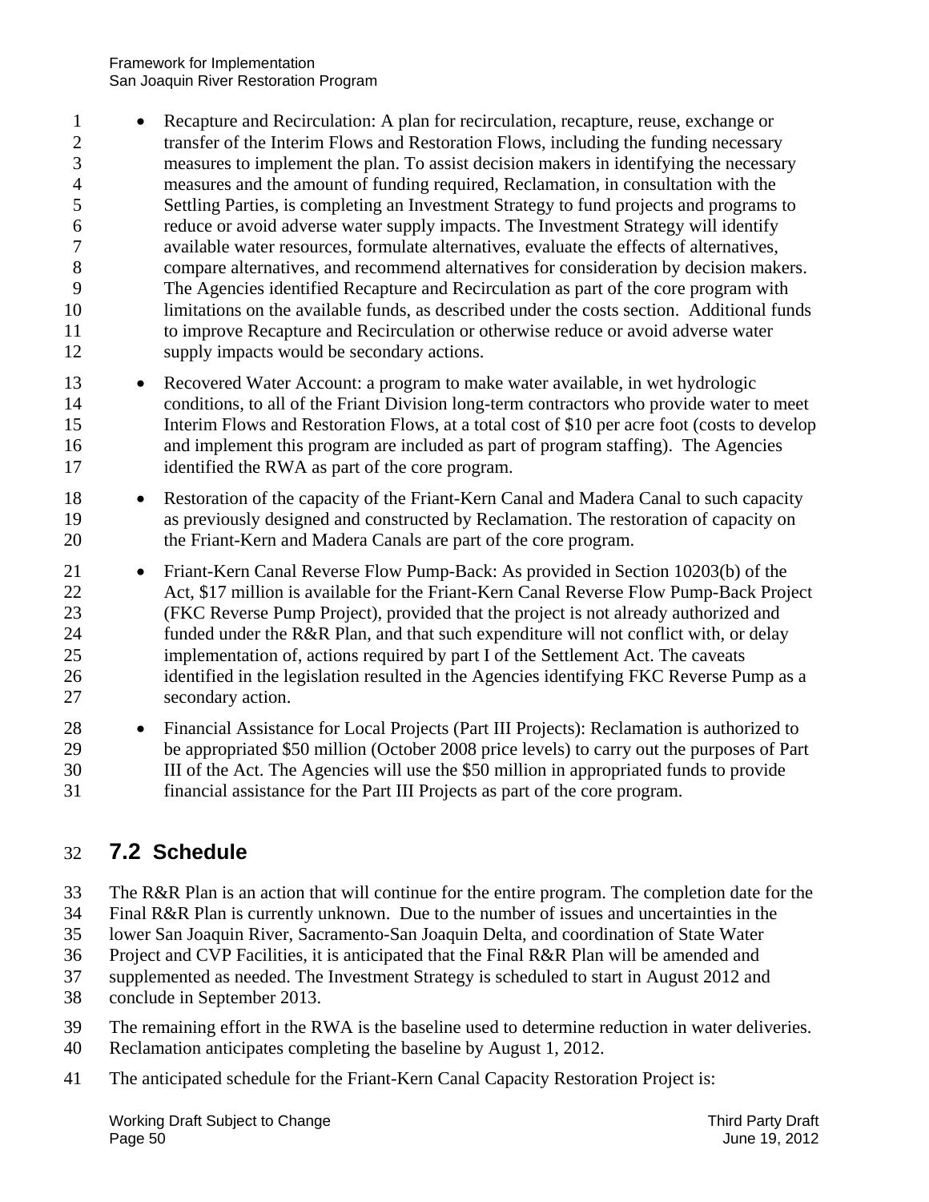- Recapture and Recirculation: A plan for recirculation, recapture, reuse, exchange or transfer of the Interim Flows and Restoration Flows, including the funding necessary measures to implement the plan. To assist decision makers in identifying the necessary measures and the amount of funding required, Reclamation, in consultation with the Settling Parties, is completing an Investment Strategy to fund projects and programs to reduce or avoid adverse water supply impacts. The Investment Strategy will identify available water resources, formulate alternatives, evaluate the effects of alternatives, compare alternatives, and recommend alternatives for consideration by decision makers. The Agencies identified Recapture and Recirculation as part of the core program with limitations on the available funds, as described under the costs section. Additional funds to improve Recapture and Recirculation or otherwise reduce or avoid adverse water supply impacts would be secondary actions.
- Recovered Water Account: a program to make water available, in wet hydrologic conditions, to all of the Friant Division long-term contractors who provide water to meet Interim Flows and Restoration Flows, at a total cost of $10 per acre foot (costs to develop and implement this program are included as part of program staffing). The Agencies identified the RWA as part of the core program.
- Restoration of the capacity of the Friant-Kern Canal and Madera Canal to such capacity as previously designed and constructed by Reclamation. The restoration of capacity on the Friant-Kern and Madera Canals are part of the core program.
- Friant-Kern Canal Reverse Flow Pump-Back: As provided in Section 10203(b) of the Act, $17 million is available for the Friant-Kern Canal Reverse Flow Pump-Back Project (FKC Reverse Pump Project), provided that the project is not already authorized and funded under the R&R Plan, and that such expenditure will not conflict with, or delay implementation of, actions required by part I of the Settlement Act. The caveats identified in the legislation resulted in the Agencies identifying FKC Reverse Pump as a secondary action.
- Financial Assistance for Local Projects (Part III Projects): Reclamation is authorized to be appropriated $50 million (October 2008 price levels) to carry out the purposes of Part III of the Act. The Agencies will use the $50 million in appropriated funds to provide financial assistance for the Part III Projects as part of the core program.

## 7.2 Schedule

The R&R Plan is an action that will continue for the entire program. The completion date for the Final R&R Plan is currently unknown. Due to the number of issues and uncertainties in the lower San Joaquin River, Sacramento-San Joaquin Delta, and coordination of State Water Project and CVP Facilities, it is anticipated that the Final R&R Plan will be amended and supplemented as needed. The Investment Strategy is scheduled to start in August 2012 and conclude in September 2013.

The remaining effort in the RWA is the baseline used to determine reduction in water deliveries. Reclamation anticipates completing the baseline by August 1, 2012.

The anticipated schedule for the Friant-Kern Canal Capacity Restoration Project is: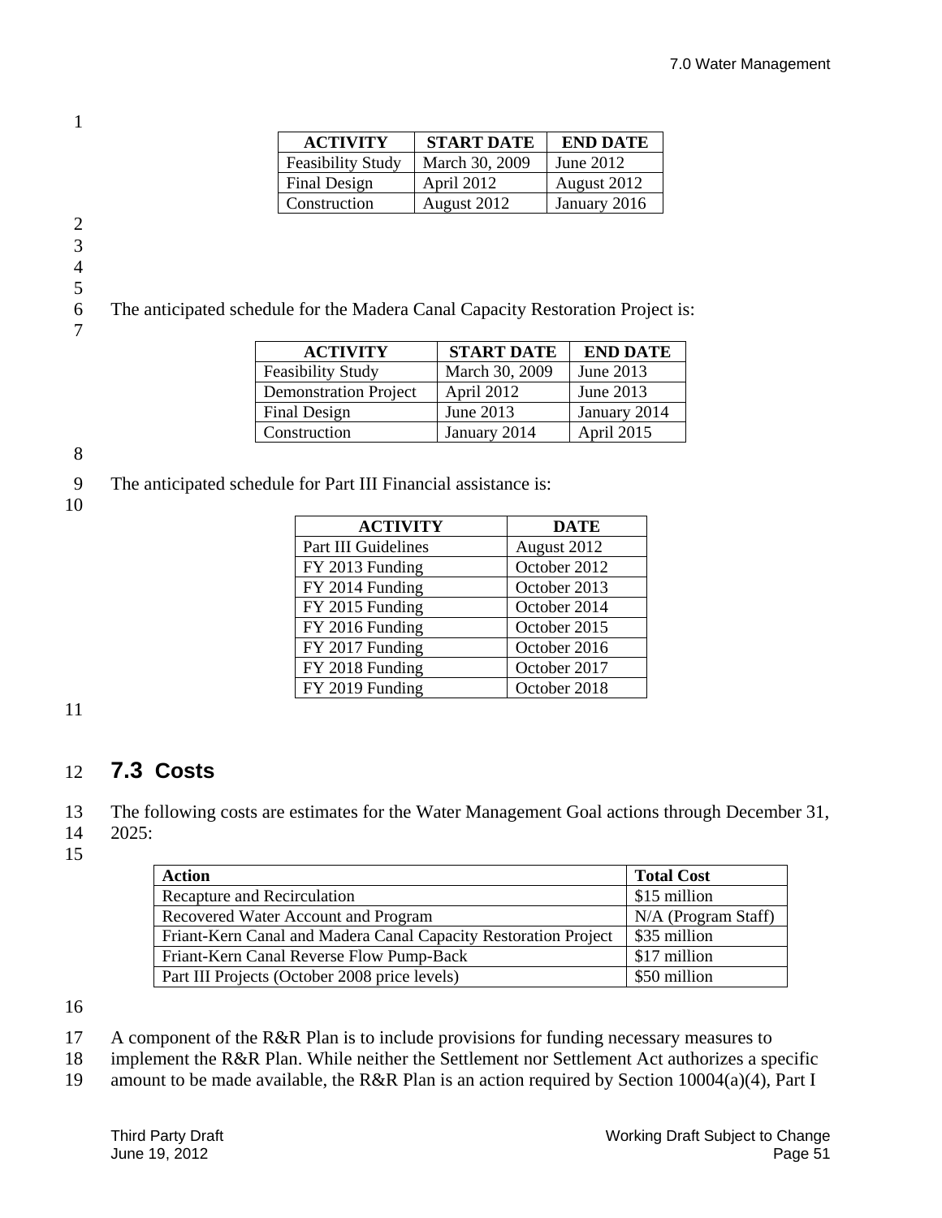| ACTIVITY | START DATE | END DATE |
|---|---|---|
| Feasibility Study | March 30, 2009 | June 2012 |
| Final Design | April 2012 | August 2012 |
| Construction | August 2012 | January 2016 |

The anticipated schedule for the Madera Canal Capacity Restoration Project is:

| ACTIVITY | START DATE | END DATE |
|---|---|---|
| Feasibility Study | March 30, 2009 | June 2013 |
| Demonstration Project | April 2012 | June 2013 |
| Final Design | June 2013 | January 2014 |
| Construction | January 2014 | April 2015 |

The anticipated schedule for Part III Financial assistance is:

| ACTIVITY | DATE |
|---|---|
| Part III Guidelines | August 2012 |
| FY 2013 Funding | October 2012 |
| FY 2014 Funding | October 2013 |
| FY 2015 Funding | October 2014 |
| FY 2016 Funding | October 2015 |
| FY 2017 Funding | October 2016 |
| FY 2018 Funding | October 2017 |
| FY 2019 Funding | October 2018 |

## 7.3 Costs

The following costs are estimates for the Water Management Goal actions through December 31, 2025:

| Action | Total Cost |
|---|---|
| Recapture and Recirculation | $15 million |
| Recovered Water Account and Program | N/A (Program Staff) |
| Friant-Kern Canal and Madera Canal Capacity Restoration Project | $35 million |
| Friant-Kern Canal Reverse Flow Pump-Back | $17 million |
| Part III Projects (October 2008 price levels) | $50 million |

A component of the R&R Plan is to include provisions for funding necessary measures to implement the R&R Plan. While neither the Settlement nor Settlement Act authorizes a specific amount to be made available, the R&R Plan is an action required by Section 10004(a)(4), Part I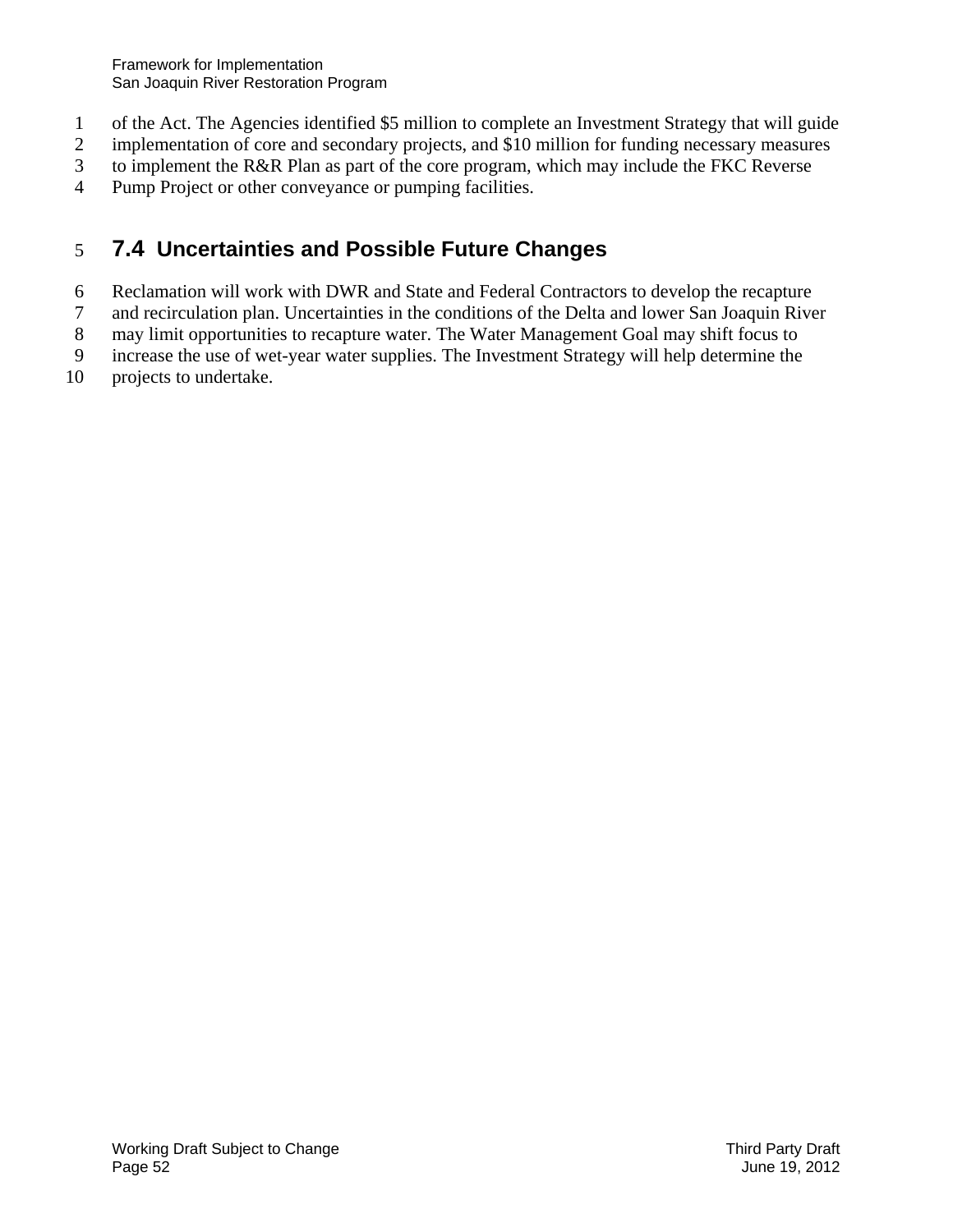of the Act. The Agencies identified $5 million to complete an Investment Strategy that will guide implementation of core and secondary projects, and $10 million for funding necessary measures to implement the R&R Plan as part of the core program, which may include the FKC Reverse Pump Project or other conveyance or pumping facilities.

## 7.4 Uncertainties and Possible Future Changes

Reclamation will work with DWR and State and Federal Contractors to develop the recapture and recirculation plan. Uncertainties in the conditions of the Delta and lower San Joaquin River may limit opportunities to recapture water. The Water Management Goal may shift focus to increase the use of wet-year water supplies. The Investment Strategy will help determine the projects to undertake.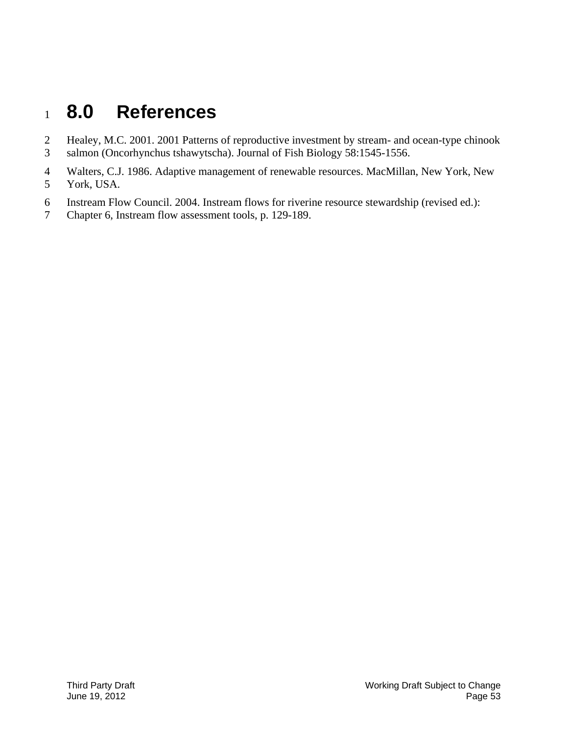# 8.0 References

Healey, M.C. 2001. 2001 Patterns of reproductive investment by stream- and ocean-type chinook salmon (Oncorhynchus tshawytscha). Journal of Fish Biology 58:1545-1556.

Walters, C.J. 1986. Adaptive management of renewable resources. MacMillan, New York, New York, USA.

Instream Flow Council. 2004. Instream flows for riverine resource stewardship (revised ed.): Chapter 6, Instream flow assessment tools, p. 129-189.